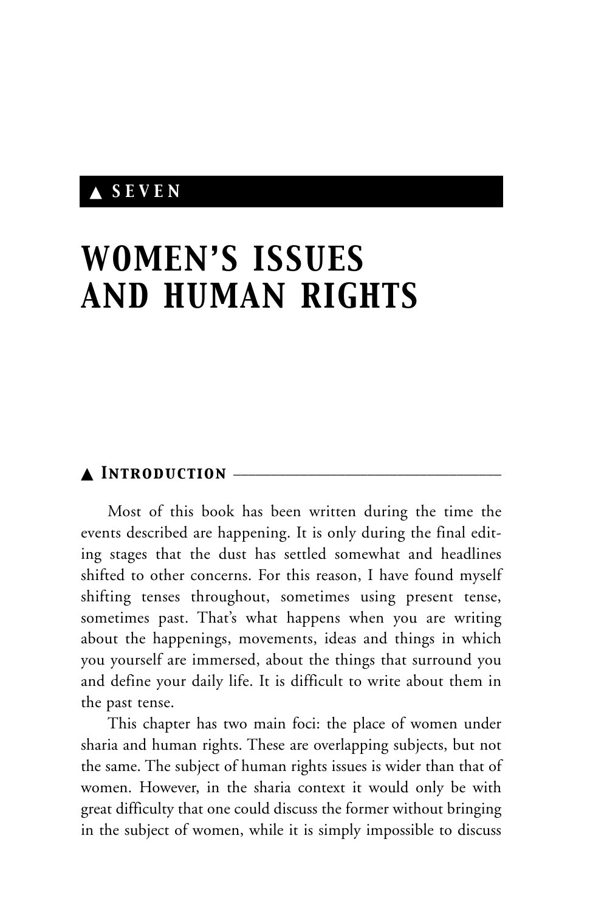▲ SEVEN

# WOMEN'S ISSUES AND HUMAN RIGHTS

## ▲ Introduction

Most of this book has been written during the time the events described are happening. It is only during the final editing stages that the dust has settled somewhat and headlines shifted to other concerns. For this reason, I have found myself shifting tenses throughout, sometimes using present tense, sometimes past. That's what happens when you are writing about the happenings, movements, ideas and things in which you yourself are immersed, about the things that surround you and define your daily life. It is difficult to write about them in the past tense.

This chapter has two main foci: the place of women under sharia and human rights. These are overlapping subjects, but not the same. The subject of human rights issues is wider than that of women. However, in the sharia context it would only be with great difficulty that one could discuss the former without bringing in the subject of women, while it is simply impossible to discuss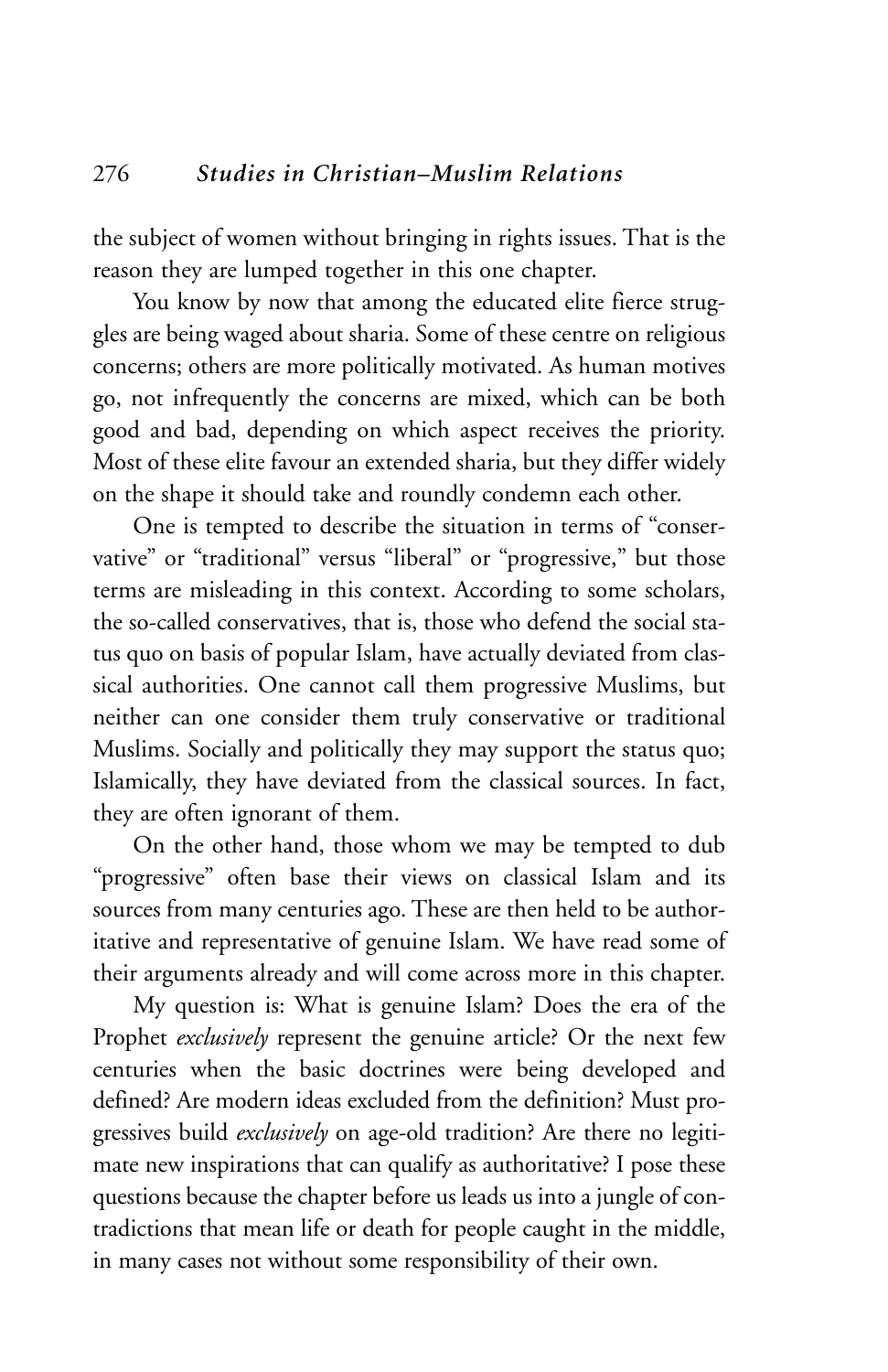the subject of women without bringing in rights issues. That is the reason they are lumped together in this one chapter.

You know by now that among the educated elite fierce struggles are being waged about sharia. Some of these centre on religious concerns; others are more politically motivated. As human motives go, not infrequently the concerns are mixed, which can be both good and bad, depending on which aspect receives the priority. Most of these elite favour an extended sharia, but they differ widely on the shape it should take and roundly condemn each other.

One is tempted to describe the situation in terms of "conservative" or "traditional" versus "liberal" or "progressive," but those terms are misleading in this context. According to some scholars, the so-called conservatives, that is, those who defend the social status quo on basis of popular Islam, have actually deviated from classical authorities. One cannot call them progressive Muslims, but neither can one consider them truly conservative or traditional Muslims. Socially and politically they may support the status quo; Islamically, they have deviated from the classical sources. In fact, they are often ignorant of them.

On the other hand, those whom we may be tempted to dub "progressive" often base their views on classical Islam and its sources from many centuries ago. These are then held to be authoritative and representative of genuine Islam. We have read some of their arguments already and will come across more in this chapter.

My question is: What is genuine Islam? Does the era of the Prophet *exclusively* represent the genuine article? Or the next few centuries when the basic doctrines were being developed and defined? Are modern ideas excluded from the definition? Must progressives build *exclusively* on age-old tradition? Are there no legitimate new inspirations that can qualify as authoritative? I pose these questions because the chapter before us leads us into a jungle of contradictions that mean life or death for people caught in the middle, in many cases not without some responsibility of their own.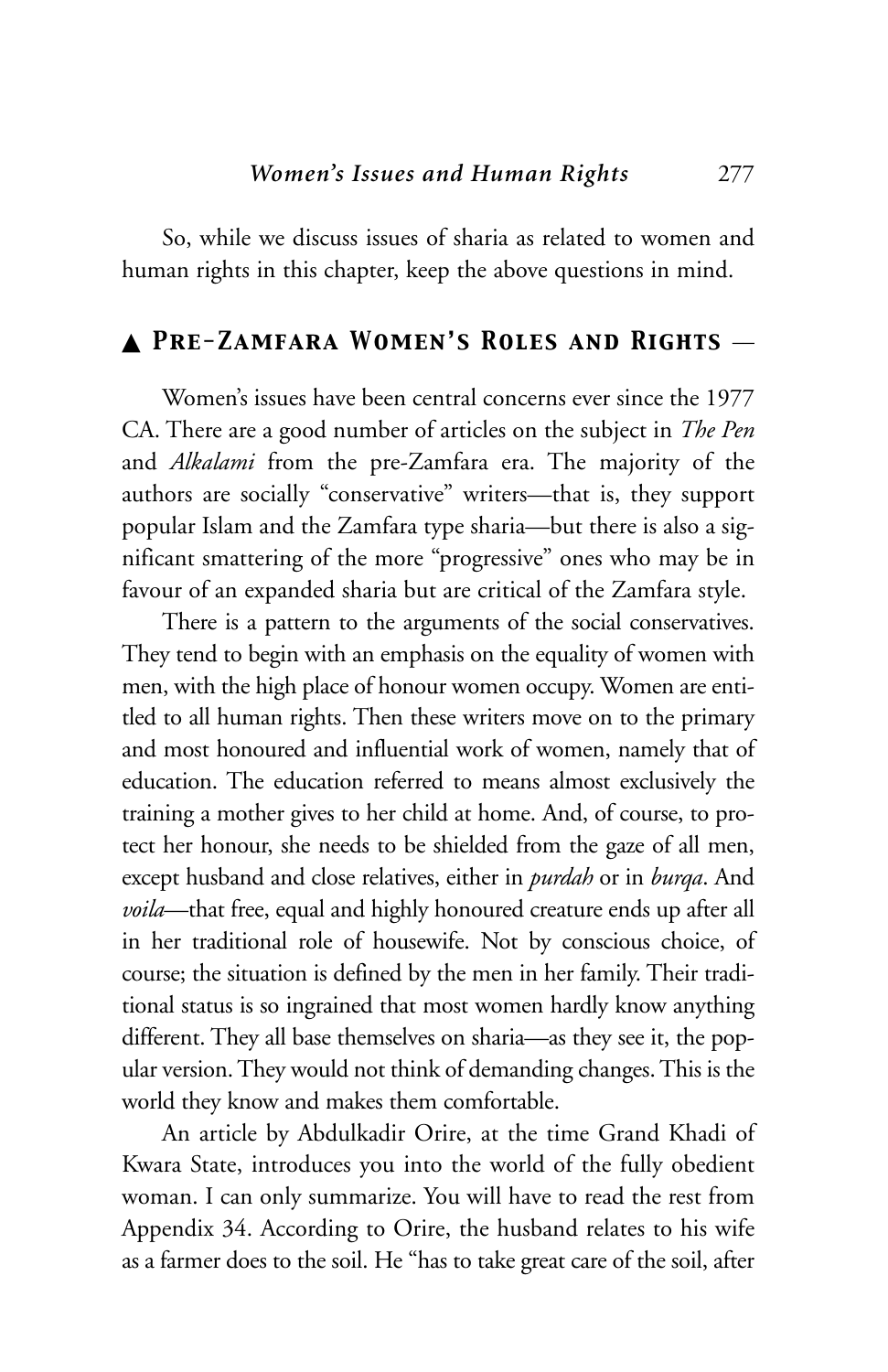So, while we discuss issues of sharia as related to women and human rights in this chapter, keep the above questions in mind.

## ▲ Pre-Zamfara Women's Roles and Rights —

Women's issues have been central concerns ever since the 1977 CA. There are a good number of articles on the subject in *The Pen* and *Alkalami* from the pre-Zamfara era. The majority of the authors are socially "conservative" writers—that is, they support popular Islam and the Zamfara type sharia—but there is also a significant smattering of the more "progressive" ones who may be in favour of an expanded sharia but are critical of the Zamfara style.

There is a pattern to the arguments of the social conservatives. They tend to begin with an emphasis on the equality of women with men, with the high place of honour women occupy. Women are entitled to all human rights. Then these writers move on to the primary and most honoured and influential work of women, namely that of education. The education referred to means almost exclusively the training a mother gives to her child at home. And, of course, to protect her honour, she needs to be shielded from the gaze of all men, except husband and close relatives, either in *purdah* or in *burqa*. And *voila*—that free, equal and highly honoured creature ends up after all in her traditional role of housewife. Not by conscious choice, of course; the situation is defined by the men in her family. Their traditional status is so ingrained that most women hardly know anything different. They all base themselves on sharia—as they see it, the popular version. They would not think of demanding changes. This is the world they know and makes them comfortable.

An article by Abdulkadir Orire, at the time Grand Khadi of Kwara State, introduces you into the world of the fully obedient woman. I can only summarize. You will have to read the rest from Appendix 34. According to Orire, the husband relates to his wife as a farmer does to the soil. He "has to take great care of the soil, after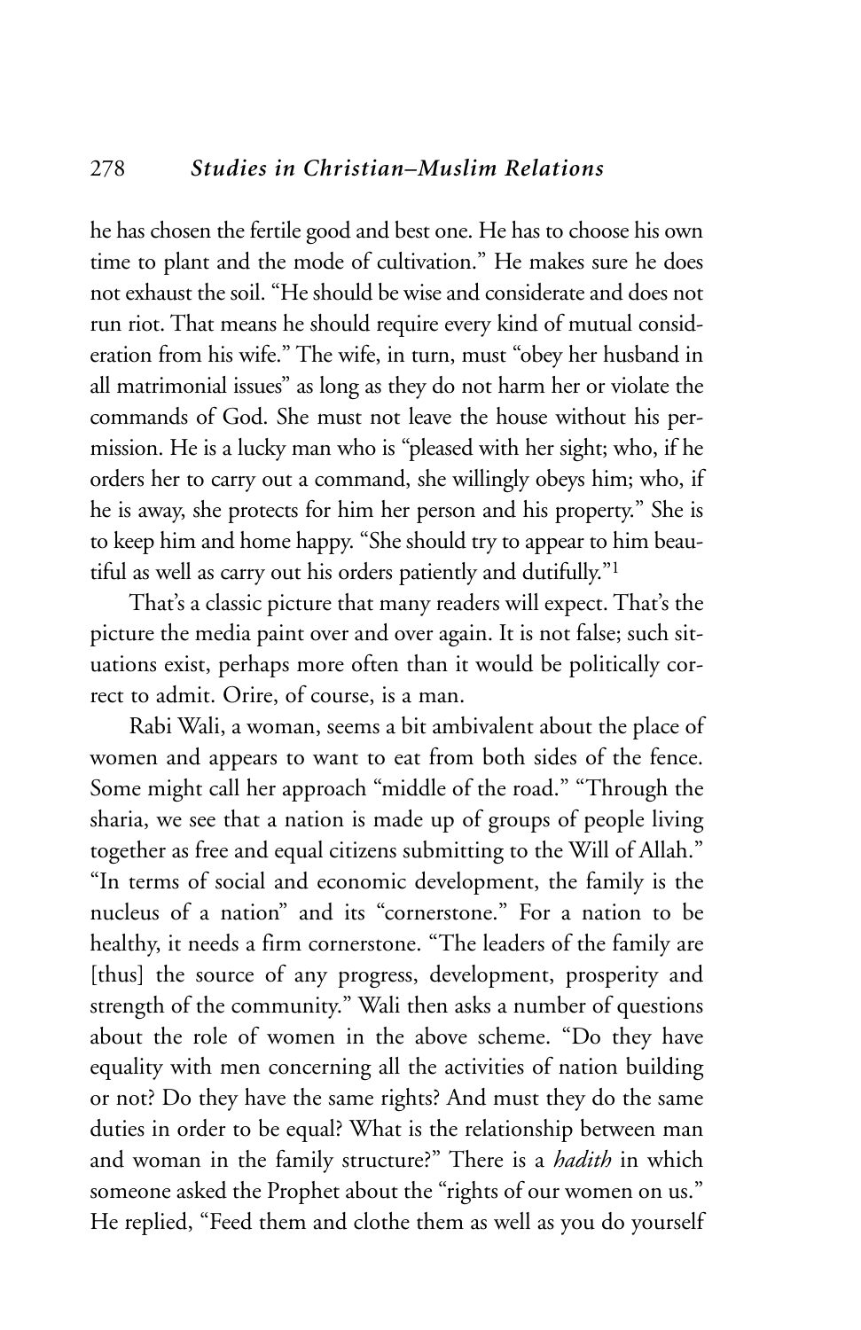he has chosen the fertile good and best one. He has to choose his own time to plant and the mode of cultivation." He makes sure he does not exhaust the soil. "He should be wise and considerate and does not run riot. That means he should require every kind of mutual consideration from his wife." The wife, in turn, must "obey her husband in all matrimonial issues" as long as they do not harm her or violate the commands of God. She must not leave the house without his permission. He is a lucky man who is "pleased with her sight; who, if he orders her to carry out a command, she willingly obeys him; who, if he is away, she protects for him her person and his property." She is to keep him and home happy. "She should try to appear to him beautiful as well as carry out his orders patiently and dutifully."[1]

That's a classic picture that many readers will expect. That's the picture the media paint over and over again. It is not false; such situations exist, perhaps more often than it would be politically correct to admit. Orire, of course, is a man.

Rabi Wali, a woman, seems a bit ambivalent about the place of women and appears to want to eat from both sides of the fence. Some might call her approach "middle of the road." "Through the sharia, we see that a nation is made up of groups of people living together as free and equal citizens submitting to the Will of Allah." "In terms of social and economic development, the family is the nucleus of a nation" and its "cornerstone." For a nation to be healthy, it needs a firm cornerstone. "The leaders of the family are [thus] the source of any progress, development, prosperity and strength of the community." Wali then asks a number of questions about the role of women in the above scheme. "Do they have equality with men concerning all the activities of nation building or not? Do they have the same rights? And must they do the same duties in order to be equal? What is the relationship between man and woman in the family structure?" There is a *hadith* in which someone asked the Prophet about the "rights of our women on us." He replied, "Feed them and clothe them as well as you do yourself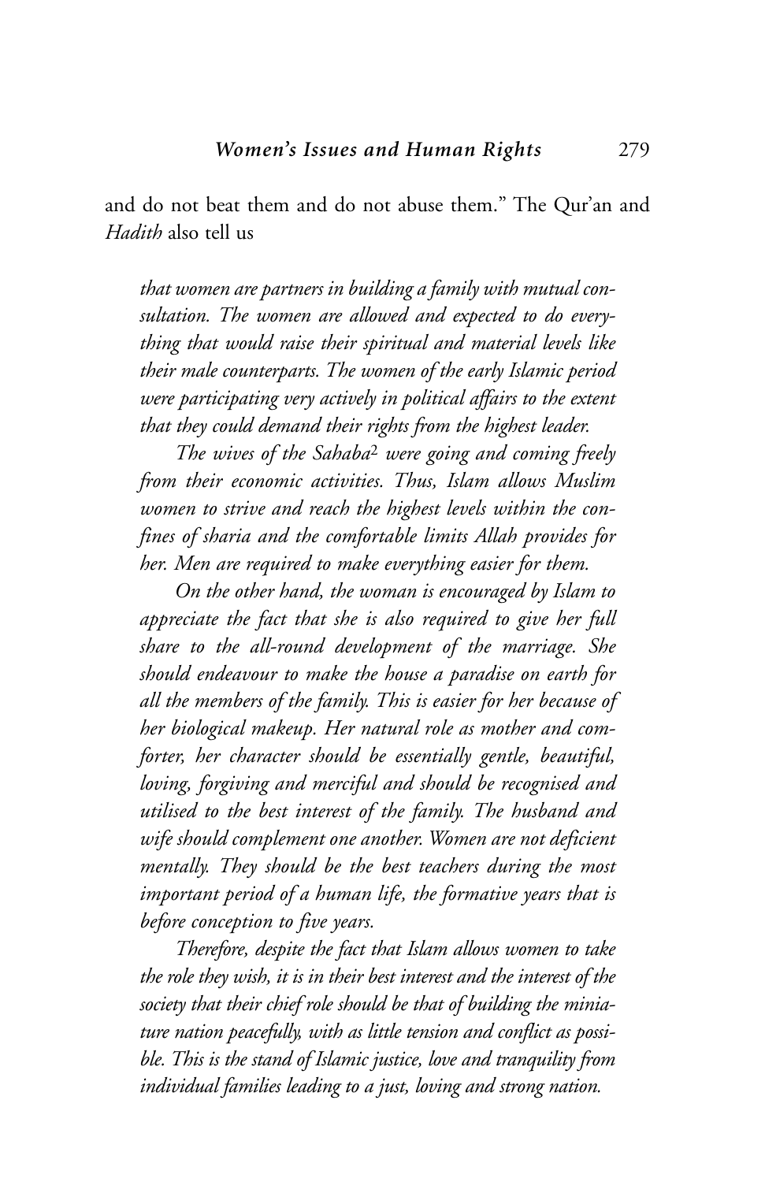and do not beat them and do not abuse them." The Qur'an and *Hadith* also tell us

> *that women are partners in building a family with mutual consultation. The women are allowed and expected to do everything that would raise their spiritual and material levels like their male counterparts. The women of the early Islamic period were participating very actively in political affairs to the extent that they could demand their rights from the highest leader.*
>
> *The wives of the Sahaba*[2] *were going and coming freely from their economic activities. Thus, Islam allows Muslim women to strive and reach the highest levels within the confines of sharia and the comfortable limits Allah provides for her. Men are required to make everything easier for them.*
>
> *On the other hand, the woman is encouraged by Islam to appreciate the fact that she is also required to give her full share to the all-round development of the marriage. She should endeavour to make the house a paradise on earth for all the members of the family. This is easier for her because of her biological makeup. Her natural role as mother and comforter, her character should be essentially gentle, beautiful, loving, forgiving and merciful and should be recognised and utilised to the best interest of the family. The husband and wife should complement one another. Women are not deficient mentally. They should be the best teachers during the most important period of a human life, the formative years that is before conception to five years.*
>
> *Therefore, despite the fact that Islam allows women to take the role they wish, it is in their best interest and the interest of the society that their chief role should be that of building the miniature nation peacefully, with as little tension and conflict as possible. This is the stand of Islamic justice, love and tranquility from individual families leading to a just, loving and strong nation.*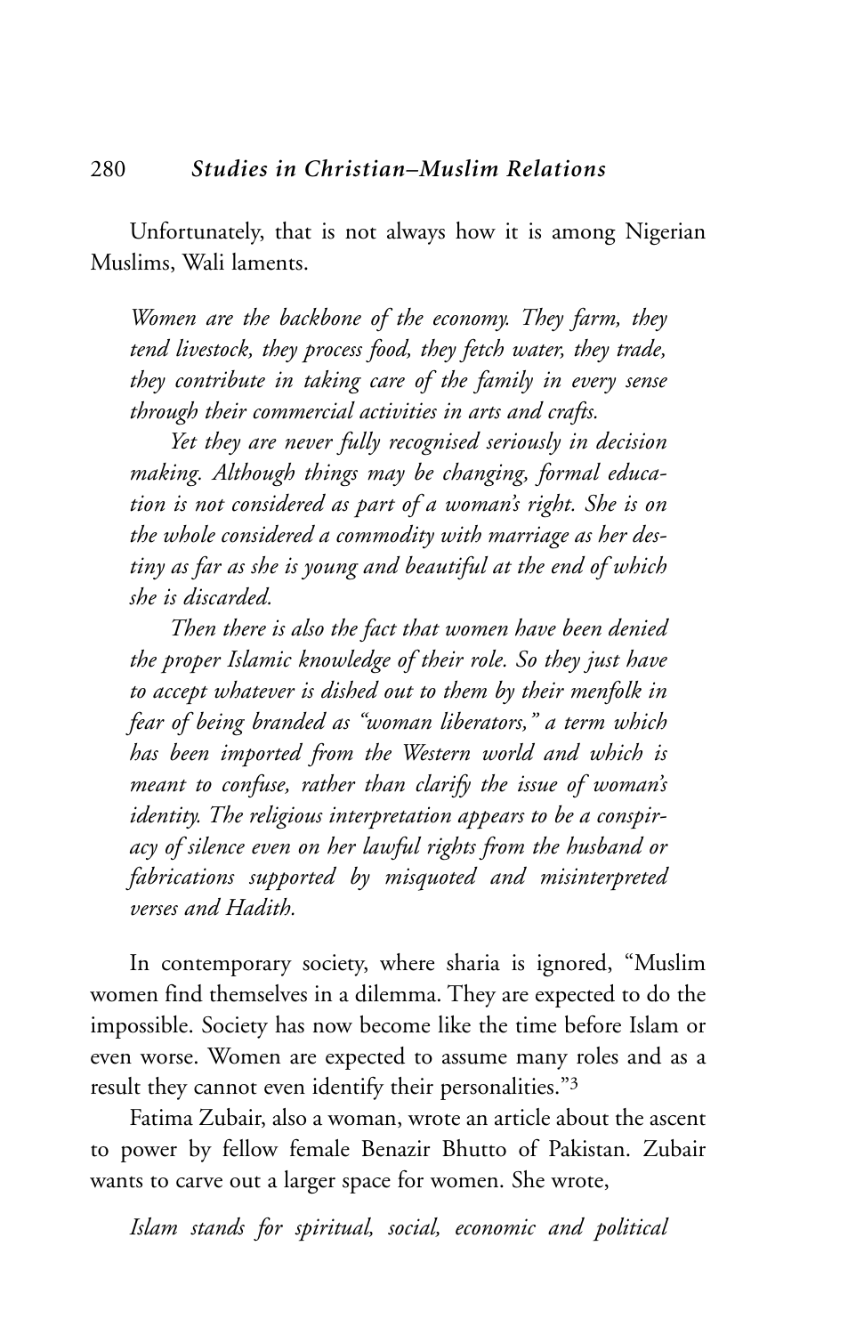Unfortunately, that is not always how it is among Nigerian Muslims, Wali laments.

> *Women are the backbone of the economy. They farm, they tend livestock, they process food, they fetch water, they trade, they contribute in taking care of the family in every sense through their commercial activities in arts and crafts.*
>
> *Yet they are never fully recognised seriously in decision making. Although things may be changing, formal education is not considered as part of a woman's right. She is on the whole considered a commodity with marriage as her destiny as far as she is young and beautiful at the end of which she is discarded.*
>
> *Then there is also the fact that women have been denied the proper Islamic knowledge of their role. So they just have to accept whatever is dished out to them by their menfolk in fear of being branded as "woman liberators," a term which has been imported from the Western world and which is meant to confuse, rather than clarify the issue of woman's identity. The religious interpretation appears to be a conspiracy of silence even on her lawful rights from the husband or fabrications supported by misquoted and misinterpreted verses and Hadith.*

In contemporary society, where sharia is ignored, "Muslim women find themselves in a dilemma. They are expected to do the impossible. Society has now become like the time before Islam or even worse. Women are expected to assume many roles and as a result they cannot even identify their personalities."[3]

Fatima Zubair, also a woman, wrote an article about the ascent to power by fellow female Benazir Bhutto of Pakistan. Zubair wants to carve out a larger space for women. She wrote,

> *Islam stands for spiritual, social, economic and political*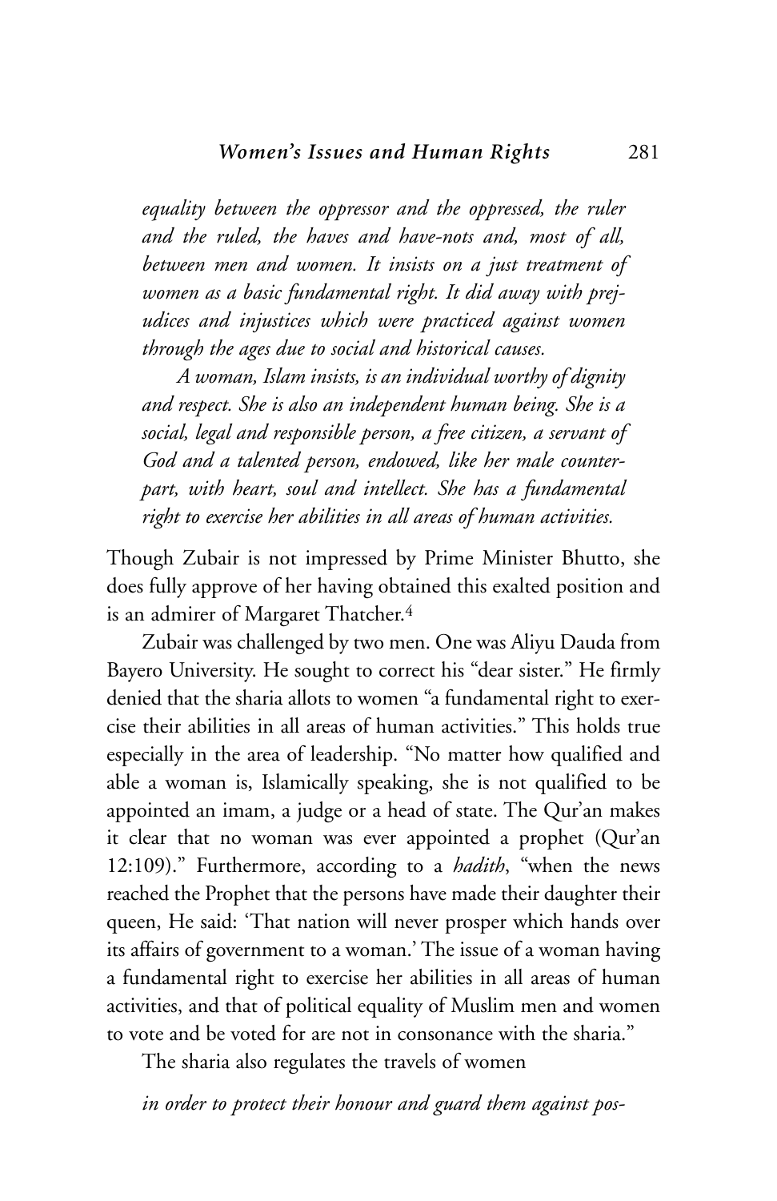*equality between the oppressor and the oppressed, the ruler and the ruled, the haves and have-nots and, most of all, between men and women. It insists on a just treatment of women as a basic fundamental right. It did away with prejudices and injustices which were practiced against women through the ages due to social and historical causes.*

*A woman, Islam insists, is an individual worthy of dignity and respect. She is also an independent human being. She is a social, legal and responsible person, a free citizen, a servant of God and a talented person, endowed, like her male counterpart, with heart, soul and intellect. She has a fundamental right to exercise her abilities in all areas of human activities.*

Though Zubair is not impressed by Prime Minister Bhutto, she does fully approve of her having obtained this exalted position and is an admirer of Margaret Thatcher.[4]

Zubair was challenged by two men. One was Aliyu Dauda from Bayero University. He sought to correct his "dear sister." He firmly denied that the sharia allots to women "a fundamental right to exercise their abilities in all areas of human activities." This holds true especially in the area of leadership. "No matter how qualified and able a woman is, Islamically speaking, she is not qualified to be appointed an imam, a judge or a head of state. The Qur'an makes it clear that no woman was ever appointed a prophet (Qur'an 12:109)." Furthermore, according to a *hadith*, "when the news reached the Prophet that the persons have made their daughter their queen, He said: 'That nation will never prosper which hands over its affairs of government to a woman.' The issue of a woman having a fundamental right to exercise her abilities in all areas of human activities, and that of political equality of Muslim men and women to vote and be voted for are not in consonance with the sharia."

The sharia also regulates the travels of women

*in order to protect their honour and guard them against pos-*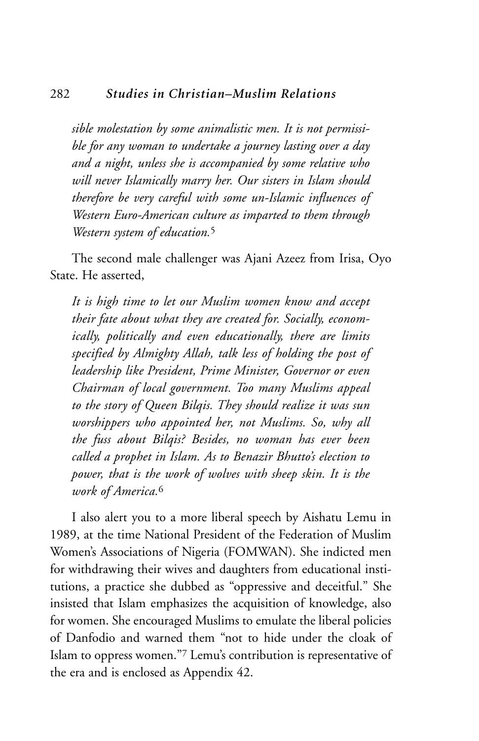*sible molestation by some animalistic men. It is not permissible for any woman to undertake a journey lasting over a day and a night, unless she is accompanied by some relative who will never Islamically marry her. Our sisters in Islam should therefore be very careful with some un-Islamic influences of Western Euro-American culture as imparted to them through Western system of education.*[5]

The second male challenger was Ajani Azeez from Irisa, Oyo State. He asserted,

*It is high time to let our Muslim women know and accept their fate about what they are created for. Socially, economically, politically and even educationally, there are limits specified by Almighty Allah, talk less of holding the post of leadership like President, Prime Minister, Governor or even Chairman of local government. Too many Muslims appeal to the story of Queen Bilqis. They should realize it was sun worshippers who appointed her, not Muslims. So, why all the fuss about Bilqis? Besides, no woman has ever been called a prophet in Islam. As to Benazir Bhutto's election to power, that is the work of wolves with sheep skin. It is the work of America.*[6]

I also alert you to a more liberal speech by Aishatu Lemu in 1989, at the time National President of the Federation of Muslim Women's Associations of Nigeria (FOMWAN). She indicted men for withdrawing their wives and daughters from educational institutions, a practice she dubbed as "oppressive and deceitful." She insisted that Islam emphasizes the acquisition of knowledge, also for women. She encouraged Muslims to emulate the liberal policies of Danfodio and warned them "not to hide under the cloak of Islam to oppress women."[7] Lemu's contribution is representative of the era and is enclosed as Appendix 42.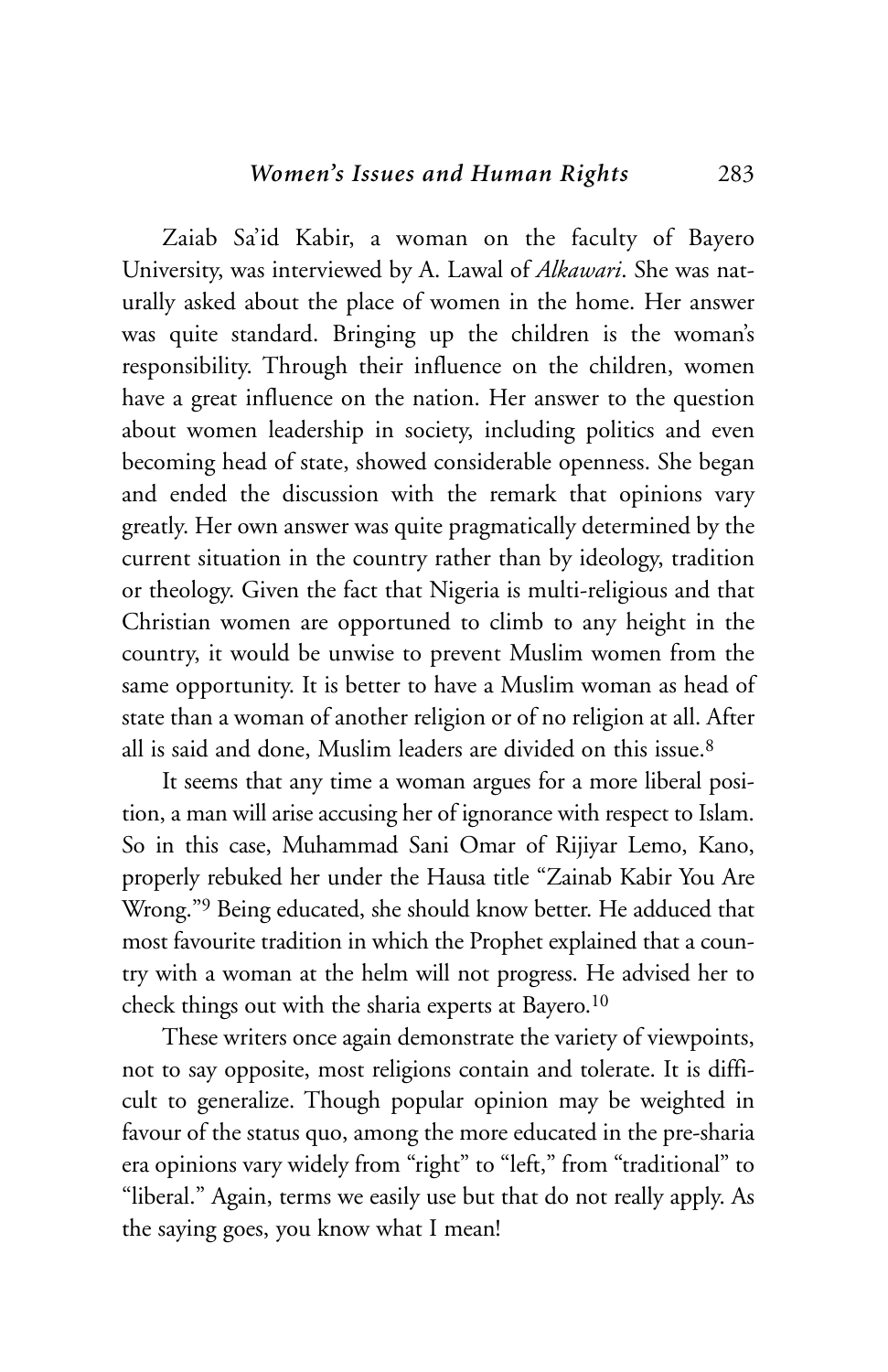Zaiab Sa'id Kabir, a woman on the faculty of Bayero University, was interviewed by A. Lawal of *Alkawari*. She was naturally asked about the place of women in the home. Her answer was quite standard. Bringing up the children is the woman's responsibility. Through their influence on the children, women have a great influence on the nation. Her answer to the question about women leadership in society, including politics and even becoming head of state, showed considerable openness. She began and ended the discussion with the remark that opinions vary greatly. Her own answer was quite pragmatically determined by the current situation in the country rather than by ideology, tradition or theology. Given the fact that Nigeria is multi-religious and that Christian women are opportuned to climb to any height in the country, it would be unwise to prevent Muslim women from the same opportunity. It is better to have a Muslim woman as head of state than a woman of another religion or of no religion at all. After all is said and done, Muslim leaders are divided on this issue.[8]

It seems that any time a woman argues for a more liberal position, a man will arise accusing her of ignorance with respect to Islam. So in this case, Muhammad Sani Omar of Rijiyar Lemo, Kano, properly rebuked her under the Hausa title "Zainab Kabir You Are Wrong."[9] Being educated, she should know better. He adduced that most favourite tradition in which the Prophet explained that a country with a woman at the helm will not progress. He advised her to check things out with the sharia experts at Bayero.[10]

These writers once again demonstrate the variety of viewpoints, not to say opposite, most religions contain and tolerate. It is difficult to generalize. Though popular opinion may be weighted in favour of the status quo, among the more educated in the pre-sharia era opinions vary widely from "right" to "left," from "traditional" to "liberal." Again, terms we easily use but that do not really apply. As the saying goes, you know what I mean!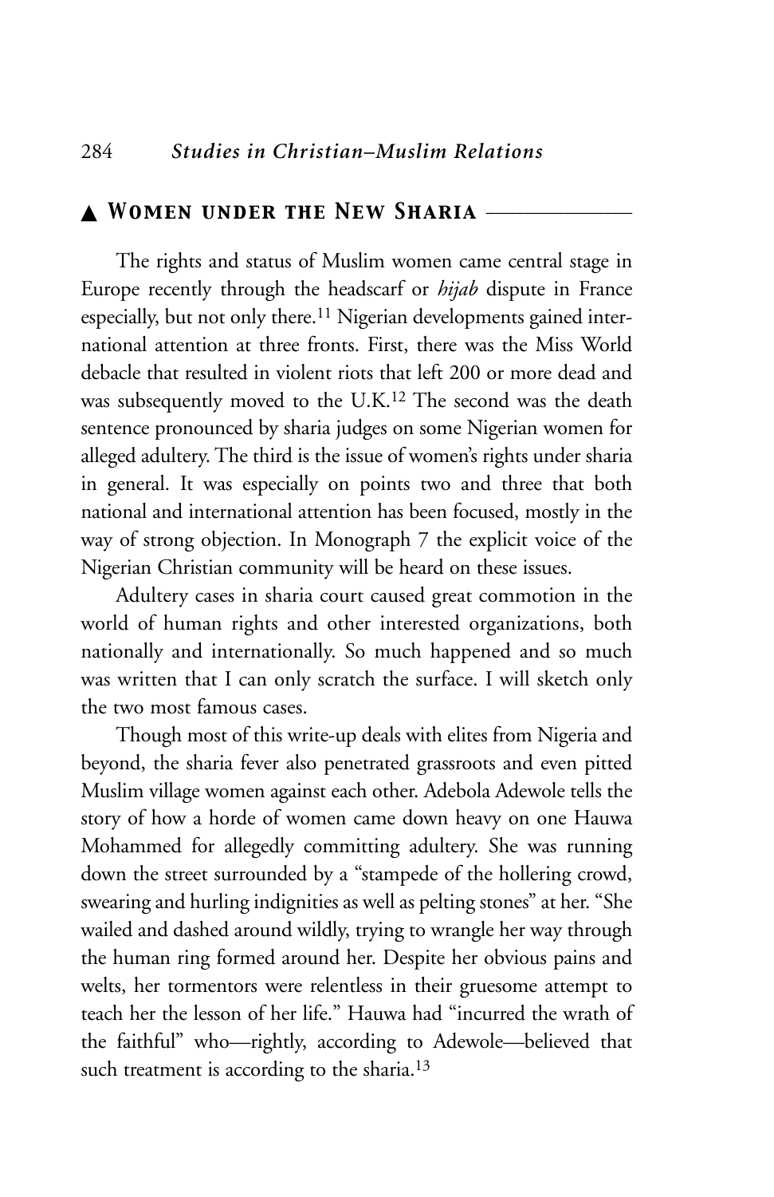## ▲ Women under the New Sharia

The rights and status of Muslim women came central stage in Europe recently through the headscarf or *hijab* dispute in France especially, but not only there.[11] Nigerian developments gained international attention at three fronts. First, there was the Miss World debacle that resulted in violent riots that left 200 or more dead and was subsequently moved to the U.K.[12] The second was the death sentence pronounced by sharia judges on some Nigerian women for alleged adultery. The third is the issue of women's rights under sharia in general. It was especially on points two and three that both national and international attention has been focused, mostly in the way of strong objection. In Monograph 7 the explicit voice of the Nigerian Christian community will be heard on these issues.

Adultery cases in sharia court caused great commotion in the world of human rights and other interested organizations, both nationally and internationally. So much happened and so much was written that I can only scratch the surface. I will sketch only the two most famous cases.

Though most of this write-up deals with elites from Nigeria and beyond, the sharia fever also penetrated grassroots and even pitted Muslim village women against each other. Adebola Adewole tells the story of how a horde of women came down heavy on one Hauwa Mohammed for allegedly committing adultery. She was running down the street surrounded by a "stampede of the hollering crowd, swearing and hurling indignities as well as pelting stones" at her. "She wailed and dashed around wildly, trying to wrangle her way through the human ring formed around her. Despite her obvious pains and welts, her tormentors were relentless in their gruesome attempt to teach her the lesson of her life." Hauwa had "incurred the wrath of the faithful" who—rightly, according to Adewole—believed that such treatment is according to the sharia.[13]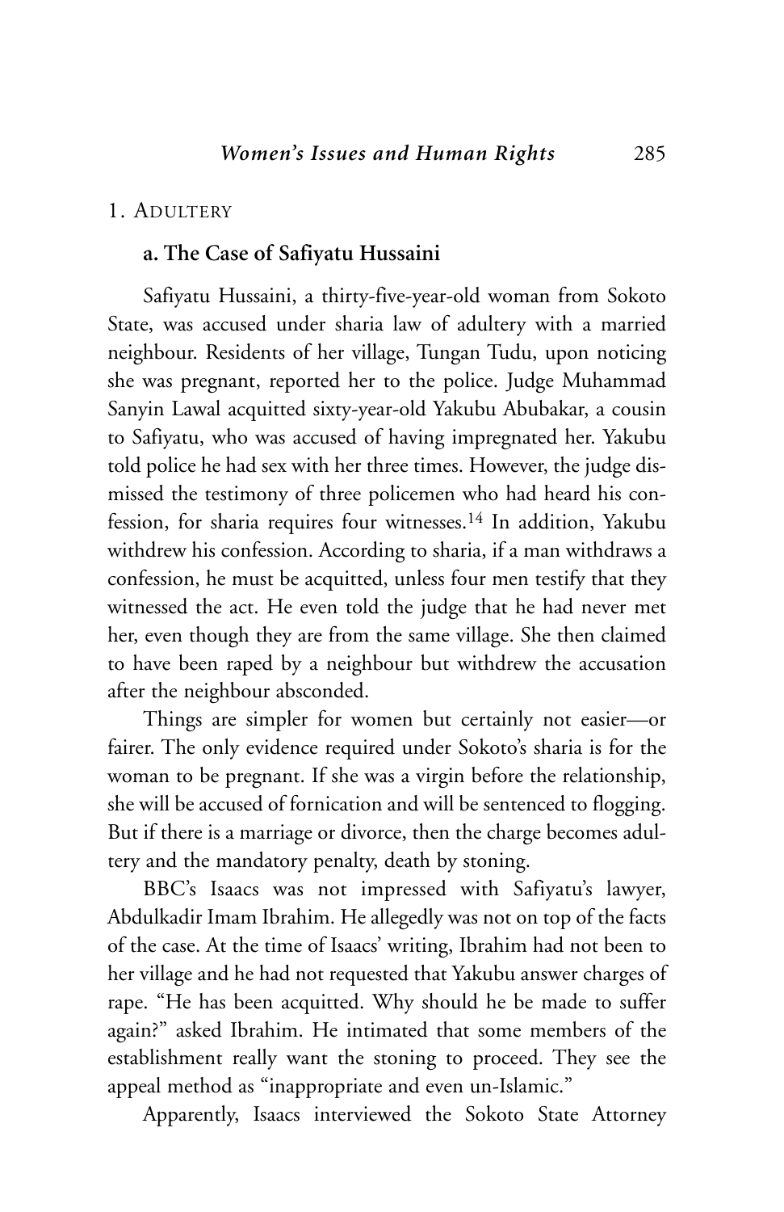## 1. Adultery

### a. The Case of Safiyatu Hussaini

Safiyatu Hussaini, a thirty-five-year-old woman from Sokoto State, was accused under sharia law of adultery with a married neighbour. Residents of her village, Tungan Tudu, upon noticing she was pregnant, reported her to the police. Judge Muhammad Sanyin Lawal acquitted sixty-year-old Yakubu Abubakar, a cousin to Safiyatu, who was accused of having impregnated her. Yakubu told police he had sex with her three times. However, the judge dismissed the testimony of three policemen who had heard his confession, for sharia requires four witnesses.[14] In addition, Yakubu withdrew his confession. According to sharia, if a man withdraws a confession, he must be acquitted, unless four men testify that they witnessed the act. He even told the judge that he had never met her, even though they are from the same village. She then claimed to have been raped by a neighbour but withdrew the accusation after the neighbour absconded.

Things are simpler for women but certainly not easier—or fairer. The only evidence required under Sokoto's sharia is for the woman to be pregnant. If she was a virgin before the relationship, she will be accused of fornication and will be sentenced to flogging. But if there is a marriage or divorce, then the charge becomes adultery and the mandatory penalty, death by stoning.

BBC's Isaacs was not impressed with Safiyatu's lawyer, Abdulkadir Imam Ibrahim. He allegedly was not on top of the facts of the case. At the time of Isaacs' writing, Ibrahim had not been to her village and he had not requested that Yakubu answer charges of rape. "He has been acquitted. Why should he be made to suffer again?" asked Ibrahim. He intimated that some members of the establishment really want the stoning to proceed. They see the appeal method as "inappropriate and even un-Islamic."

Apparently, Isaacs interviewed the Sokoto State Attorney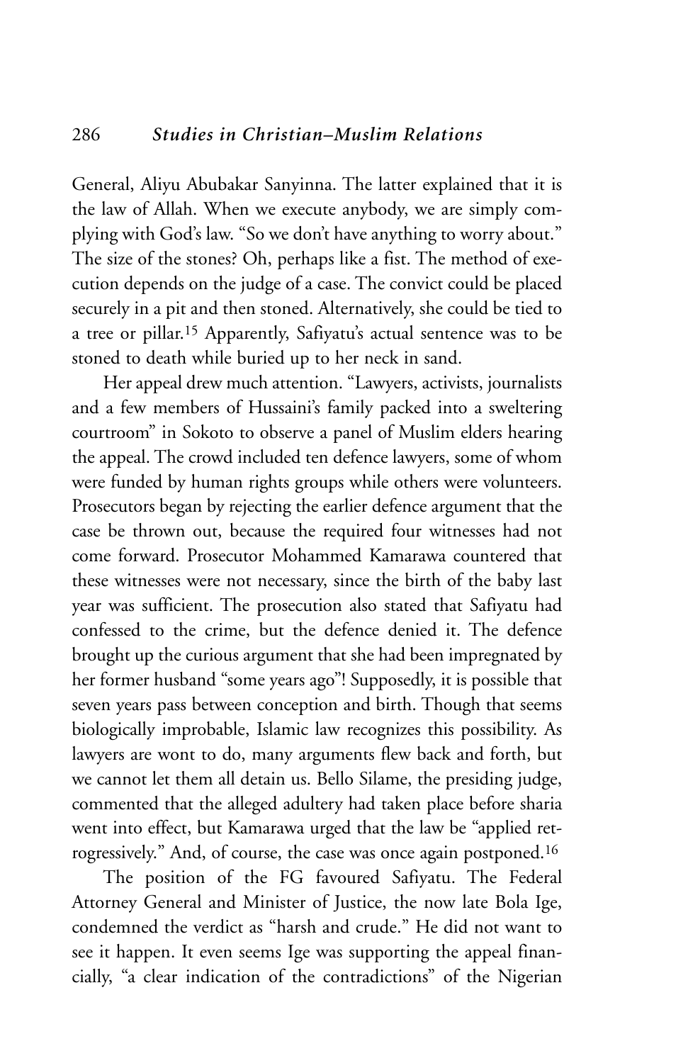General, Aliyu Abubakar Sanyinna. The latter explained that it is the law of Allah. When we execute anybody, we are simply complying with God's law. "So we don't have anything to worry about." The size of the stones? Oh, perhaps like a fist. The method of execution depends on the judge of a case. The convict could be placed securely in a pit and then stoned. Alternatively, she could be tied to a tree or pillar.[15] Apparently, Safiyatu's actual sentence was to be stoned to death while buried up to her neck in sand.

Her appeal drew much attention. "Lawyers, activists, journalists and a few members of Hussaini's family packed into a sweltering courtroom" in Sokoto to observe a panel of Muslim elders hearing the appeal. The crowd included ten defence lawyers, some of whom were funded by human rights groups while others were volunteers. Prosecutors began by rejecting the earlier defence argument that the case be thrown out, because the required four witnesses had not come forward. Prosecutor Mohammed Kamarawa countered that these witnesses were not necessary, since the birth of the baby last year was sufficient. The prosecution also stated that Safiyatu had confessed to the crime, but the defence denied it. The defence brought up the curious argument that she had been impregnated by her former husband "some years ago"! Supposedly, it is possible that seven years pass between conception and birth. Though that seems biologically improbable, Islamic law recognizes this possibility. As lawyers are wont to do, many arguments flew back and forth, but we cannot let them all detain us. Bello Silame, the presiding judge, commented that the alleged adultery had taken place before sharia went into effect, but Kamarawa urged that the law be "applied retrogressively." And, of course, the case was once again postponed.[16]

The position of the FG favoured Safiyatu. The Federal Attorney General and Minister of Justice, the now late Bola Ige, condemned the verdict as "harsh and crude." He did not want to see it happen. It even seems Ige was supporting the appeal financially, "a clear indication of the contradictions" of the Nigerian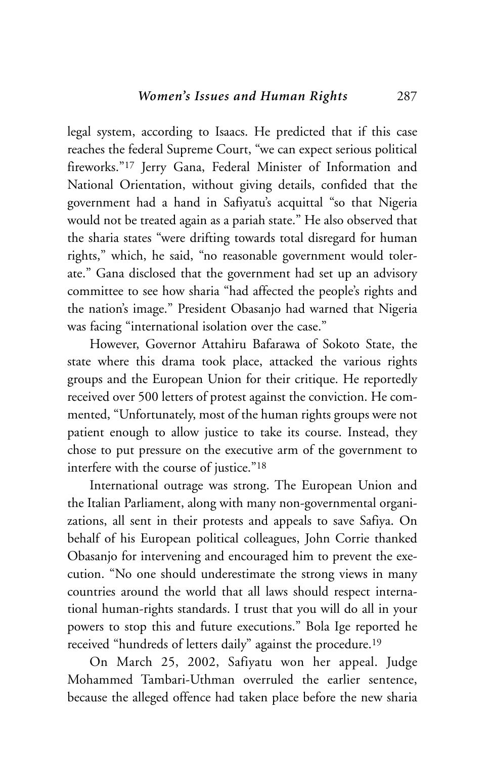legal system, according to Isaacs. He predicted that if this case reaches the federal Supreme Court, "we can expect serious political fireworks."[17] Jerry Gana, Federal Minister of Information and National Orientation, without giving details, confided that the government had a hand in Safiyatu's acquittal "so that Nigeria would not be treated again as a pariah state." He also observed that the sharia states "were drifting towards total disregard for human rights," which, he said, "no reasonable government would tolerate." Gana disclosed that the government had set up an advisory committee to see how sharia "had affected the people's rights and the nation's image." President Obasanjo had warned that Nigeria was facing "international isolation over the case."

However, Governor Attahiru Bafarawa of Sokoto State, the state where this drama took place, attacked the various rights groups and the European Union for their critique. He reportedly received over 500 letters of protest against the conviction. He commented, "Unfortunately, most of the human rights groups were not patient enough to allow justice to take its course. Instead, they chose to put pressure on the executive arm of the government to interfere with the course of justice."[18]

International outrage was strong. The European Union and the Italian Parliament, along with many non-governmental organizations, all sent in their protests and appeals to save Safiya. On behalf of his European political colleagues, John Corrie thanked Obasanjo for intervening and encouraged him to prevent the execution. "No one should underestimate the strong views in many countries around the world that all laws should respect international human-rights standards. I trust that you will do all in your powers to stop this and future executions." Bola Ige reported he received "hundreds of letters daily" against the procedure.[19]

On March 25, 2002, Safiyatu won her appeal. Judge Mohammed Tambari-Uthman overruled the earlier sentence, because the alleged offence had taken place before the new sharia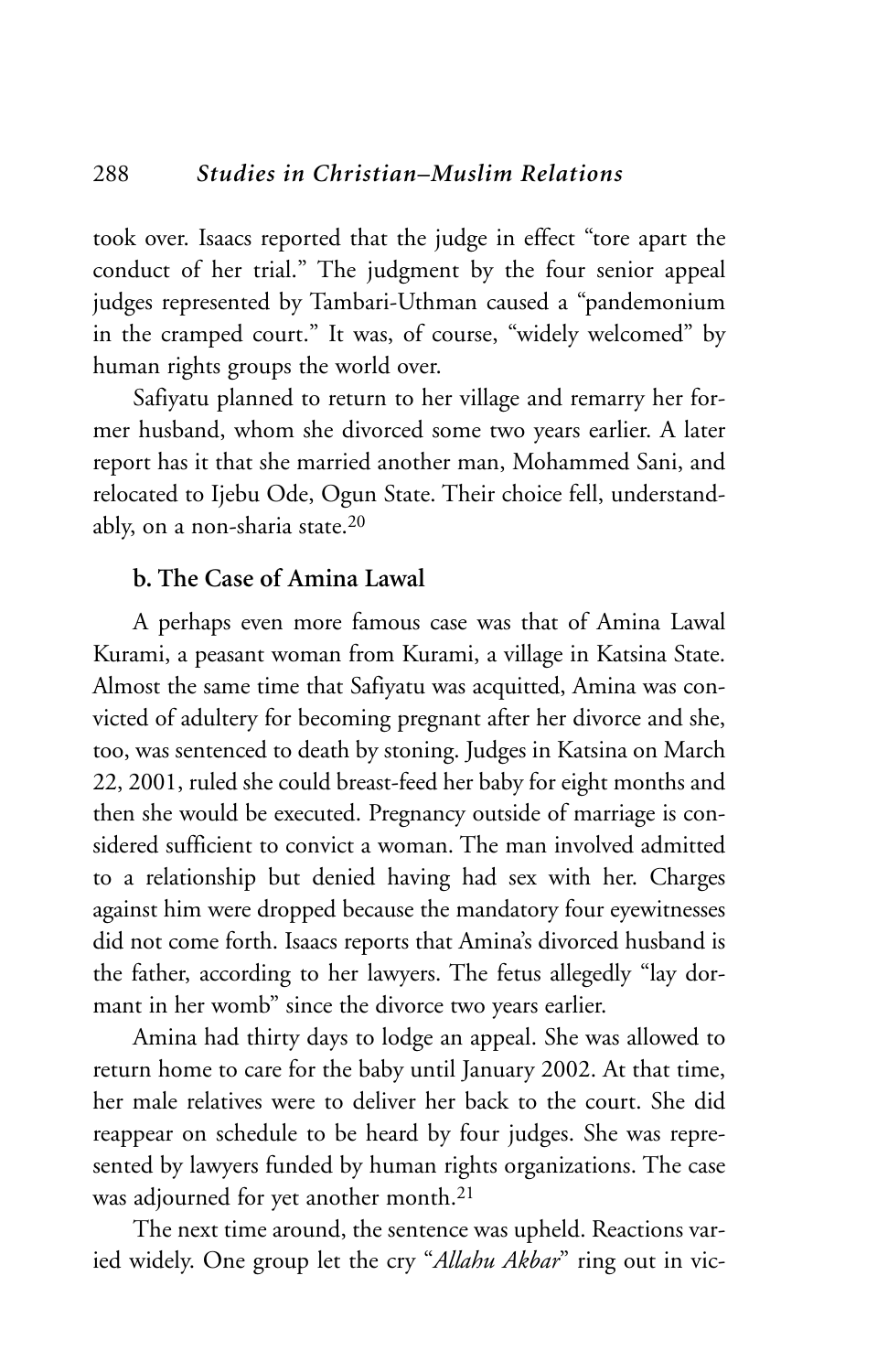took over. Isaacs reported that the judge in effect "tore apart the conduct of her trial." The judgment by the four senior appeal judges represented by Tambari-Uthman caused a "pandemonium in the cramped court." It was, of course, "widely welcomed" by human rights groups the world over.

Safiyatu planned to return to her village and remarry her former husband, whom she divorced some two years earlier. A later report has it that she married another man, Mohammed Sani, and relocated to Ijebu Ode, Ogun State. Their choice fell, understandably, on a non-sharia state.[20]

### b. The Case of Amina Lawal

A perhaps even more famous case was that of Amina Lawal Kurami, a peasant woman from Kurami, a village in Katsina State. Almost the same time that Safiyatu was acquitted, Amina was convicted of adultery for becoming pregnant after her divorce and she, too, was sentenced to death by stoning. Judges in Katsina on March 22, 2001, ruled she could breast-feed her baby for eight months and then she would be executed. Pregnancy outside of marriage is considered sufficient to convict a woman. The man involved admitted to a relationship but denied having had sex with her. Charges against him were dropped because the mandatory four eyewitnesses did not come forth. Isaacs reports that Amina's divorced husband is the father, according to her lawyers. The fetus allegedly "lay dormant in her womb" since the divorce two years earlier.

Amina had thirty days to lodge an appeal. She was allowed to return home to care for the baby until January 2002. At that time, her male relatives were to deliver her back to the court. She did reappear on schedule to be heard by four judges. She was represented by lawyers funded by human rights organizations. The case was adjourned for yet another month.[21]

The next time around, the sentence was upheld. Reactions varied widely. One group let the cry "*Allahu Akbar*" ring out in vic-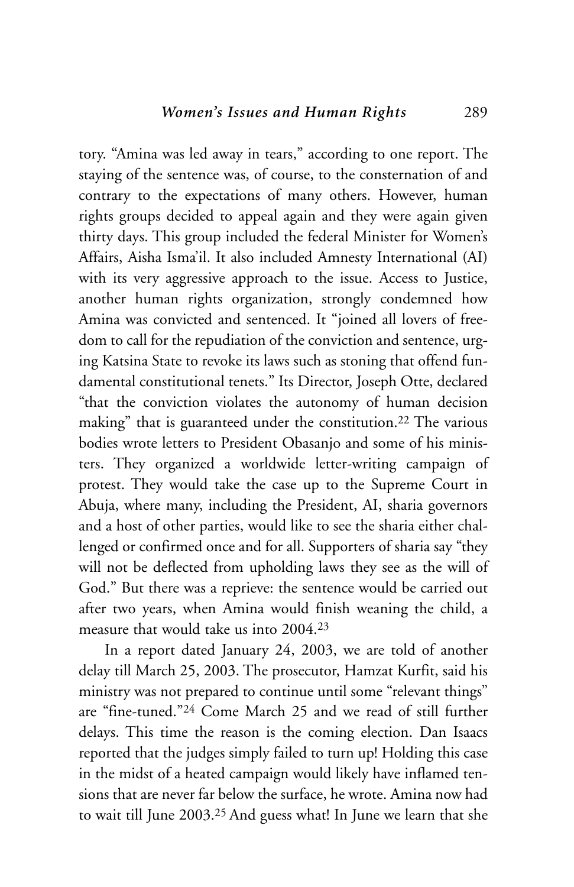tory. "Amina was led away in tears," according to one report. The staying of the sentence was, of course, to the consternation of and contrary to the expectations of many others. However, human rights groups decided to appeal again and they were again given thirty days. This group included the federal Minister for Women's Affairs, Aisha Isma'il. It also included Amnesty International (AI) with its very aggressive approach to the issue. Access to Justice, another human rights organization, strongly condemned how Amina was convicted and sentenced. It "joined all lovers of freedom to call for the repudiation of the conviction and sentence, urging Katsina State to revoke its laws such as stoning that offend fundamental constitutional tenets." Its Director, Joseph Otte, declared "that the conviction violates the autonomy of human decision making" that is guaranteed under the constitution.[22] The various bodies wrote letters to President Obasanjo and some of his ministers. They organized a worldwide letter-writing campaign of protest. They would take the case up to the Supreme Court in Abuja, where many, including the President, AI, sharia governors and a host of other parties, would like to see the sharia either challenged or confirmed once and for all. Supporters of sharia say "they will not be deflected from upholding laws they see as the will of God." But there was a reprieve: the sentence would be carried out after two years, when Amina would finish weaning the child, a measure that would take us into 2004.[23]

In a report dated January 24, 2003, we are told of another delay till March 25, 2003. The prosecutor, Hamzat Kurfit, said his ministry was not prepared to continue until some "relevant things" are "fine-tuned."[24] Come March 25 and we read of still further delays. This time the reason is the coming election. Dan Isaacs reported that the judges simply failed to turn up! Holding this case in the midst of a heated campaign would likely have inflamed tensions that are never far below the surface, he wrote. Amina now had to wait till June 2003.[25] And guess what! In June we learn that she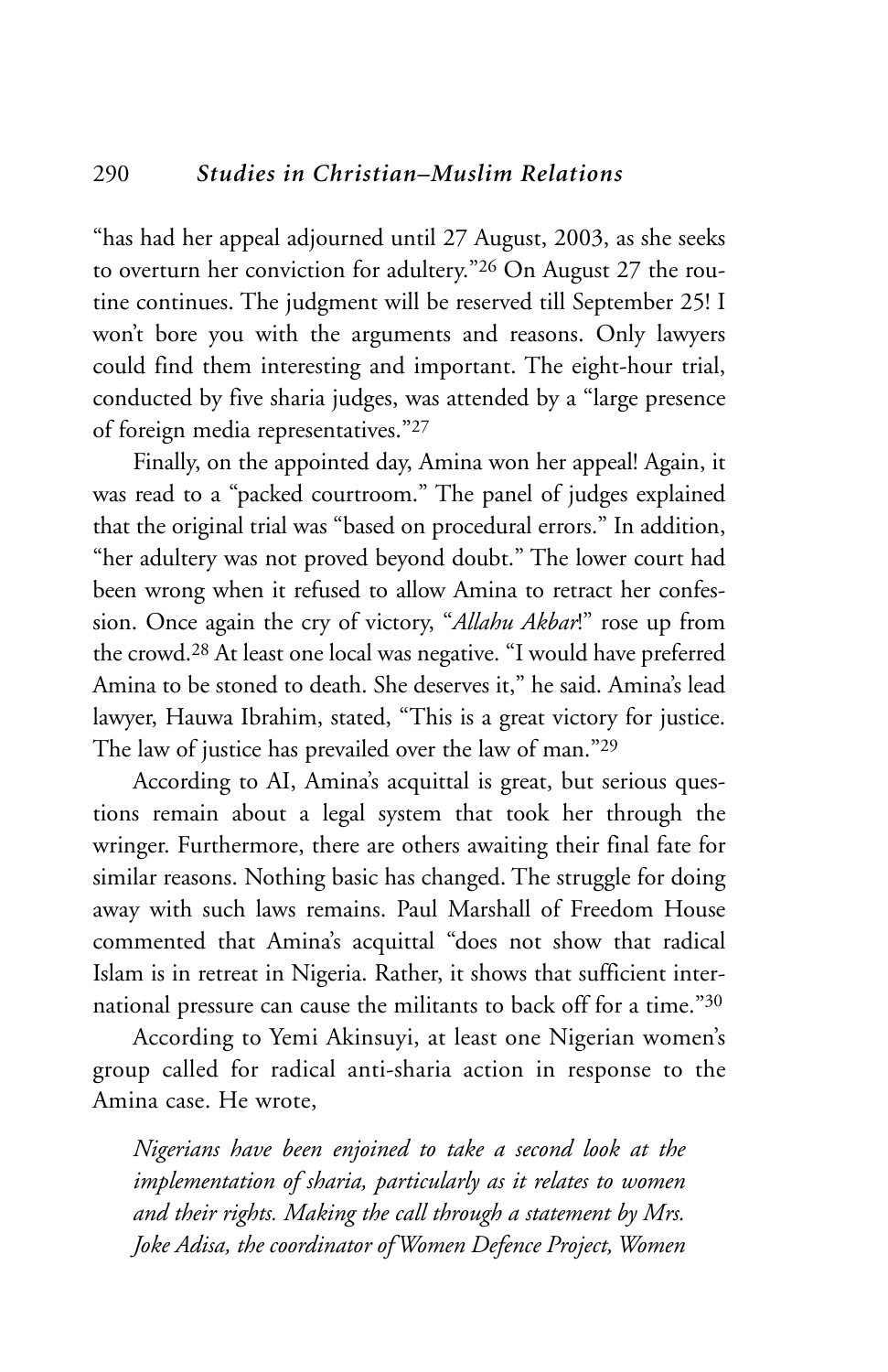"has had her appeal adjourned until 27 August, 2003, as she seeks to overturn her conviction for adultery."[26] On August 27 the routine continues. The judgment will be reserved till September 25! I won't bore you with the arguments and reasons. Only lawyers could find them interesting and important. The eight-hour trial, conducted by five sharia judges, was attended by a "large presence of foreign media representatives."[27]

Finally, on the appointed day, Amina won her appeal! Again, it was read to a "packed courtroom." The panel of judges explained that the original trial was "based on procedural errors." In addition, "her adultery was not proved beyond doubt." The lower court had been wrong when it refused to allow Amina to retract her confession. Once again the cry of victory, "*Allahu Akbar*!" rose up from the crowd.[28] At least one local was negative. "I would have preferred Amina to be stoned to death. She deserves it," he said. Amina's lead lawyer, Hauwa Ibrahim, stated, "This is a great victory for justice. The law of justice has prevailed over the law of man."[29]

According to AI, Amina's acquittal is great, but serious questions remain about a legal system that took her through the wringer. Furthermore, there are others awaiting their final fate for similar reasons. Nothing basic has changed. The struggle for doing away with such laws remains. Paul Marshall of Freedom House commented that Amina's acquittal "does not show that radical Islam is in retreat in Nigeria. Rather, it shows that sufficient international pressure can cause the militants to back off for a time."[30]

According to Yemi Akinsuyi, at least one Nigerian women's group called for radical anti-sharia action in response to the Amina case. He wrote,

> *Nigerians have been enjoined to take a second look at the implementation of sharia, particularly as it relates to women and their rights. Making the call through a statement by Mrs. Joke Adisa, the coordinator of Women Defence Project, Women*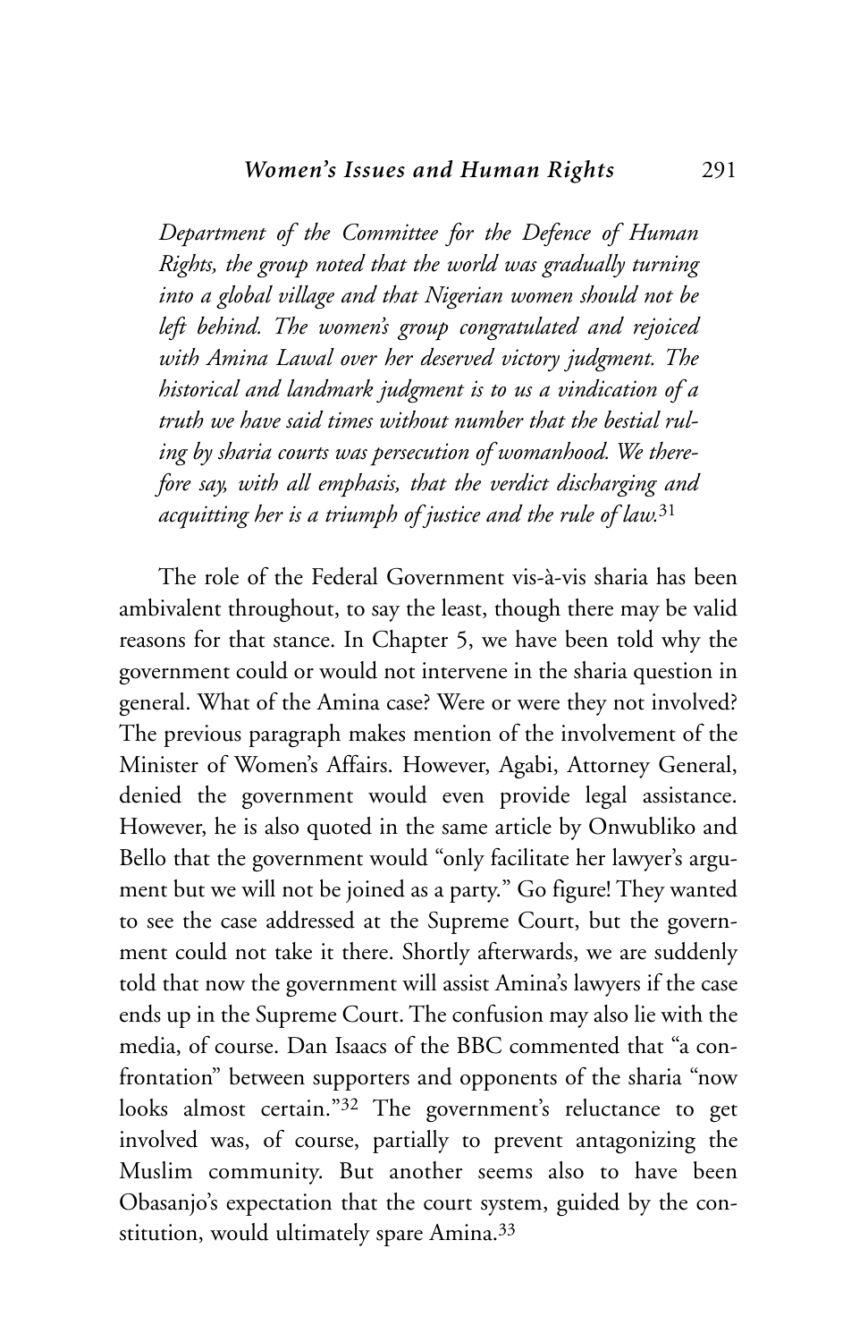*Department of the Committee for the Defence of Human Rights, the group noted that the world was gradually turning into a global village and that Nigerian women should not be left behind. The women's group congratulated and rejoiced with Amina Lawal over her deserved victory judgment. The historical and landmark judgment is to us a vindication of a truth we have said times without number that the bestial ruling by sharia courts was persecution of womanhood. We therefore say, with all emphasis, that the verdict discharging and acquitting her is a triumph of justice and the rule of law.*[31]

The role of the Federal Government vis-à-vis sharia has been ambivalent throughout, to say the least, though there may be valid reasons for that stance. In Chapter 5, we have been told why the government could or would not intervene in the sharia question in general. What of the Amina case? Were or were they not involved? The previous paragraph makes mention of the involvement of the Minister of Women's Affairs. However, Agabi, Attorney General, denied the government would even provide legal assistance. However, he is also quoted in the same article by Onwubliko and Bello that the government would "only facilitate her lawyer's argument but we will not be joined as a party." Go figure! They wanted to see the case addressed at the Supreme Court, but the government could not take it there. Shortly afterwards, we are suddenly told that now the government will assist Amina's lawyers if the case ends up in the Supreme Court. The confusion may also lie with the media, of course. Dan Isaacs of the BBC commented that "a confrontation" between supporters and opponents of the sharia "now looks almost certain."[32] The government's reluctance to get involved was, of course, partially to prevent antagonizing the Muslim community. But another seems also to have been Obasanjo's expectation that the court system, guided by the constitution, would ultimately spare Amina.[33]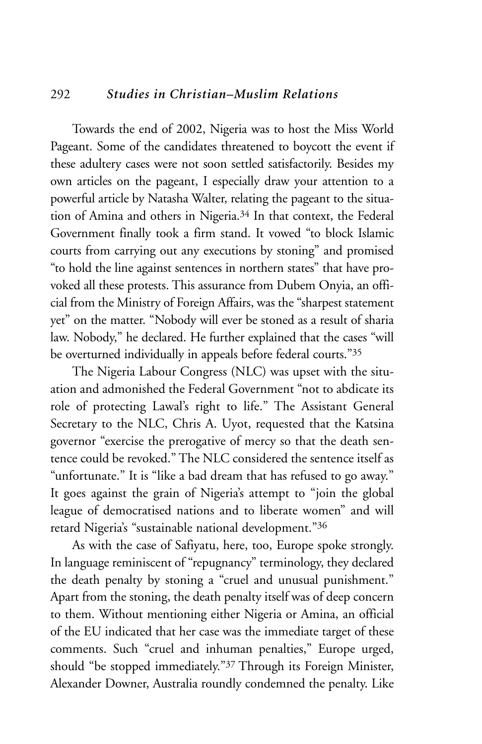Towards the end of 2002, Nigeria was to host the Miss World Pageant. Some of the candidates threatened to boycott the event if these adultery cases were not soon settled satisfactorily. Besides my own articles on the pageant, I especially draw your attention to a powerful article by Natasha Walter, relating the pageant to the situation of Amina and others in Nigeria.[34] In that context, the Federal Government finally took a firm stand. It vowed "to block Islamic courts from carrying out any executions by stoning" and promised "to hold the line against sentences in northern states" that have provoked all these protests. This assurance from Dubem Onyia, an official from the Ministry of Foreign Affairs, was the "sharpest statement yet" on the matter. "Nobody will ever be stoned as a result of sharia law. Nobody," he declared. He further explained that the cases "will be overturned individually in appeals before federal courts."[35]

The Nigeria Labour Congress (NLC) was upset with the situation and admonished the Federal Government "not to abdicate its role of protecting Lawal's right to life." The Assistant General Secretary to the NLC, Chris A. Uyot, requested that the Katsina governor "exercise the prerogative of mercy so that the death sentence could be revoked." The NLC considered the sentence itself as "unfortunate." It is "like a bad dream that has refused to go away." It goes against the grain of Nigeria's attempt to "join the global league of democratised nations and to liberate women" and will retard Nigeria's "sustainable national development."[36]

As with the case of Safiyatu, here, too, Europe spoke strongly. In language reminiscent of "repugnancy" terminology, they declared the death penalty by stoning a "cruel and unusual punishment." Apart from the stoning, the death penalty itself was of deep concern to them. Without mentioning either Nigeria or Amina, an official of the EU indicated that her case was the immediate target of these comments. Such "cruel and inhuman penalties," Europe urged, should "be stopped immediately."[37] Through its Foreign Minister, Alexander Downer, Australia roundly condemned the penalty. Like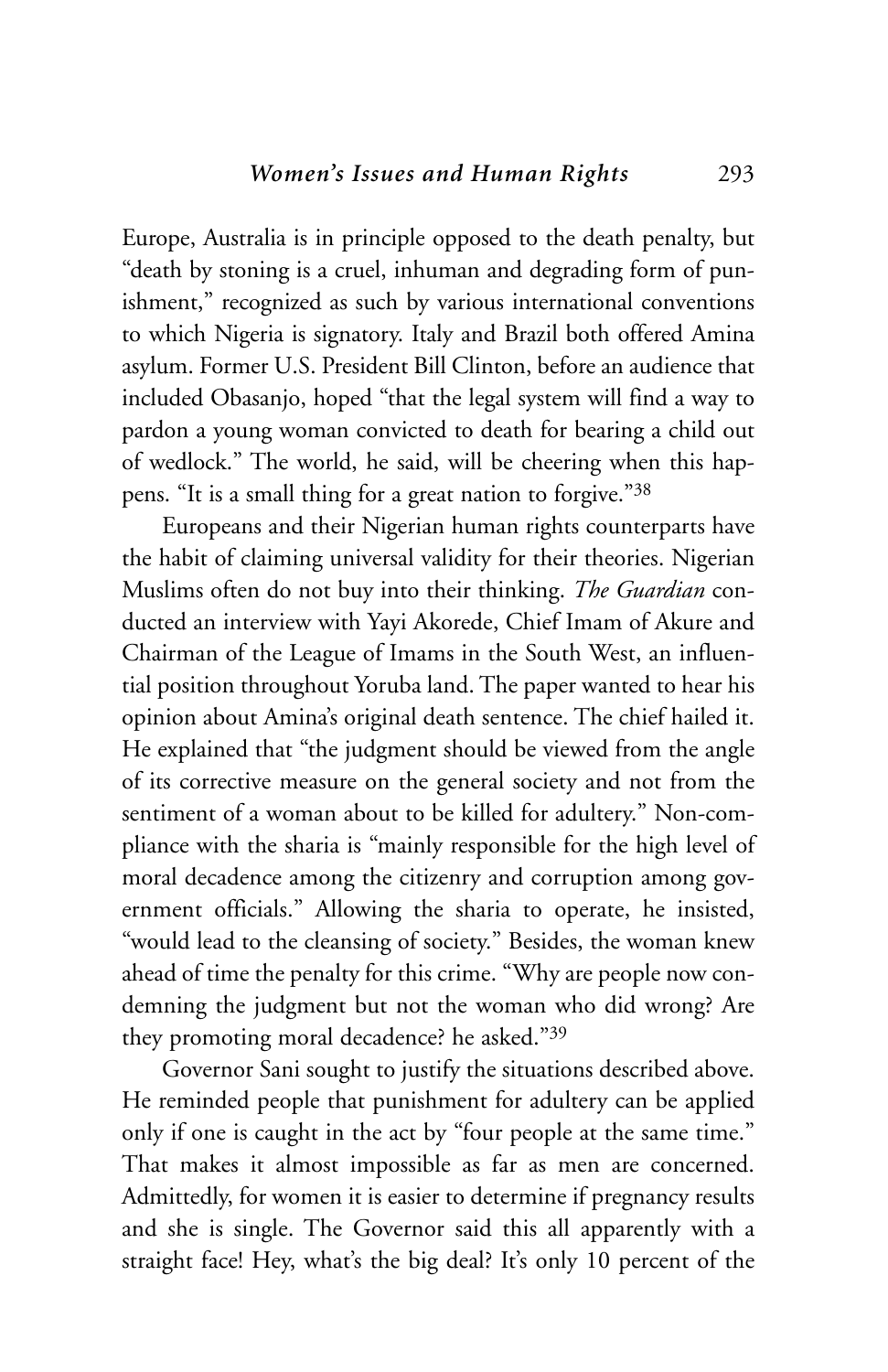Europe, Australia is in principle opposed to the death penalty, but "death by stoning is a cruel, inhuman and degrading form of punishment," recognized as such by various international conventions to which Nigeria is signatory. Italy and Brazil both offered Amina asylum. Former U.S. President Bill Clinton, before an audience that included Obasanjo, hoped "that the legal system will find a way to pardon a young woman convicted to death for bearing a child out of wedlock." The world, he said, will be cheering when this happens. "It is a small thing for a great nation to forgive."[38]

Europeans and their Nigerian human rights counterparts have the habit of claiming universal validity for their theories. Nigerian Muslims often do not buy into their thinking. *The Guardian* conducted an interview with Yayi Akorede, Chief Imam of Akure and Chairman of the League of Imams in the South West, an influential position throughout Yoruba land. The paper wanted to hear his opinion about Amina's original death sentence. The chief hailed it. He explained that "the judgment should be viewed from the angle of its corrective measure on the general society and not from the sentiment of a woman about to be killed for adultery." Non-compliance with the sharia is "mainly responsible for the high level of moral decadence among the citizenry and corruption among government officials." Allowing the sharia to operate, he insisted, "would lead to the cleansing of society." Besides, the woman knew ahead of time the penalty for this crime. "Why are people now condemning the judgment but not the woman who did wrong? Are they promoting moral decadence? he asked."[39]

Governor Sani sought to justify the situations described above. He reminded people that punishment for adultery can be applied only if one is caught in the act by "four people at the same time." That makes it almost impossible as far as men are concerned. Admittedly, for women it is easier to determine if pregnancy results and she is single. The Governor said this all apparently with a straight face! Hey, what's the big deal? It's only 10 percent of the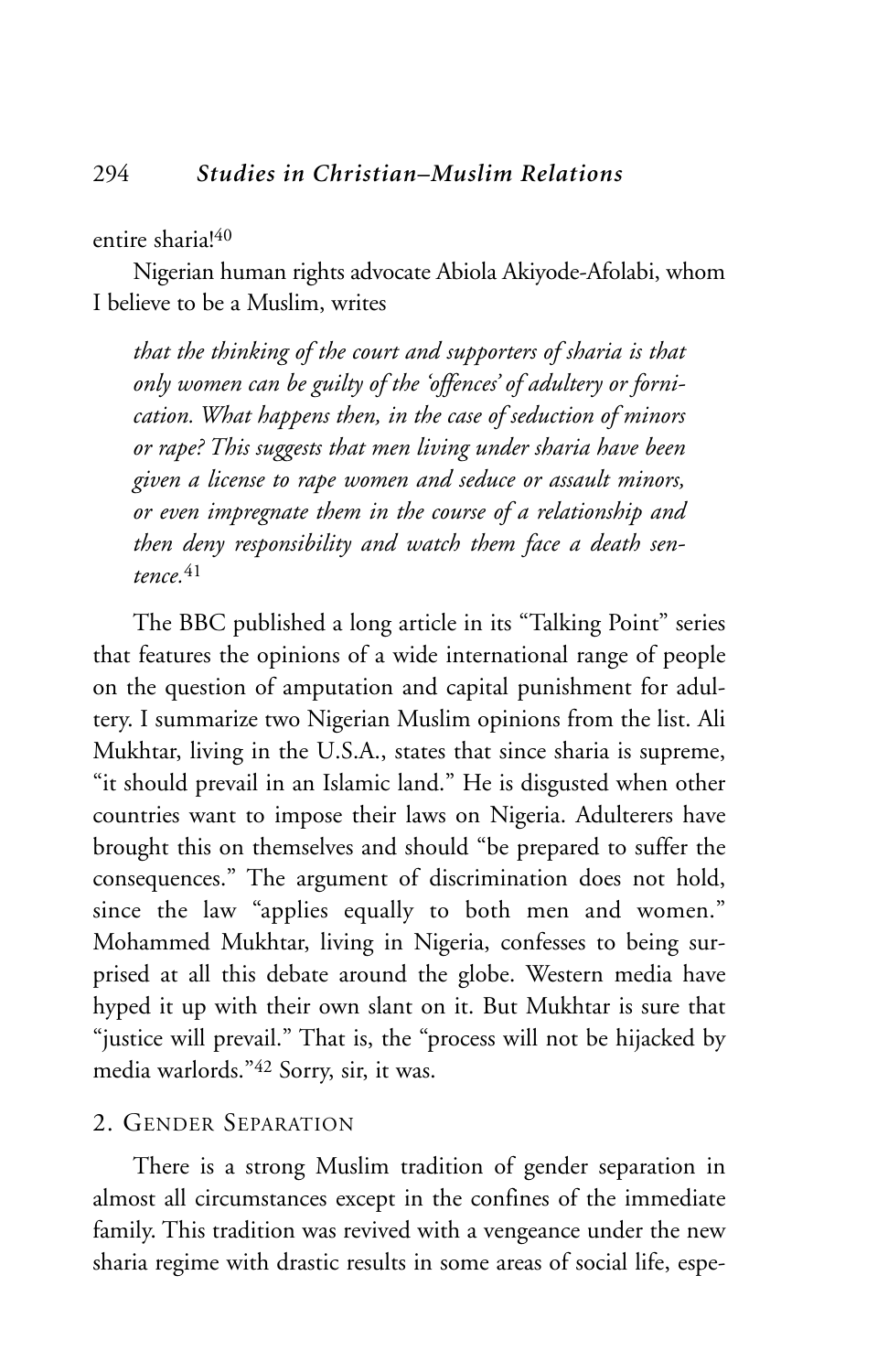entire sharia![40]

Nigerian human rights advocate Abiola Akiyode-Afolabi, whom I believe to be a Muslim, writes

*that the thinking of the court and supporters of sharia is that only women can be guilty of the 'offences' of adultery or fornication. What happens then, in the case of seduction of minors or rape? This suggests that men living under sharia have been given a license to rape women and seduce or assault minors, or even impregnate them in the course of a relationship and then deny responsibility and watch them face a death sentence.*[41]

The BBC published a long article in its "Talking Point" series that features the opinions of a wide international range of people on the question of amputation and capital punishment for adultery. I summarize two Nigerian Muslim opinions from the list. Ali Mukhtar, living in the U.S.A., states that since sharia is supreme, "it should prevail in an Islamic land." He is disgusted when other countries want to impose their laws on Nigeria. Adulterers have brought this on themselves and should "be prepared to suffer the consequences." The argument of discrimination does not hold, since the law "applies equally to both men and women." Mohammed Mukhtar, living in Nigeria, confesses to being surprised at all this debate around the globe. Western media have hyped it up with their own slant on it. But Mukhtar is sure that "justice will prevail." That is, the "process will not be hijacked by media warlords."[42] Sorry, sir, it was.

## 2. Gender Separation

There is a strong Muslim tradition of gender separation in almost all circumstances except in the confines of the immediate family. This tradition was revived with a vengeance under the new sharia regime with drastic results in some areas of social life, espe-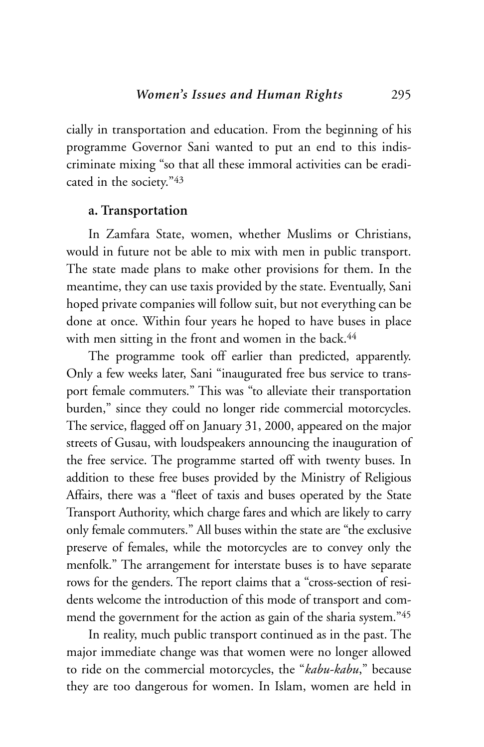cially in transportation and education. From the beginning of his programme Governor Sani wanted to put an end to this indiscriminate mixing "so that all these immoral activities can be eradicated in the society."[43]

### a. Transportation

In Zamfara State, women, whether Muslims or Christians, would in future not be able to mix with men in public transport. The state made plans to make other provisions for them. In the meantime, they can use taxis provided by the state. Eventually, Sani hoped private companies will follow suit, but not everything can be done at once. Within four years he hoped to have buses in place with men sitting in the front and women in the back.[44]

The programme took off earlier than predicted, apparently. Only a few weeks later, Sani "inaugurated free bus service to transport female commuters." This was "to alleviate their transportation burden," since they could no longer ride commercial motorcycles. The service, flagged off on January 31, 2000, appeared on the major streets of Gusau, with loudspeakers announcing the inauguration of the free service. The programme started off with twenty buses. In addition to these free buses provided by the Ministry of Religious Affairs, there was a "fleet of taxis and buses operated by the State Transport Authority, which charge fares and which are likely to carry only female commuters." All buses within the state are "the exclusive preserve of females, while the motorcycles are to convey only the menfolk." The arrangement for interstate buses is to have separate rows for the genders. The report claims that a "cross-section of residents welcome the introduction of this mode of transport and commend the government for the action as gain of the sharia system."[45]

In reality, much public transport continued as in the past. The major immediate change was that women were no longer allowed to ride on the commercial motorcycles, the "*kabu-kabu*," because they are too dangerous for women. In Islam, women are held in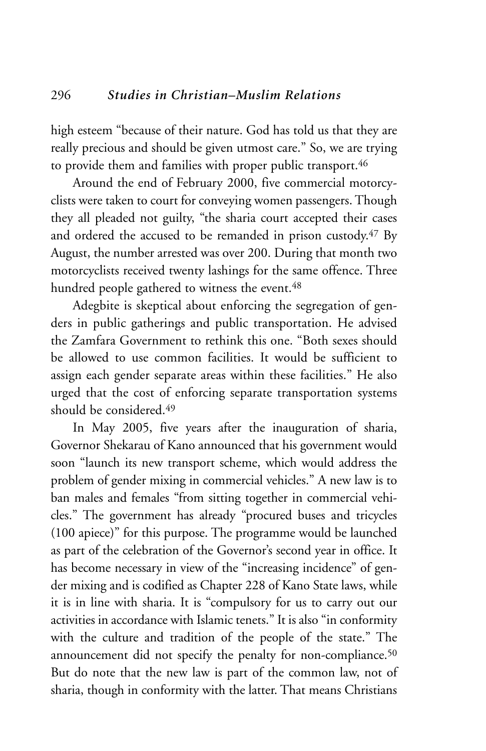high esteem "because of their nature. God has told us that they are really precious and should be given utmost care." So, we are trying to provide them and families with proper public transport.[46]

Around the end of February 2000, five commercial motorcyclists were taken to court for conveying women passengers. Though they all pleaded not guilty, "the sharia court accepted their cases and ordered the accused to be remanded in prison custody.[47] By August, the number arrested was over 200. During that month two motorcyclists received twenty lashings for the same offence. Three hundred people gathered to witness the event.[48]

Adegbite is skeptical about enforcing the segregation of genders in public gatherings and public transportation. He advised the Zamfara Government to rethink this one. "Both sexes should be allowed to use common facilities. It would be sufficient to assign each gender separate areas within these facilities." He also urged that the cost of enforcing separate transportation systems should be considered.[49]

In May 2005, five years after the inauguration of sharia, Governor Shekarau of Kano announced that his government would soon "launch its new transport scheme, which would address the problem of gender mixing in commercial vehicles." A new law is to ban males and females "from sitting together in commercial vehicles." The government has already "procured buses and tricycles (100 apiece)" for this purpose. The programme would be launched as part of the celebration of the Governor's second year in office. It has become necessary in view of the "increasing incidence" of gender mixing and is codified as Chapter 228 of Kano State laws, while it is in line with sharia. It is "compulsory for us to carry out our activities in accordance with Islamic tenets." It is also "in conformity with the culture and tradition of the people of the state." The announcement did not specify the penalty for non-compliance.[50] But do note that the new law is part of the common law, not of sharia, though in conformity with the latter. That means Christians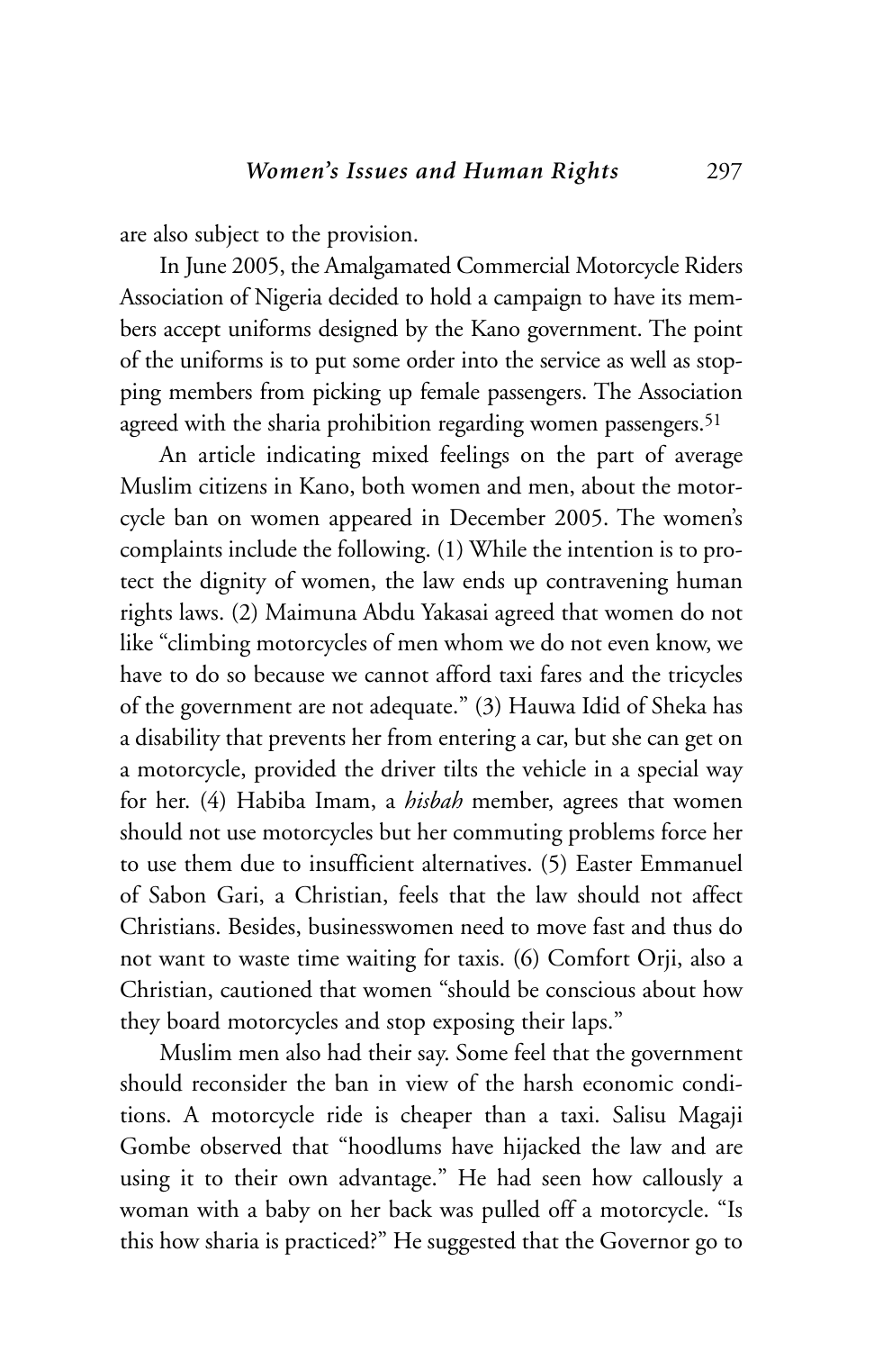are also subject to the provision.

In June 2005, the Amalgamated Commercial Motorcycle Riders Association of Nigeria decided to hold a campaign to have its members accept uniforms designed by the Kano government. The point of the uniforms is to put some order into the service as well as stopping members from picking up female passengers. The Association agreed with the sharia prohibition regarding women passengers.[51]

An article indicating mixed feelings on the part of average Muslim citizens in Kano, both women and men, about the motorcycle ban on women appeared in December 2005. The women's complaints include the following. (1) While the intention is to protect the dignity of women, the law ends up contravening human rights laws. (2) Maimuna Abdu Yakasai agreed that women do not like "climbing motorcycles of men whom we do not even know, we have to do so because we cannot afford taxi fares and the tricycles of the government are not adequate." (3) Hauwa Idid of Sheka has a disability that prevents her from entering a car, but she can get on a motorcycle, provided the driver tilts the vehicle in a special way for her. (4) Habiba Imam, a *hisbah* member, agrees that women should not use motorcycles but her commuting problems force her to use them due to insufficient alternatives. (5) Easter Emmanuel of Sabon Gari, a Christian, feels that the law should not affect Christians. Besides, businesswomen need to move fast and thus do not want to waste time waiting for taxis. (6) Comfort Orji, also a Christian, cautioned that women "should be conscious about how they board motorcycles and stop exposing their laps."

Muslim men also had their say. Some feel that the government should reconsider the ban in view of the harsh economic conditions. A motorcycle ride is cheaper than a taxi. Salisu Magaji Gombe observed that "hoodlums have hijacked the law and are using it to their own advantage." He had seen how callously a woman with a baby on her back was pulled off a motorcycle. "Is this how sharia is practiced?" He suggested that the Governor go to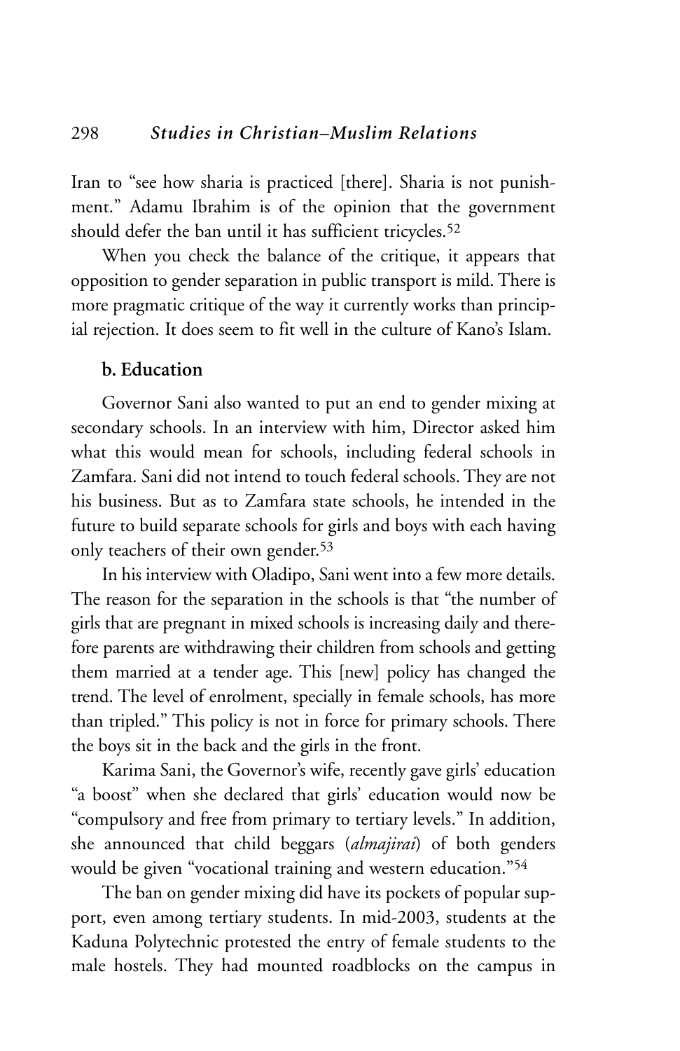Iran to "see how sharia is practiced [there]. Sharia is not punishment." Adamu Ibrahim is of the opinion that the government should defer the ban until it has sufficient tricycles.[52]

When you check the balance of the critique, it appears that opposition to gender separation in public transport is mild. There is more pragmatic critique of the way it currently works than principial rejection. It does seem to fit well in the culture of Kano's Islam.

### b. Education

Governor Sani also wanted to put an end to gender mixing at secondary schools. In an interview with him, Director asked him what this would mean for schools, including federal schools in Zamfara. Sani did not intend to touch federal schools. They are not his business. But as to Zamfara state schools, he intended in the future to build separate schools for girls and boys with each having only teachers of their own gender.[53]

In his interview with Oladipo, Sani went into a few more details. The reason for the separation in the schools is that "the number of girls that are pregnant in mixed schools is increasing daily and therefore parents are withdrawing their children from schools and getting them married at a tender age. This [new] policy has changed the trend. The level of enrolment, specially in female schools, has more than tripled." This policy is not in force for primary schools. There the boys sit in the back and the girls in the front.

Karima Sani, the Governor's wife, recently gave girls' education "a boost" when she declared that girls' education would now be "compulsory and free from primary to tertiary levels." In addition, she announced that child beggars (*almajirai*) of both genders would be given "vocational training and western education."[54]

The ban on gender mixing did have its pockets of popular support, even among tertiary students. In mid-2003, students at the Kaduna Polytechnic protested the entry of female students to the male hostels. They had mounted roadblocks on the campus in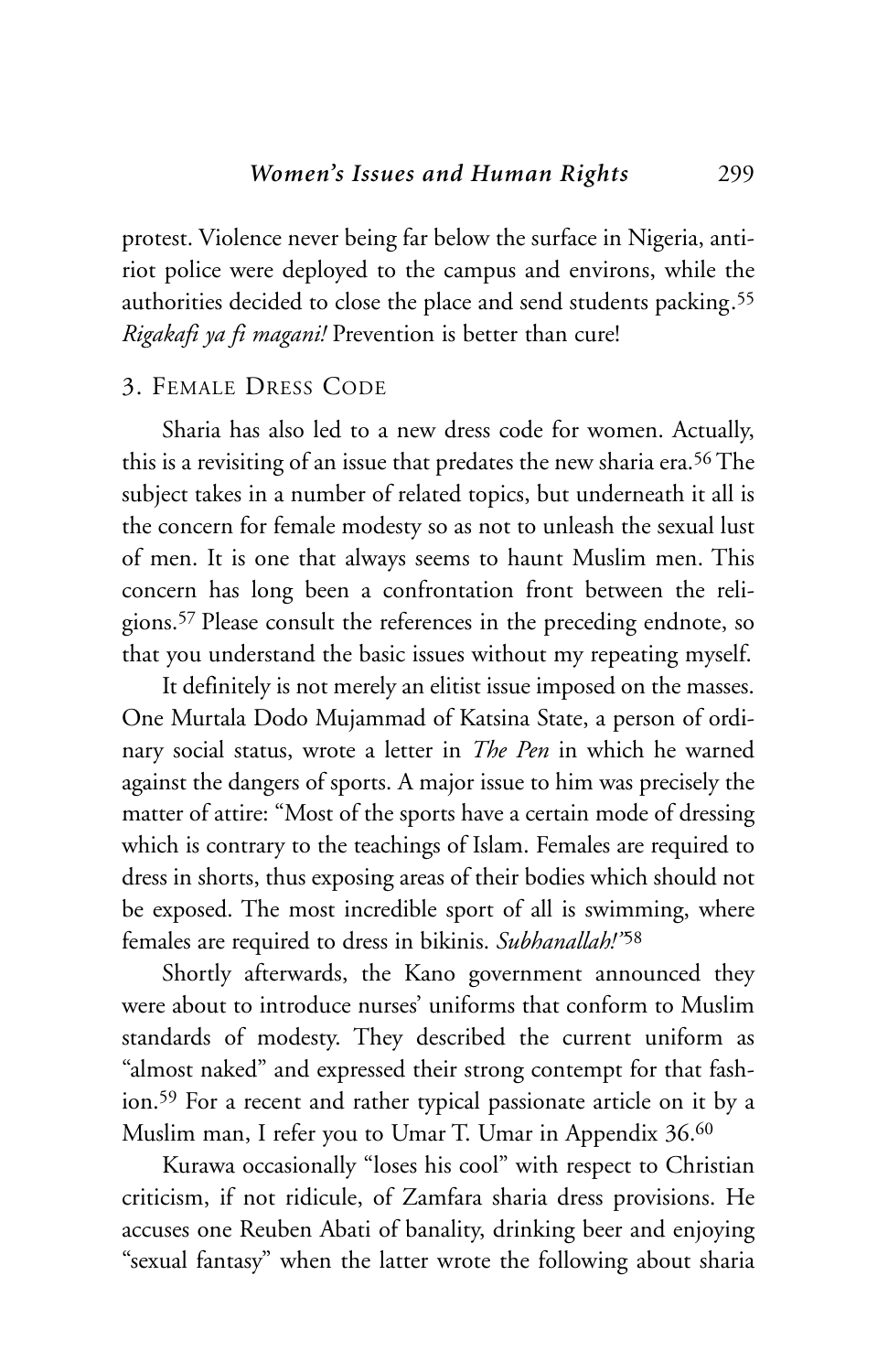protest. Violence never being far below the surface in Nigeria, anti-riot police were deployed to the campus and environs, while the authorities decided to close the place and send students packing.[55] *Rigakafi ya fi magani!* Prevention is better than cure!

### 3. Female Dress Code

Sharia has also led to a new dress code for women. Actually, this is a revisiting of an issue that predates the new sharia era.[56] The subject takes in a number of related topics, but underneath it all is the concern for female modesty so as not to unleash the sexual lust of men. It is one that always seems to haunt Muslim men. This concern has long been a confrontation front between the religions.[57] Please consult the references in the preceding endnote, so that you understand the basic issues without my repeating myself.

It definitely is not merely an elitist issue imposed on the masses. One Murtala Dodo Mujammad of Katsina State, a person of ordinary social status, wrote a letter in *The Pen* in which he warned against the dangers of sports. A major issue to him was precisely the matter of attire: "Most of the sports have a certain mode of dressing which is contrary to the teachings of Islam. Females are required to dress in shorts, thus exposing areas of their bodies which should not be exposed. The most incredible sport of all is swimming, where females are required to dress in bikinis. *Subhanallah!*"[58]

Shortly afterwards, the Kano government announced they were about to introduce nurses' uniforms that conform to Muslim standards of modesty. They described the current uniform as "almost naked" and expressed their strong contempt for that fashion.[59] For a recent and rather typical passionate article on it by a Muslim man, I refer you to Umar T. Umar in Appendix 36.[60]

Kurawa occasionally "loses his cool" with respect to Christian criticism, if not ridicule, of Zamfara sharia dress provisions. He accuses one Reuben Abati of banality, drinking beer and enjoying "sexual fantasy" when the latter wrote the following about sharia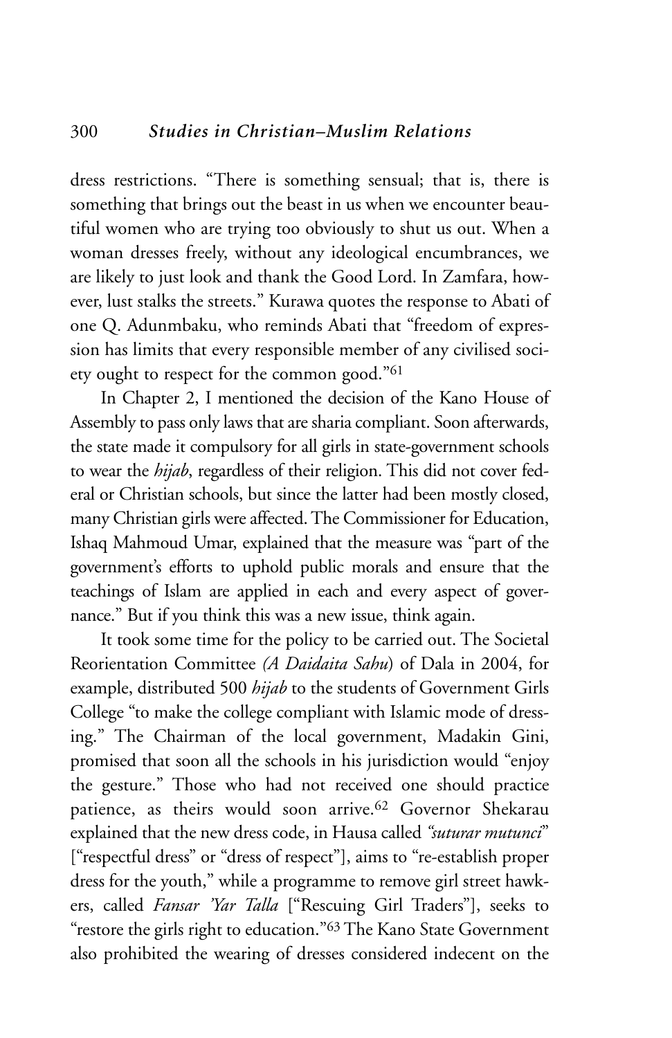dress restrictions. "There is something sensual; that is, there is something that brings out the beast in us when we encounter beautiful women who are trying too obviously to shut us out. When a woman dresses freely, without any ideological encumbrances, we are likely to just look and thank the Good Lord. In Zamfara, however, lust stalks the streets." Kurawa quotes the response to Abati of one Q. Adunmbaku, who reminds Abati that "freedom of expression has limits that every responsible member of any civilised society ought to respect for the common good."[61]

In Chapter 2, I mentioned the decision of the Kano House of Assembly to pass only laws that are sharia compliant. Soon afterwards, the state made it compulsory for all girls in state-government schools to wear the *hijab*, regardless of their religion. This did not cover federal or Christian schools, but since the latter had been mostly closed, many Christian girls were affected. The Commissioner for Education, Ishaq Mahmoud Umar, explained that the measure was "part of the government's efforts to uphold public morals and ensure that the teachings of Islam are applied in each and every aspect of governance." But if you think this was a new issue, think again.

It took some time for the policy to be carried out. The Societal Reorientation Committee *(A Daidaita Sahu*) of Dala in 2004, for example, distributed 500 *hijab* to the students of Government Girls College "to make the college compliant with Islamic mode of dressing." The Chairman of the local government, Madakin Gini, promised that soon all the schools in his jurisdiction would "enjoy the gesture." Those who had not received one should practice patience, as theirs would soon arrive.[62] Governor Shekarau explained that the new dress code, in Hausa called *"suturar mutunci*" ["respectful dress" or "dress of respect"], aims to "re-establish proper dress for the youth," while a programme to remove girl street hawkers, called *Fansar 'Yar Talla* ["Rescuing Girl Traders"], seeks to "restore the girls right to education."[63] The Kano State Government also prohibited the wearing of dresses considered indecent on the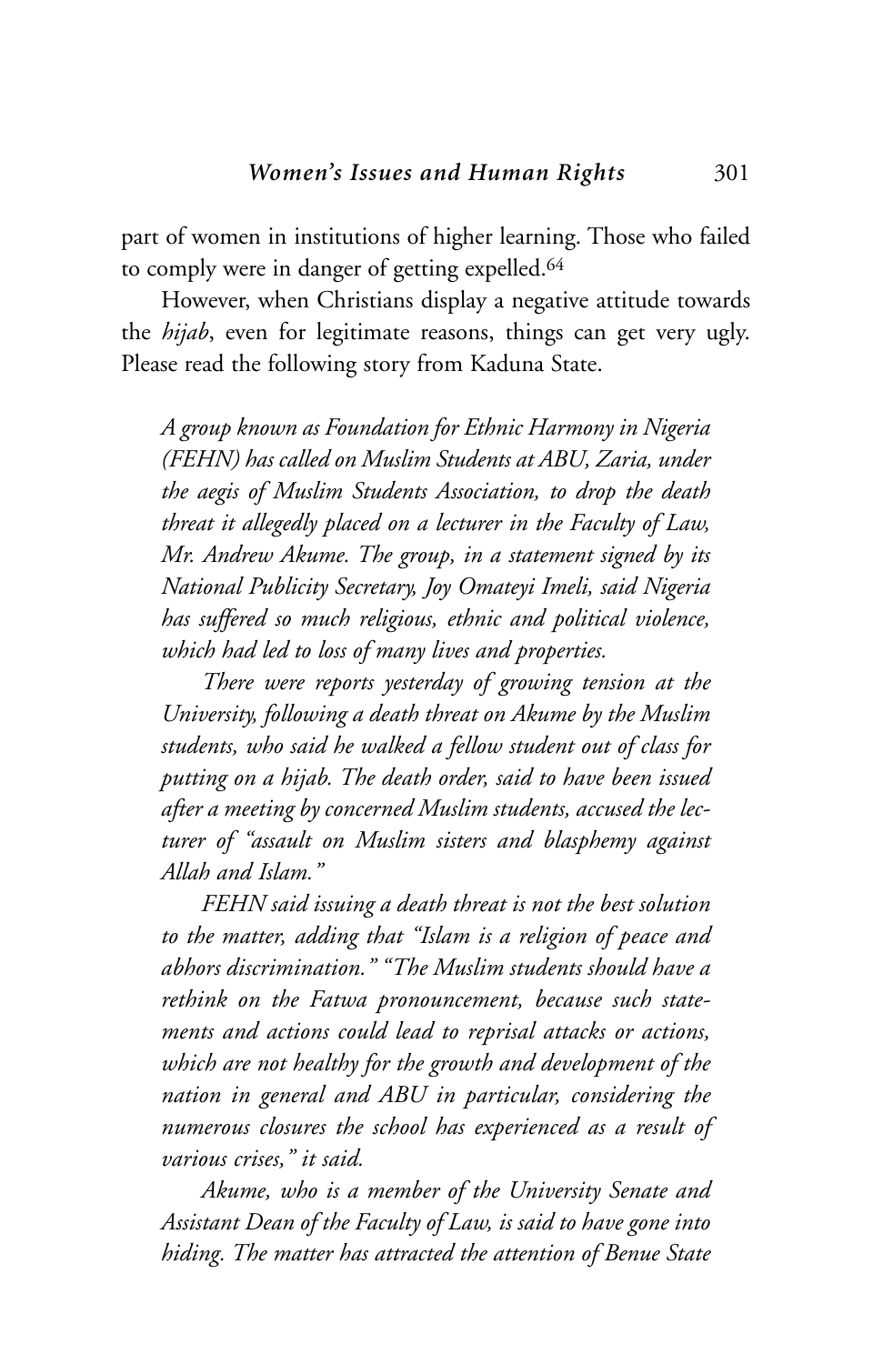part of women in institutions of higher learning. Those who failed to comply were in danger of getting expelled.[64]

However, when Christians display a negative attitude towards the *hijab*, even for legitimate reasons, things can get very ugly. Please read the following story from Kaduna State.

> *A group known as Foundation for Ethnic Harmony in Nigeria (FEHN) has called on Muslim Students at ABU, Zaria, under the aegis of Muslim Students Association, to drop the death threat it allegedly placed on a lecturer in the Faculty of Law, Mr. Andrew Akume. The group, in a statement signed by its National Publicity Secretary, Joy Omateyi Imeli, said Nigeria has suffered so much religious, ethnic and political violence, which had led to loss of many lives and properties.*
>
> *There were reports yesterday of growing tension at the University, following a death threat on Akume by the Muslim students, who said he walked a fellow student out of class for putting on a hijab. The death order, said to have been issued after a meeting by concerned Muslim students, accused the lecturer of "assault on Muslim sisters and blasphemy against Allah and Islam."*
>
> *FEHN said issuing a death threat is not the best solution to the matter, adding that "Islam is a religion of peace and abhors discrimination." "The Muslim students should have a rethink on the Fatwa pronouncement, because such statements and actions could lead to reprisal attacks or actions, which are not healthy for the growth and development of the nation in general and ABU in particular, considering the numerous closures the school has experienced as a result of various crises," it said.*
>
> *Akume, who is a member of the University Senate and Assistant Dean of the Faculty of Law, is said to have gone into hiding. The matter has attracted the attention of Benue State*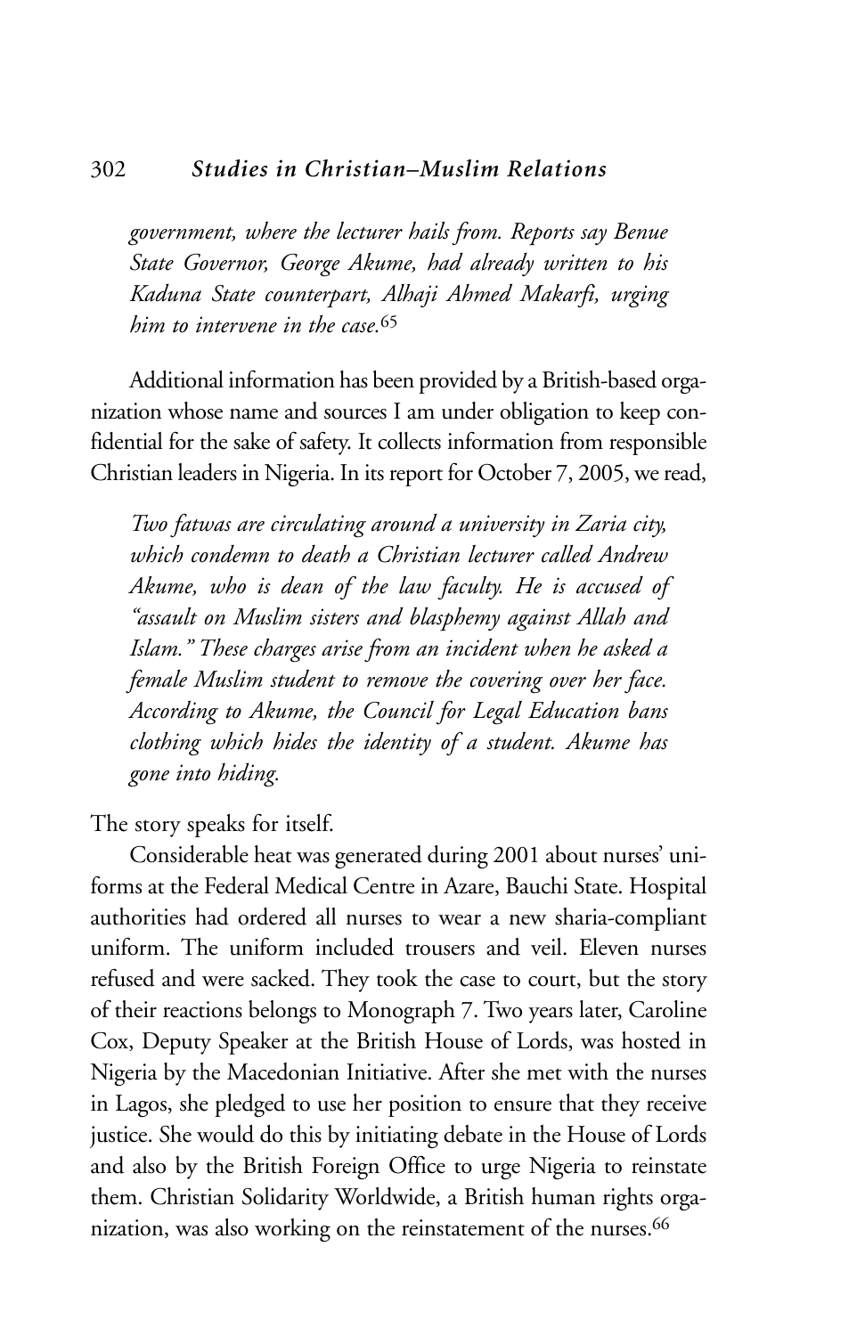*government, where the lecturer hails from. Reports say Benue State Governor, George Akume, had already written to his Kaduna State counterpart, Alhaji Ahmed Makarfi, urging him to intervene in the case.*[65]

Additional information has been provided by a British-based organization whose name and sources I am under obligation to keep confidential for the sake of safety. It collects information from responsible Christian leaders in Nigeria. In its report for October 7, 2005, we read,

> *Two fatwas are circulating around a university in Zaria city, which condemn to death a Christian lecturer called Andrew Akume, who is dean of the law faculty. He is accused of "assault on Muslim sisters and blasphemy against Allah and Islam." These charges arise from an incident when he asked a female Muslim student to remove the covering over her face. According to Akume, the Council for Legal Education bans clothing which hides the identity of a student. Akume has gone into hiding.*

The story speaks for itself.

Considerable heat was generated during 2001 about nurses' uniforms at the Federal Medical Centre in Azare, Bauchi State. Hospital authorities had ordered all nurses to wear a new sharia-compliant uniform. The uniform included trousers and veil. Eleven nurses refused and were sacked. They took the case to court, but the story of their reactions belongs to Monograph 7. Two years later, Caroline Cox, Deputy Speaker at the British House of Lords, was hosted in Nigeria by the Macedonian Initiative. After she met with the nurses in Lagos, she pledged to use her position to ensure that they receive justice. She would do this by initiating debate in the House of Lords and also by the British Foreign Office to urge Nigeria to reinstate them. Christian Solidarity Worldwide, a British human rights organization, was also working on the reinstatement of the nurses.[66]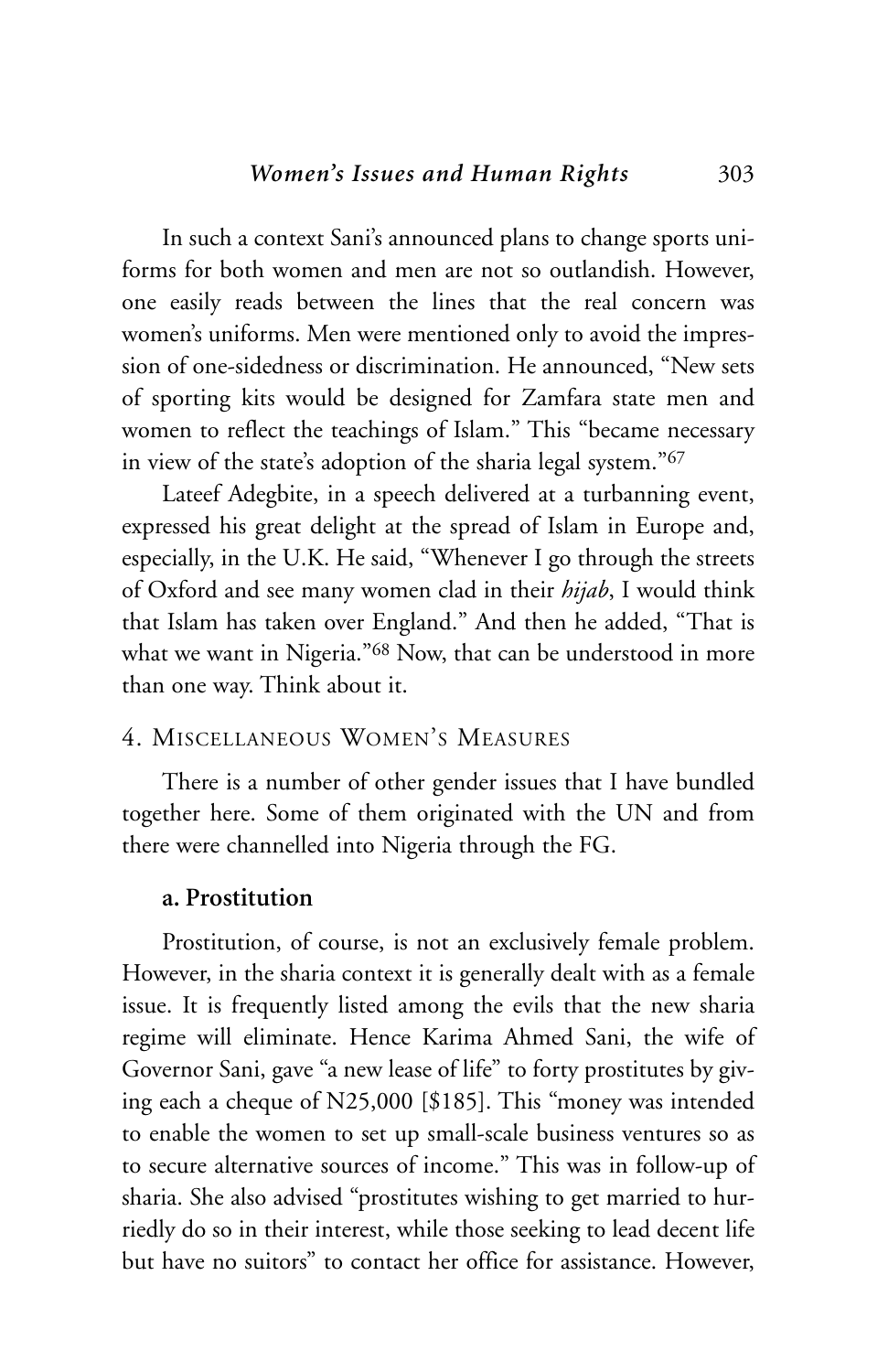In such a context Sani's announced plans to change sports uniforms for both women and men are not so outlandish. However, one easily reads between the lines that the real concern was women's uniforms. Men were mentioned only to avoid the impression of one-sidedness or discrimination. He announced, "New sets of sporting kits would be designed for Zamfara state men and women to reflect the teachings of Islam." This "became necessary in view of the state's adoption of the sharia legal system."[67]

Lateef Adegbite, in a speech delivered at a turbanning event, expressed his great delight at the spread of Islam in Europe and, especially, in the U.K. He said, "Whenever I go through the streets of Oxford and see many women clad in their *hijab*, I would think that Islam has taken over England." And then he added, "That is what we want in Nigeria."[68] Now, that can be understood in more than one way. Think about it.

## 4. Miscellaneous Women's Measures

There is a number of other gender issues that I have bundled together here. Some of them originated with the UN and from there were channelled into Nigeria through the FG.

### a. Prostitution

Prostitution, of course, is not an exclusively female problem. However, in the sharia context it is generally dealt with as a female issue. It is frequently listed among the evils that the new sharia regime will eliminate. Hence Karima Ahmed Sani, the wife of Governor Sani, gave "a new lease of life" to forty prostitutes by giving each a cheque of N25,000 [$185]. This "money was intended to enable the women to set up small-scale business ventures so as to secure alternative sources of income." This was in follow-up of sharia. She also advised "prostitutes wishing to get married to hurriedly do so in their interest, while those seeking to lead decent life but have no suitors" to contact her office for assistance. However,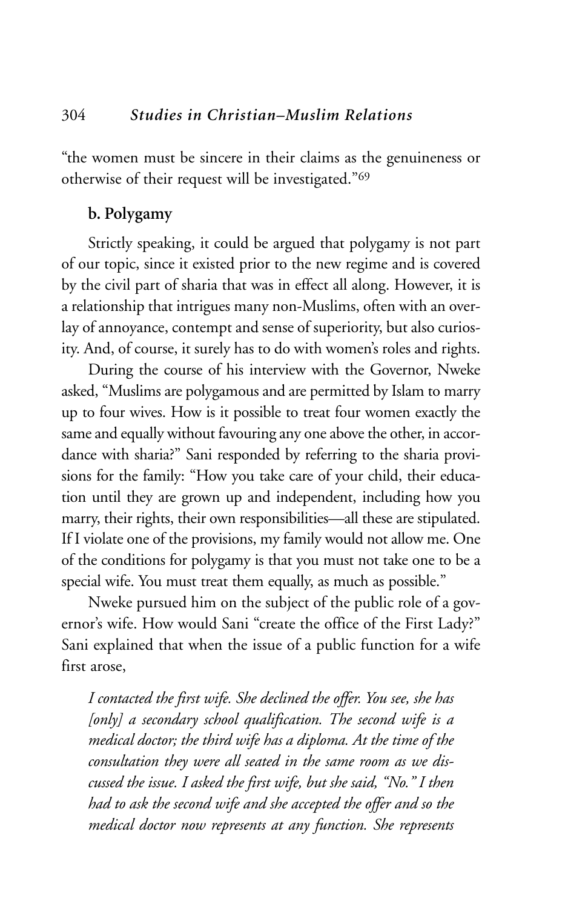"the women must be sincere in their claims as the genuineness or otherwise of their request will be investigated."[69]

### b. Polygamy

Strictly speaking, it could be argued that polygamy is not part of our topic, since it existed prior to the new regime and is covered by the civil part of sharia that was in effect all along. However, it is a relationship that intrigues many non-Muslims, often with an overlay of annoyance, contempt and sense of superiority, but also curiosity. And, of course, it surely has to do with women's roles and rights.

During the course of his interview with the Governor, Nweke asked, "Muslims are polygamous and are permitted by Islam to marry up to four wives. How is it possible to treat four women exactly the same and equally without favouring any one above the other, in accordance with sharia?" Sani responded by referring to the sharia provisions for the family: "How you take care of your child, their education until they are grown up and independent, including how you marry, their rights, their own responsibilities—all these are stipulated. If I violate one of the provisions, my family would not allow me. One of the conditions for polygamy is that you must not take one to be a special wife. You must treat them equally, as much as possible."

Nweke pursued him on the subject of the public role of a governor's wife. How would Sani "create the office of the First Lady?" Sani explained that when the issue of a public function for a wife first arose,

*I contacted the first wife. She declined the offer. You see, she has [only] a secondary school qualification. The second wife is a medical doctor; the third wife has a diploma. At the time of the consultation they were all seated in the same room as we discussed the issue. I asked the first wife, but she said, "No." I then had to ask the second wife and she accepted the offer and so the medical doctor now represents at any function. She represents*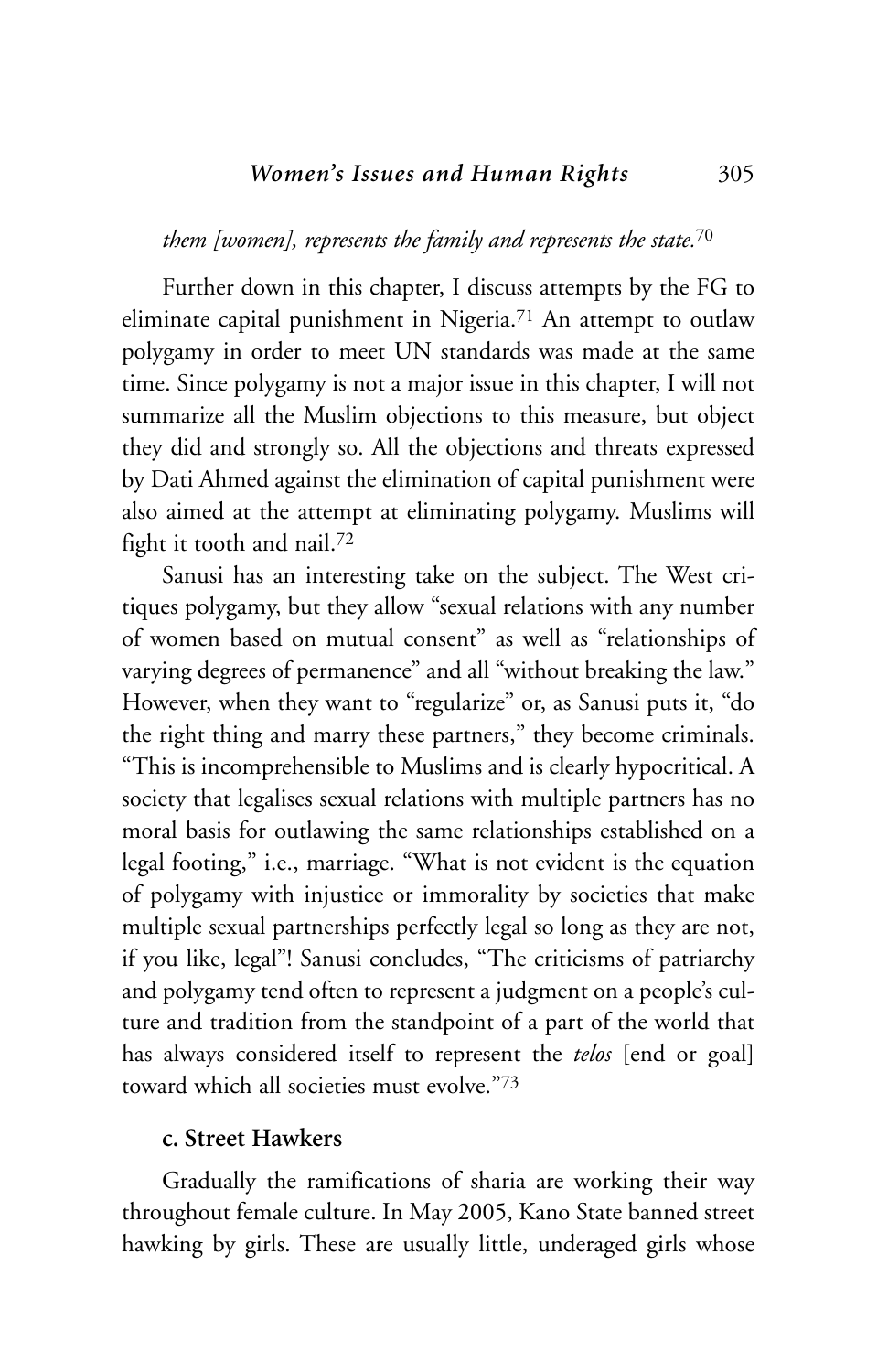*them [women], represents the family and represents the state.*[70]

Further down in this chapter, I discuss attempts by the FG to eliminate capital punishment in Nigeria.[71] An attempt to outlaw polygamy in order to meet UN standards was made at the same time. Since polygamy is not a major issue in this chapter, I will not summarize all the Muslim objections to this measure, but object they did and strongly so. All the objections and threats expressed by Dati Ahmed against the elimination of capital punishment were also aimed at the attempt at eliminating polygamy. Muslims will fight it tooth and nail.[72]

Sanusi has an interesting take on the subject. The West critiques polygamy, but they allow "sexual relations with any number of women based on mutual consent" as well as "relationships of varying degrees of permanence" and all "without breaking the law." However, when they want to "regularize" or, as Sanusi puts it, "do the right thing and marry these partners," they become criminals. "This is incomprehensible to Muslims and is clearly hypocritical. A society that legalises sexual relations with multiple partners has no moral basis for outlawing the same relationships established on a legal footing," i.e., marriage. "What is not evident is the equation of polygamy with injustice or immorality by societies that make multiple sexual partnerships perfectly legal so long as they are not, if you like, legal"! Sanusi concludes, "The criticisms of patriarchy and polygamy tend often to represent a judgment on a people's culture and tradition from the standpoint of a part of the world that has always considered itself to represent the *telos* [end or goal] toward which all societies must evolve."[73]

### c. Street Hawkers

Gradually the ramifications of sharia are working their way throughout female culture. In May 2005, Kano State banned street hawking by girls. These are usually little, underaged girls whose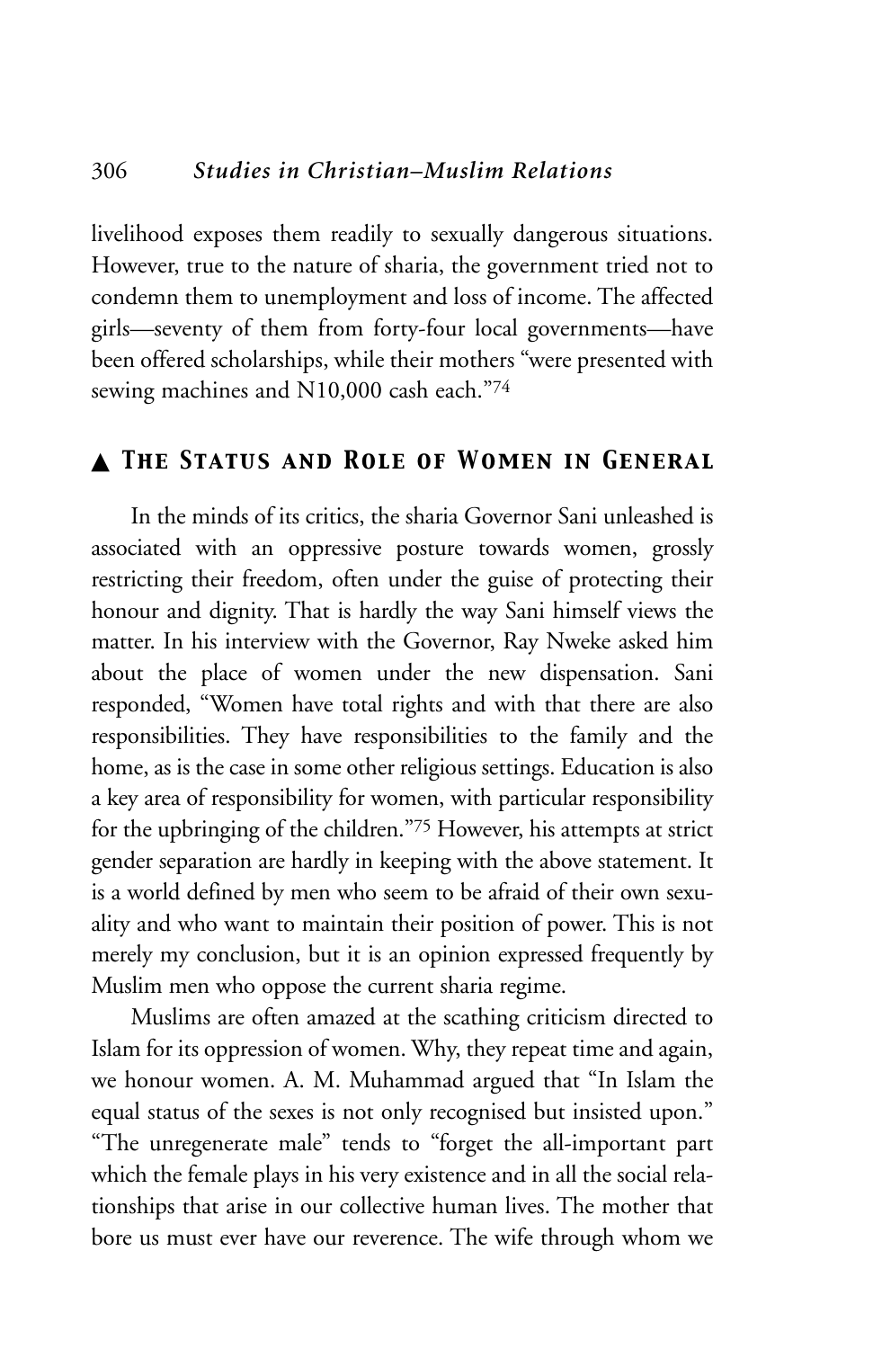livelihood exposes them readily to sexually dangerous situations. However, true to the nature of sharia, the government tried not to condemn them to unemployment and loss of income. The affected girls—seventy of them from forty-four local governments—have been offered scholarships, while their mothers "were presented with sewing machines and N10,000 cash each."[74]

## ▲ The Status and Role of Women in General

In the minds of its critics, the sharia Governor Sani unleashed is associated with an oppressive posture towards women, grossly restricting their freedom, often under the guise of protecting their honour and dignity. That is hardly the way Sani himself views the matter. In his interview with the Governor, Ray Nweke asked him about the place of women under the new dispensation. Sani responded, "Women have total rights and with that there are also responsibilities. They have responsibilities to the family and the home, as is the case in some other religious settings. Education is also a key area of responsibility for women, with particular responsibility for the upbringing of the children."[75] However, his attempts at strict gender separation are hardly in keeping with the above statement. It is a world defined by men who seem to be afraid of their own sexuality and who want to maintain their position of power. This is not merely my conclusion, but it is an opinion expressed frequently by Muslim men who oppose the current sharia regime.

Muslims are often amazed at the scathing criticism directed to Islam for its oppression of women. Why, they repeat time and again, we honour women. A. M. Muhammad argued that "In Islam the equal status of the sexes is not only recognised but insisted upon." "The unregenerate male" tends to "forget the all-important part which the female plays in his very existence and in all the social relationships that arise in our collective human lives. The mother that bore us must ever have our reverence. The wife through whom we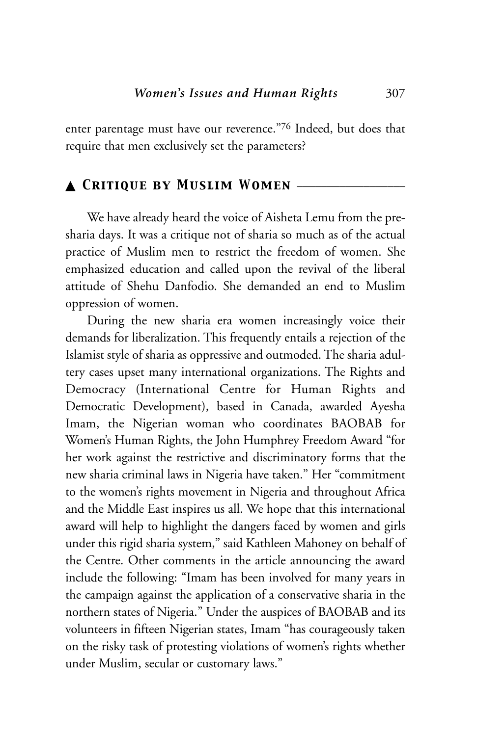enter parentage must have our reverence."[76] Indeed, but does that require that men exclusively set the parameters?

## ▲ Critique by Muslim Women

We have already heard the voice of Aisheta Lemu from the pre-sharia days. It was a critique not of sharia so much as of the actual practice of Muslim men to restrict the freedom of women. She emphasized education and called upon the revival of the liberal attitude of Shehu Danfodio. She demanded an end to Muslim oppression of women.

During the new sharia era women increasingly voice their demands for liberalization. This frequently entails a rejection of the Islamist style of sharia as oppressive and outmoded. The sharia adultery cases upset many international organizations. The Rights and Democracy (International Centre for Human Rights and Democratic Development), based in Canada, awarded Ayesha Imam, the Nigerian woman who coordinates BAOBAB for Women's Human Rights, the John Humphrey Freedom Award "for her work against the restrictive and discriminatory forms that the new sharia criminal laws in Nigeria have taken." Her "commitment to the women's rights movement in Nigeria and throughout Africa and the Middle East inspires us all. We hope that this international award will help to highlight the dangers faced by women and girls under this rigid sharia system," said Kathleen Mahoney on behalf of the Centre. Other comments in the article announcing the award include the following: "Imam has been involved for many years in the campaign against the application of a conservative sharia in the northern states of Nigeria." Under the auspices of BAOBAB and its volunteers in fifteen Nigerian states, Imam "has courageously taken on the risky task of protesting violations of women's rights whether under Muslim, secular or customary laws."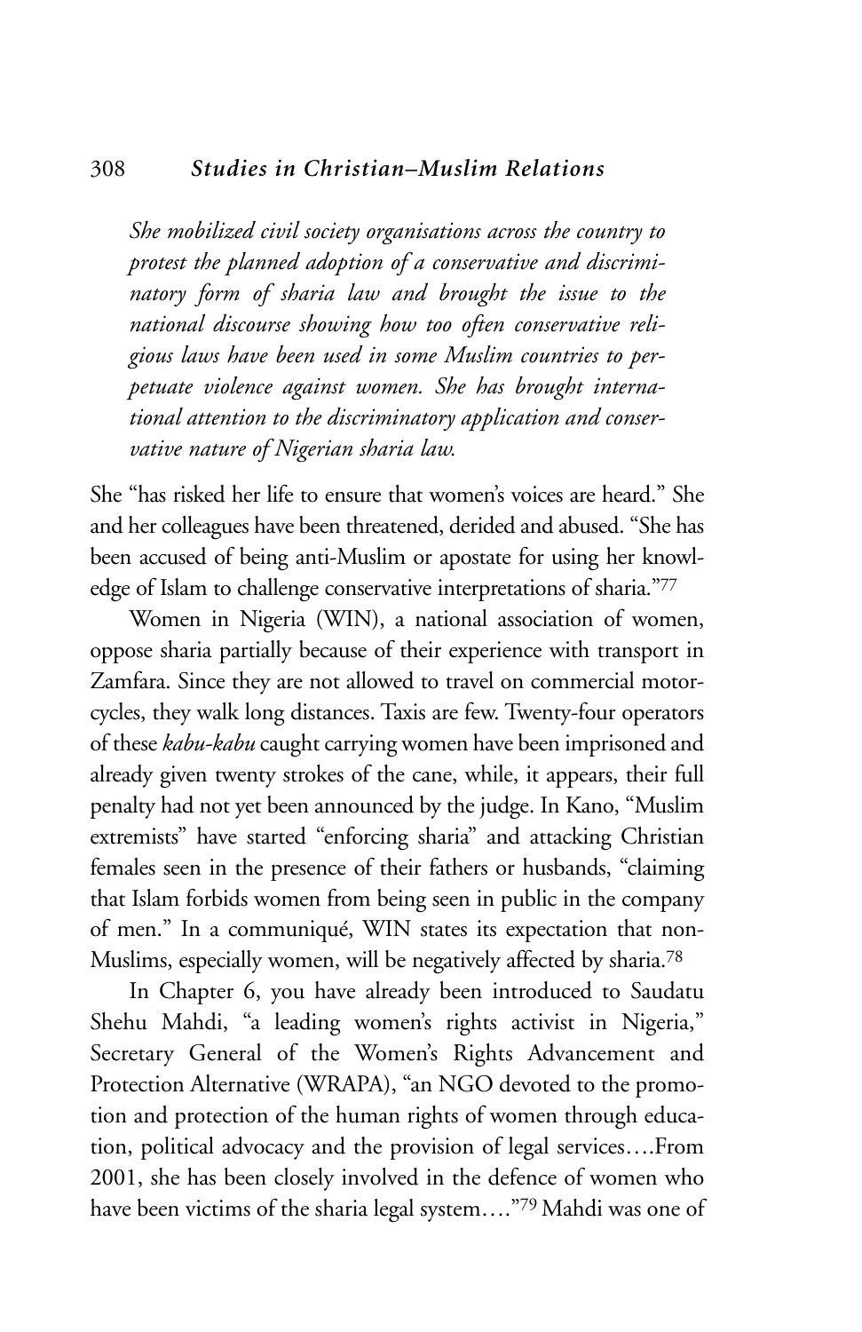*She mobilized civil society organisations across the country to protest the planned adoption of a conservative and discriminatory form of sharia law and brought the issue to the national discourse showing how too often conservative religious laws have been used in some Muslim countries to perpetuate violence against women. She has brought international attention to the discriminatory application and conservative nature of Nigerian sharia law.*

She "has risked her life to ensure that women's voices are heard." She and her colleagues have been threatened, derided and abused. "She has been accused of being anti-Muslim or apostate for using her knowledge of Islam to challenge conservative interpretations of sharia."[77]

Women in Nigeria (WIN), a national association of women, oppose sharia partially because of their experience with transport in Zamfara. Since they are not allowed to travel on commercial motorcycles, they walk long distances. Taxis are few. Twenty-four operators of these *kabu-kabu* caught carrying women have been imprisoned and already given twenty strokes of the cane, while, it appears, their full penalty had not yet been announced by the judge. In Kano, "Muslim extremists" have started "enforcing sharia" and attacking Christian females seen in the presence of their fathers or husbands, "claiming that Islam forbids women from being seen in public in the company of men." In a communiqué, WIN states its expectation that non-Muslims, especially women, will be negatively affected by sharia.[78]

In Chapter 6, you have already been introduced to Saudatu Shehu Mahdi, "a leading women's rights activist in Nigeria," Secretary General of the Women's Rights Advancement and Protection Alternative (WRAPA), "an NGO devoted to the promotion and protection of the human rights of women through education, political advocacy and the provision of legal services….From 2001, she has been closely involved in the defence of women who have been victims of the sharia legal system…."[79] Mahdi was one of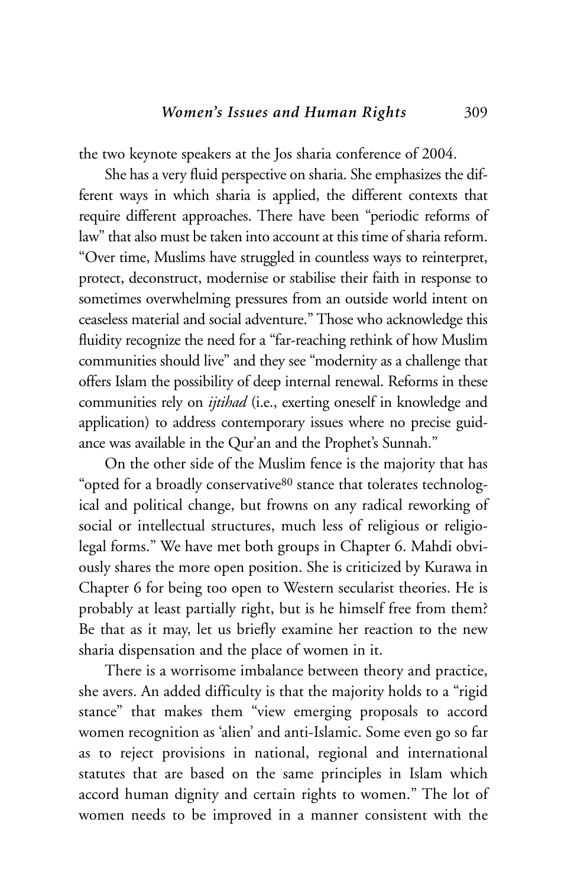the two keynote speakers at the Jos sharia conference of 2004.

She has a very fluid perspective on sharia. She emphasizes the different ways in which sharia is applied, the different contexts that require different approaches. There have been "periodic reforms of law" that also must be taken into account at this time of sharia reform. "Over time, Muslims have struggled in countless ways to reinterpret, protect, deconstruct, modernise or stabilise their faith in response to sometimes overwhelming pressures from an outside world intent on ceaseless material and social adventure." Those who acknowledge this fluidity recognize the need for a "far-reaching rethink of how Muslim communities should live" and they see "modernity as a challenge that offers Islam the possibility of deep internal renewal. Reforms in these communities rely on *ijtihad* (i.e., exerting oneself in knowledge and application) to address contemporary issues where no precise guidance was available in the Qur'an and the Prophet's Sunnah."

On the other side of the Muslim fence is the majority that has "opted for a broadly conservative[80] stance that tolerates technological and political change, but frowns on any radical reworking of social or intellectual structures, much less of religious or religio-legal forms." We have met both groups in Chapter 6. Mahdi obviously shares the more open position. She is criticized by Kurawa in Chapter 6 for being too open to Western secularist theories. He is probably at least partially right, but is he himself free from them? Be that as it may, let us briefly examine her reaction to the new sharia dispensation and the place of women in it.

There is a worrisome imbalance between theory and practice, she avers. An added difficulty is that the majority holds to a "rigid stance" that makes them "view emerging proposals to accord women recognition as 'alien' and anti-Islamic. Some even go so far as to reject provisions in national, regional and international statutes that are based on the same principles in Islam which accord human dignity and certain rights to women." The lot of women needs to be improved in a manner consistent with the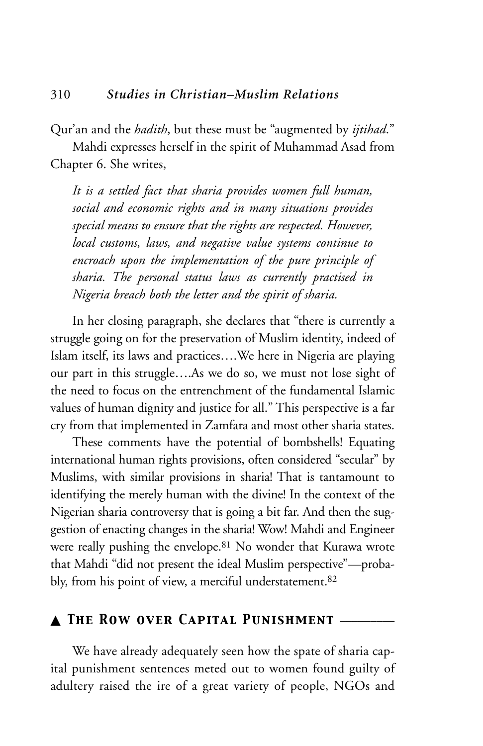Qur'an and the *hadith*, but these must be "augmented by *ijtihad*."

Mahdi expresses herself in the spirit of Muhammad Asad from Chapter 6. She writes,

> *It is a settled fact that sharia provides women full human, social and economic rights and in many situations provides special means to ensure that the rights are respected. However, local customs, laws, and negative value systems continue to encroach upon the implementation of the pure principle of sharia. The personal status laws as currently practised in Nigeria breach both the letter and the spirit of sharia.*

In her closing paragraph, she declares that "there is currently a struggle going on for the preservation of Muslim identity, indeed of Islam itself, its laws and practices….We here in Nigeria are playing our part in this struggle….As we do so, we must not lose sight of the need to focus on the entrenchment of the fundamental Islamic values of human dignity and justice for all." This perspective is a far cry from that implemented in Zamfara and most other sharia states.

These comments have the potential of bombshells! Equating international human rights provisions, often considered "secular" by Muslims, with similar provisions in sharia! That is tantamount to identifying the merely human with the divine! In the context of the Nigerian sharia controversy that is going a bit far. And then the suggestion of enacting changes in the sharia! Wow! Mahdi and Engineer were really pushing the envelope.[81] No wonder that Kurawa wrote that Mahdi "did not present the ideal Muslim perspective"—probably, from his point of view, a merciful understatement.[82]

## ▲ The Row over Capital Punishment

We have already adequately seen how the spate of sharia capital punishment sentences meted out to women found guilty of adultery raised the ire of a great variety of people, NGOs and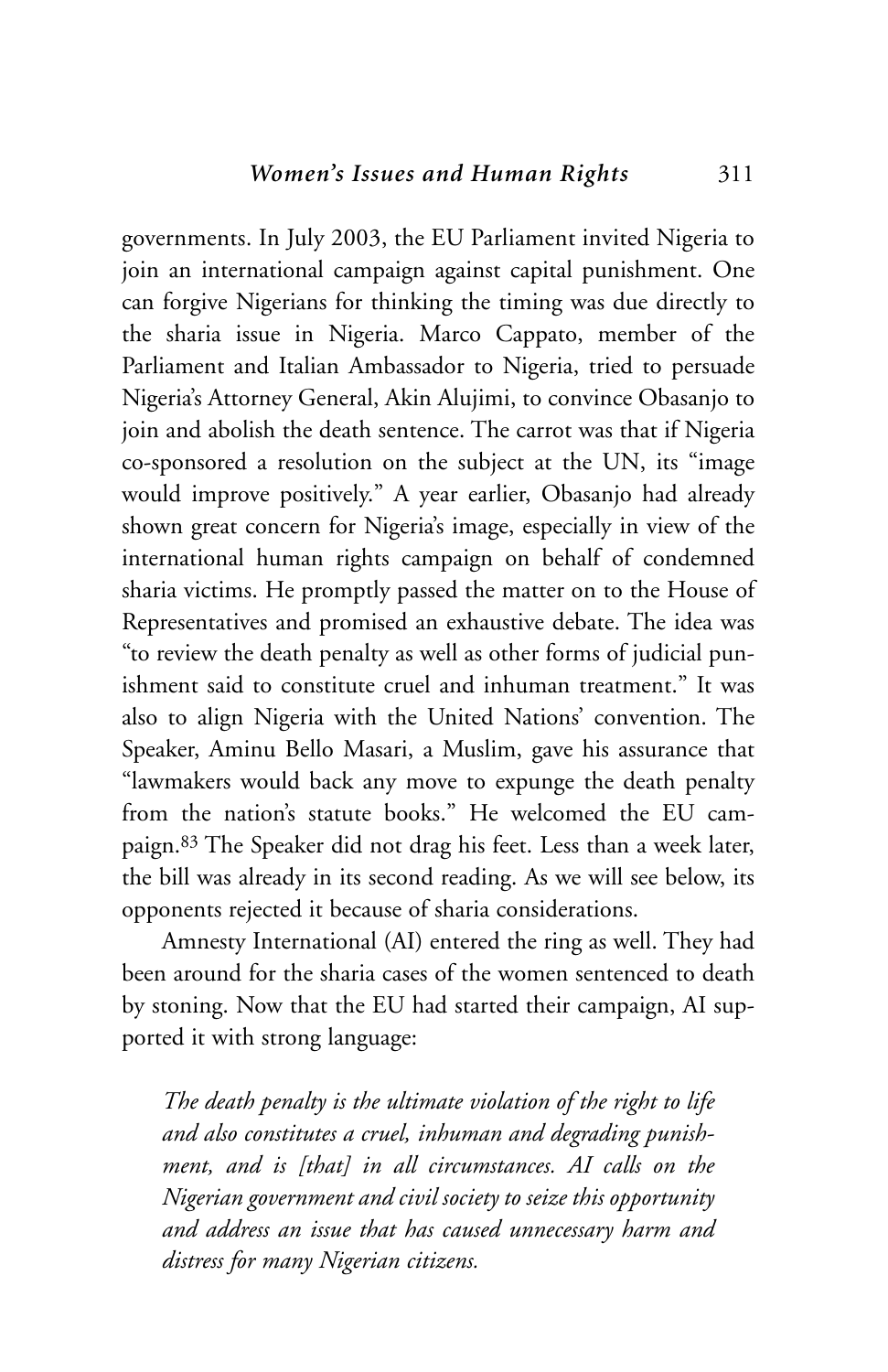governments. In July 2003, the EU Parliament invited Nigeria to join an international campaign against capital punishment. One can forgive Nigerians for thinking the timing was due directly to the sharia issue in Nigeria. Marco Cappato, member of the Parliament and Italian Ambassador to Nigeria, tried to persuade Nigeria's Attorney General, Akin Alujimi, to convince Obasanjo to join and abolish the death sentence. The carrot was that if Nigeria co-sponsored a resolution on the subject at the UN, its "image would improve positively." A year earlier, Obasanjo had already shown great concern for Nigeria's image, especially in view of the international human rights campaign on behalf of condemned sharia victims. He promptly passed the matter on to the House of Representatives and promised an exhaustive debate. The idea was "to review the death penalty as well as other forms of judicial punishment said to constitute cruel and inhuman treatment." It was also to align Nigeria with the United Nations' convention. The Speaker, Aminu Bello Masari, a Muslim, gave his assurance that "lawmakers would back any move to expunge the death penalty from the nation's statute books." He welcomed the EU campaign.[83] The Speaker did not drag his feet. Less than a week later, the bill was already in its second reading. As we will see below, its opponents rejected it because of sharia considerations.

Amnesty International (AI) entered the ring as well. They had been around for the sharia cases of the women sentenced to death by stoning. Now that the EU had started their campaign, AI supported it with strong language:

> *The death penalty is the ultimate violation of the right to life and also constitutes a cruel, inhuman and degrading punishment, and is [that] in all circumstances. AI calls on the Nigerian government and civil society to seize this opportunity and address an issue that has caused unnecessary harm and distress for many Nigerian citizens.*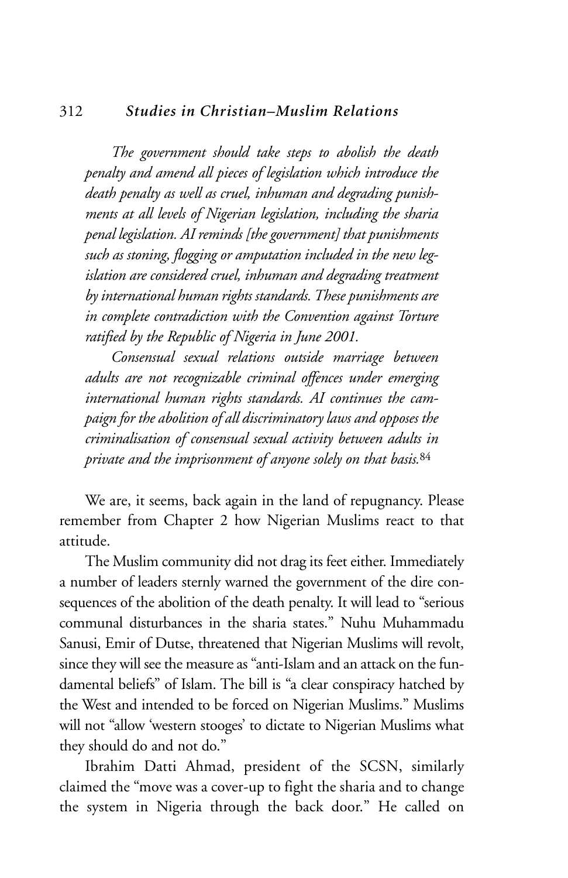*The government should take steps to abolish the death penalty and amend all pieces of legislation which introduce the death penalty as well as cruel, inhuman and degrading punishments at all levels of Nigerian legislation, including the sharia penal legislation. AI reminds [the government] that punishments such as stoning, flogging or amputation included in the new legislation are considered cruel, inhuman and degrading treatment by international human rights standards. These punishments are in complete contradiction with the Convention against Torture ratified by the Republic of Nigeria in June 2001.*

*Consensual sexual relations outside marriage between adults are not recognizable criminal offences under emerging international human rights standards. AI continues the campaign for the abolition of all discriminatory laws and opposes the criminalisation of consensual sexual activity between adults in private and the imprisonment of anyone solely on that basis.*[84]

We are, it seems, back again in the land of repugnancy. Please remember from Chapter 2 how Nigerian Muslims react to that attitude.

The Muslim community did not drag its feet either. Immediately a number of leaders sternly warned the government of the dire consequences of the abolition of the death penalty. It will lead to "serious communal disturbances in the sharia states." Nuhu Muhammadu Sanusi, Emir of Dutse, threatened that Nigerian Muslims will revolt, since they will see the measure as "anti-Islam and an attack on the fundamental beliefs" of Islam. The bill is "a clear conspiracy hatched by the West and intended to be forced on Nigerian Muslims." Muslims will not "allow 'western stooges' to dictate to Nigerian Muslims what they should do and not do."

Ibrahim Datti Ahmad, president of the SCSN, similarly claimed the "move was a cover-up to fight the sharia and to change the system in Nigeria through the back door." He called on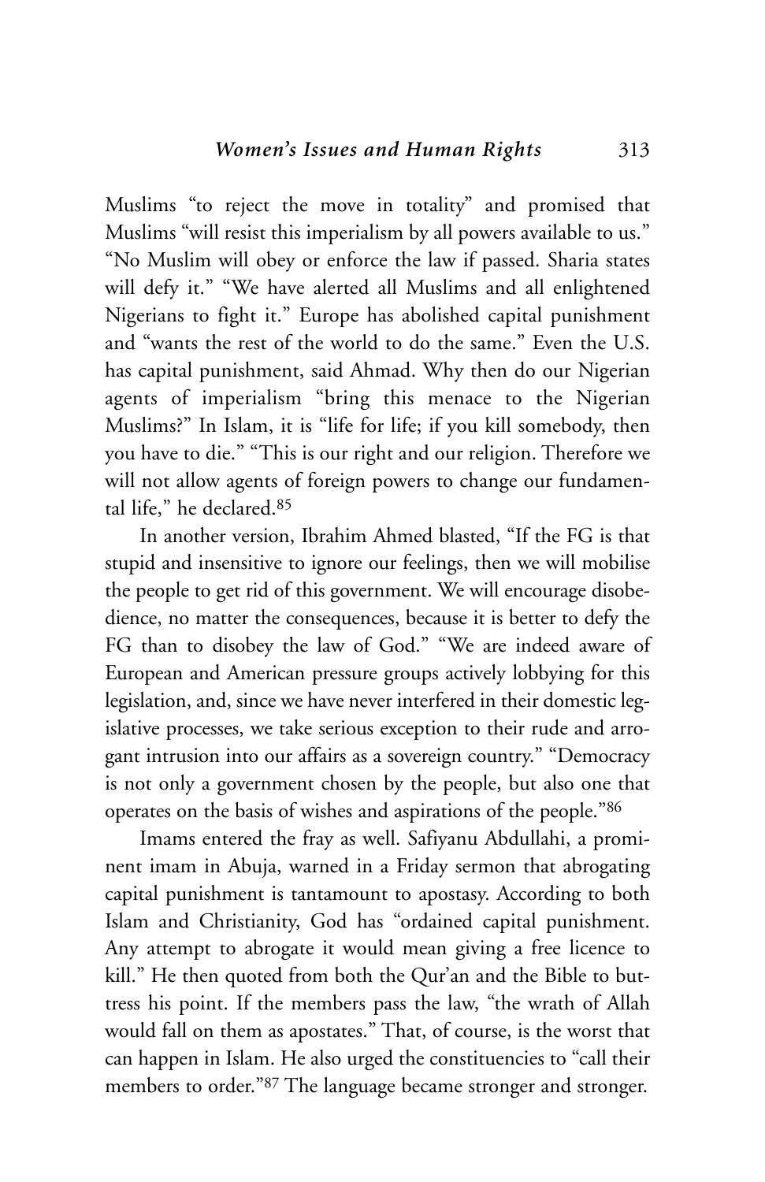Muslims "to reject the move in totality" and promised that Muslims "will resist this imperialism by all powers available to us." "No Muslim will obey or enforce the law if passed. Sharia states will defy it." "We have alerted all Muslims and all enlightened Nigerians to fight it." Europe has abolished capital punishment and "wants the rest of the world to do the same." Even the U.S. has capital punishment, said Ahmad. Why then do our Nigerian agents of imperialism "bring this menace to the Nigerian Muslims?" In Islam, it is "life for life; if you kill somebody, then you have to die." "This is our right and our religion. Therefore we will not allow agents of foreign powers to change our fundamental life," he declared.[85]

In another version, Ibrahim Ahmed blasted, "If the FG is that stupid and insensitive to ignore our feelings, then we will mobilise the people to get rid of this government. We will encourage disobedience, no matter the consequences, because it is better to defy the FG than to disobey the law of God." "We are indeed aware of European and American pressure groups actively lobbying for this legislation, and, since we have never interfered in their domestic legislative processes, we take serious exception to their rude and arrogant intrusion into our affairs as a sovereign country." "Democracy is not only a government chosen by the people, but also one that operates on the basis of wishes and aspirations of the people."[86]

Imams entered the fray as well. Safiyanu Abdullahi, a prominent imam in Abuja, warned in a Friday sermon that abrogating capital punishment is tantamount to apostasy. According to both Islam and Christianity, God has "ordained capital punishment. Any attempt to abrogate it would mean giving a free licence to kill." He then quoted from both the Qur'an and the Bible to buttress his point. If the members pass the law, "the wrath of Allah would fall on them as apostates." That, of course, is the worst that can happen in Islam. He also urged the constituencies to "call their members to order."[87] The language became stronger and stronger.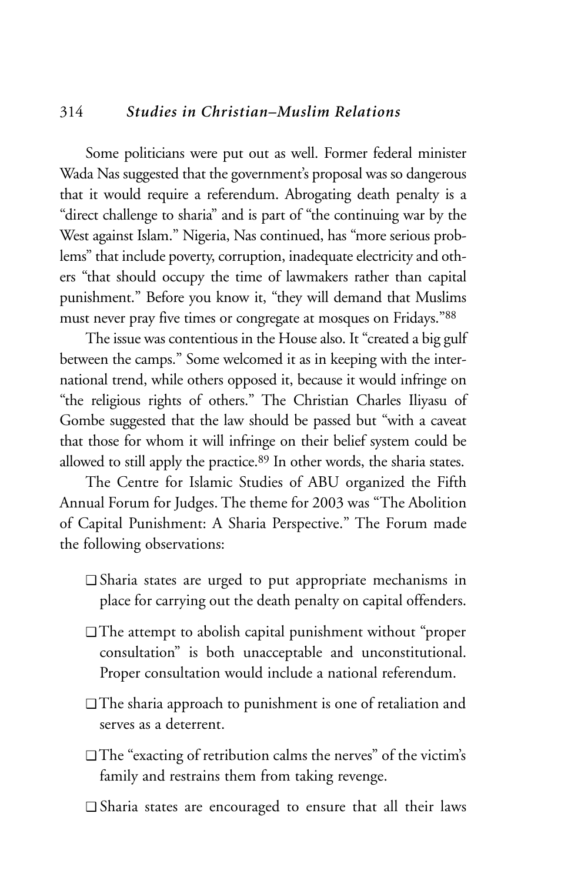Some politicians were put out as well. Former federal minister Wada Nas suggested that the government's proposal was so dangerous that it would require a referendum. Abrogating death penalty is a "direct challenge to sharia" and is part of "the continuing war by the West against Islam." Nigeria, Nas continued, has "more serious problems" that include poverty, corruption, inadequate electricity and others "that should occupy the time of lawmakers rather than capital punishment." Before you know it, "they will demand that Muslims must never pray five times or congregate at mosques on Fridays."[88]

The issue was contentious in the House also. It "created a big gulf between the camps." Some welcomed it as in keeping with the international trend, while others opposed it, because it would infringe on "the religious rights of others." The Christian Charles Iliyasu of Gombe suggested that the law should be passed but "with a caveat that those for whom it will infringe on their belief system could be allowed to still apply the practice.[89] In other words, the sharia states.

The Centre for Islamic Studies of ABU organized the Fifth Annual Forum for Judges. The theme for 2003 was "The Abolition of Capital Punishment: A Sharia Perspective." The Forum made the following observations:

- Sharia states are urged to put appropriate mechanisms in place for carrying out the death penalty on capital offenders.
- The attempt to abolish capital punishment without "proper consultation" is both unacceptable and unconstitutional. Proper consultation would include a national referendum.
- The sharia approach to punishment is one of retaliation and serves as a deterrent.
- The "exacting of retribution calms the nerves" of the victim's family and restrains them from taking revenge.
- Sharia states are encouraged to ensure that all their laws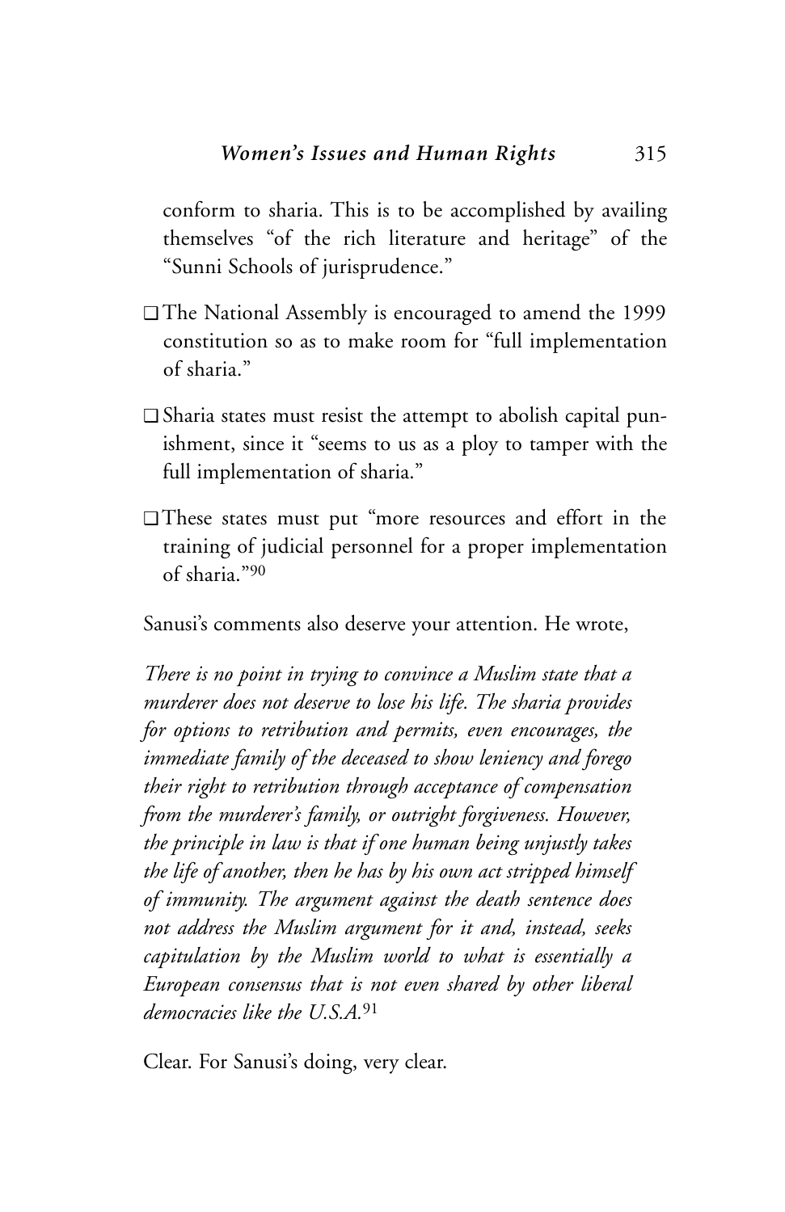conform to sharia. This is to be accomplished by availing themselves "of the rich literature and heritage" of the "Sunni Schools of jurisprudence."

- The National Assembly is encouraged to amend the 1999 constitution so as to make room for "full implementation of sharia."
- Sharia states must resist the attempt to abolish capital punishment, since it "seems to us as a ploy to tamper with the full implementation of sharia."
- These states must put "more resources and effort in the training of judicial personnel for a proper implementation of sharia."[90]

Sanusi's comments also deserve your attention. He wrote,

*There is no point in trying to convince a Muslim state that a murderer does not deserve to lose his life. The sharia provides for options to retribution and permits, even encourages, the immediate family of the deceased to show leniency and forego their right to retribution through acceptance of compensation from the murderer's family, or outright forgiveness. However, the principle in law is that if one human being unjustly takes the life of another, then he has by his own act stripped himself of immunity. The argument against the death sentence does not address the Muslim argument for it and, instead, seeks capitulation by the Muslim world to what is essentially a European consensus that is not even shared by other liberal democracies like the U.S.A.*[91]

Clear. For Sanusi's doing, very clear.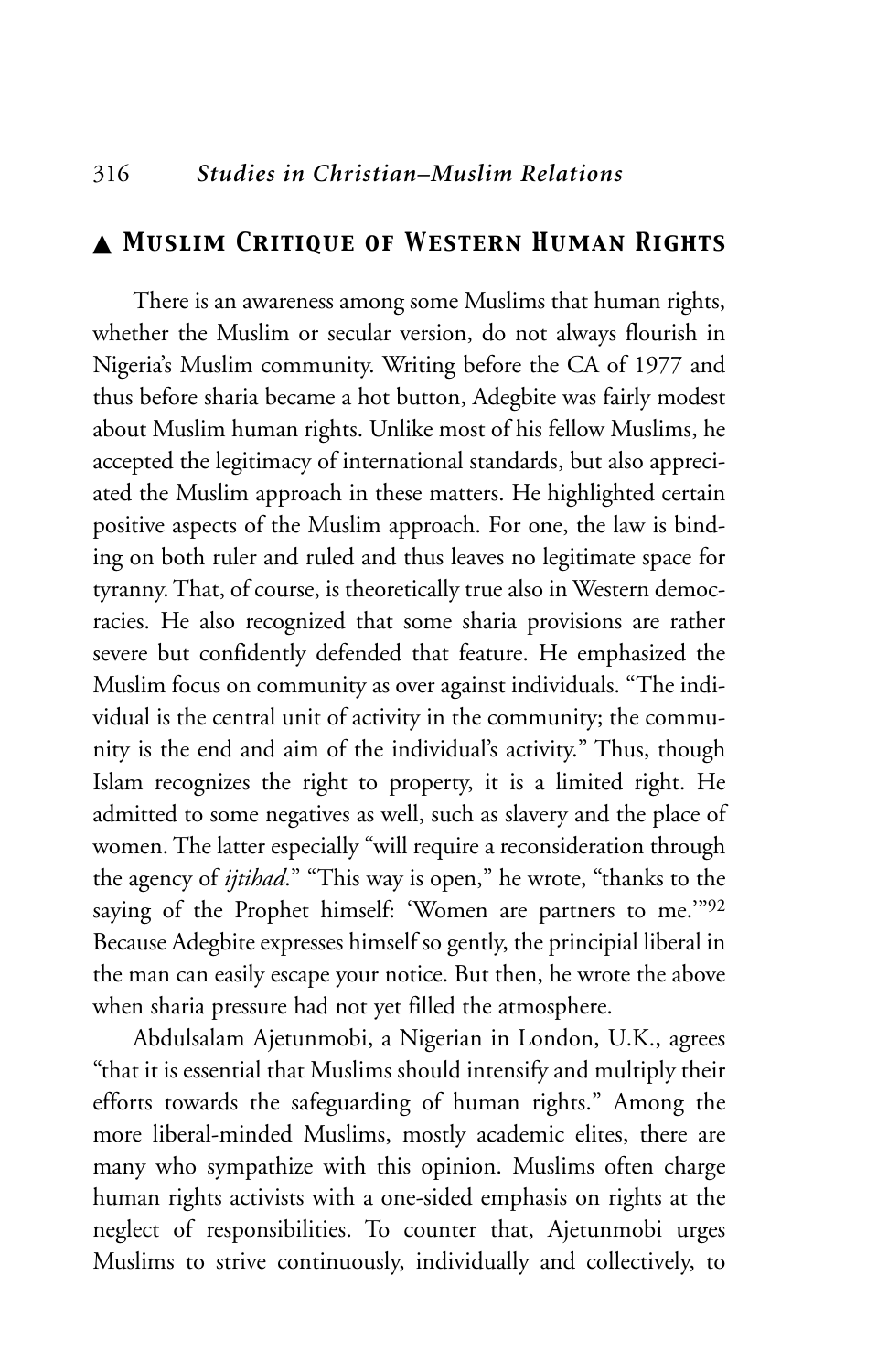## ▲ Muslim Critique of Western Human Rights

There is an awareness among some Muslims that human rights, whether the Muslim or secular version, do not always flourish in Nigeria's Muslim community. Writing before the CA of 1977 and thus before sharia became a hot button, Adegbite was fairly modest about Muslim human rights. Unlike most of his fellow Muslims, he accepted the legitimacy of international standards, but also appreciated the Muslim approach in these matters. He highlighted certain positive aspects of the Muslim approach. For one, the law is binding on both ruler and ruled and thus leaves no legitimate space for tyranny. That, of course, is theoretically true also in Western democracies. He also recognized that some sharia provisions are rather severe but confidently defended that feature. He emphasized the Muslim focus on community as over against individuals. "The individual is the central unit of activity in the community; the community is the end and aim of the individual's activity." Thus, though Islam recognizes the right to property, it is a limited right. He admitted to some negatives as well, such as slavery and the place of women. The latter especially "will require a reconsideration through the agency of *ijtihad*." "This way is open," he wrote, "thanks to the saying of the Prophet himself: 'Women are partners to me.'"[92] Because Adegbite expresses himself so gently, the principial liberal in the man can easily escape your notice. But then, he wrote the above when sharia pressure had not yet filled the atmosphere.

Abdulsalam Ajetunmobi, a Nigerian in London, U.K., agrees "that it is essential that Muslims should intensify and multiply their efforts towards the safeguarding of human rights." Among the more liberal-minded Muslims, mostly academic elites, there are many who sympathize with this opinion. Muslims often charge human rights activists with a one-sided emphasis on rights at the neglect of responsibilities. To counter that, Ajetunmobi urges Muslims to strive continuously, individually and collectively, to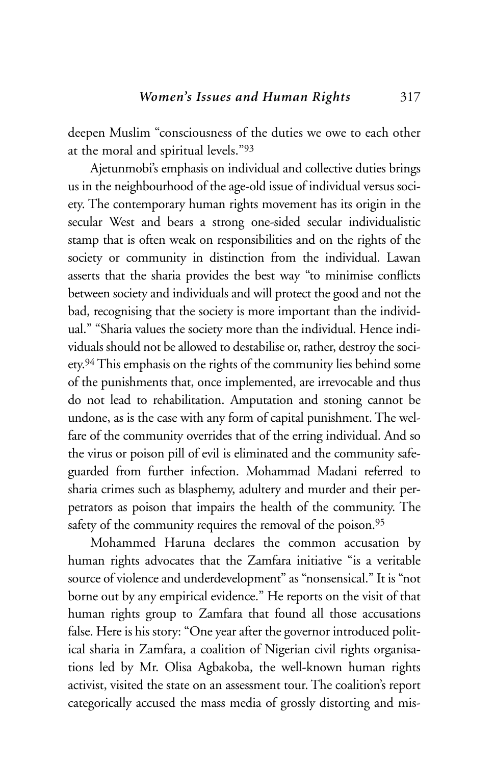deepen Muslim “consciousness of the duties we owe to each other at the moral and spiritual levels.”[93]

Ajetunmobi’s emphasis on individual and collective duties brings us in the neighbourhood of the age-old issue of individual versus society. The contemporary human rights movement has its origin in the secular West and bears a strong one-sided secular individualistic stamp that is often weak on responsibilities and on the rights of the society or community in distinction from the individual. Lawan asserts that the sharia provides the best way “to minimise conflicts between society and individuals and will protect the good and not the bad, recognising that the society is more important than the individual.” “Sharia values the society more than the individual. Hence individuals should not be allowed to destabilise or, rather, destroy the society.[94] This emphasis on the rights of the community lies behind some of the punishments that, once implemented, are irrevocable and thus do not lead to rehabilitation. Amputation and stoning cannot be undone, as is the case with any form of capital punishment. The welfare of the community overrides that of the erring individual. And so the virus or poison pill of evil is eliminated and the community safeguarded from further infection. Mohammad Madani referred to sharia crimes such as blasphemy, adultery and murder and their perpetrators as poison that impairs the health of the community. The safety of the community requires the removal of the poison.[95]

Mohammed Haruna declares the common accusation by human rights advocates that the Zamfara initiative “is a veritable source of violence and underdevelopment” as “nonsensical.” It is “not borne out by any empirical evidence.” He reports on the visit of that human rights group to Zamfara that found all those accusations false. Here is his story: “One year after the governor introduced political sharia in Zamfara, a coalition of Nigerian civil rights organisations led by Mr. Olisa Agbakoba, the well-known human rights activist, visited the state on an assessment tour. The coalition’s report categorically accused the mass media of grossly distorting and mis-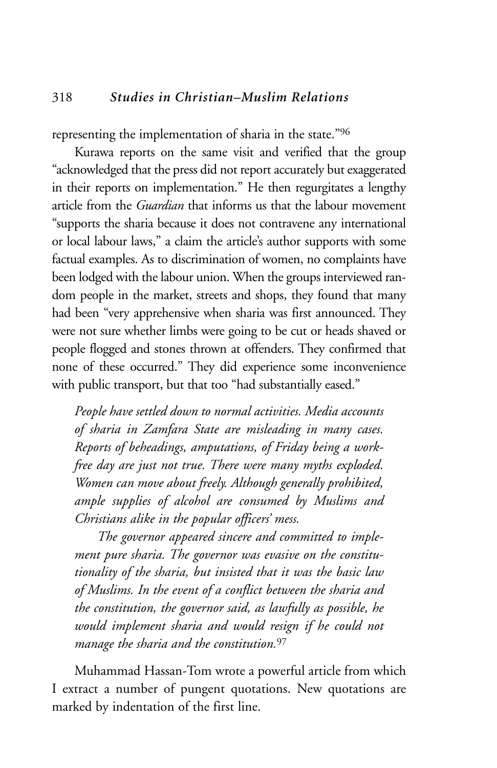representing the implementation of sharia in the state."[96]

Kurawa reports on the same visit and verified that the group "acknowledged that the press did not report accurately but exaggerated in their reports on implementation." He then regurgitates a lengthy article from the *Guardian* that informs us that the labour movement "supports the sharia because it does not contravene any international or local labour laws," a claim the article's author supports with some factual examples. As to discrimination of women, no complaints have been lodged with the labour union. When the groups interviewed random people in the market, streets and shops, they found that many had been "very apprehensive when sharia was first announced. They were not sure whether limbs were going to be cut or heads shaved or people flogged and stones thrown at offenders. They confirmed that none of these occurred." They did experience some inconvenience with public transport, but that too "had substantially eased."

> *People have settled down to normal activities. Media accounts of sharia in Zamfara State are misleading in many cases. Reports of beheadings, amputations, of Friday being a work-free day are just not true. There were many myths exploded. Women can move about freely. Although generally prohibited, ample supplies of alcohol are consumed by Muslims and Christians alike in the popular officers' mess.*
>
> *The governor appeared sincere and committed to implement pure sharia. The governor was evasive on the constitutionality of the sharia, but insisted that it was the basic law of Muslims. In the event of a conflict between the sharia and the constitution, the governor said, as lawfully as possible, he would implement sharia and would resign if he could not manage the sharia and the constitution.*[97]

Muhammad Hassan-Tom wrote a powerful article from which I extract a number of pungent quotations. New quotations are marked by indentation of the first line.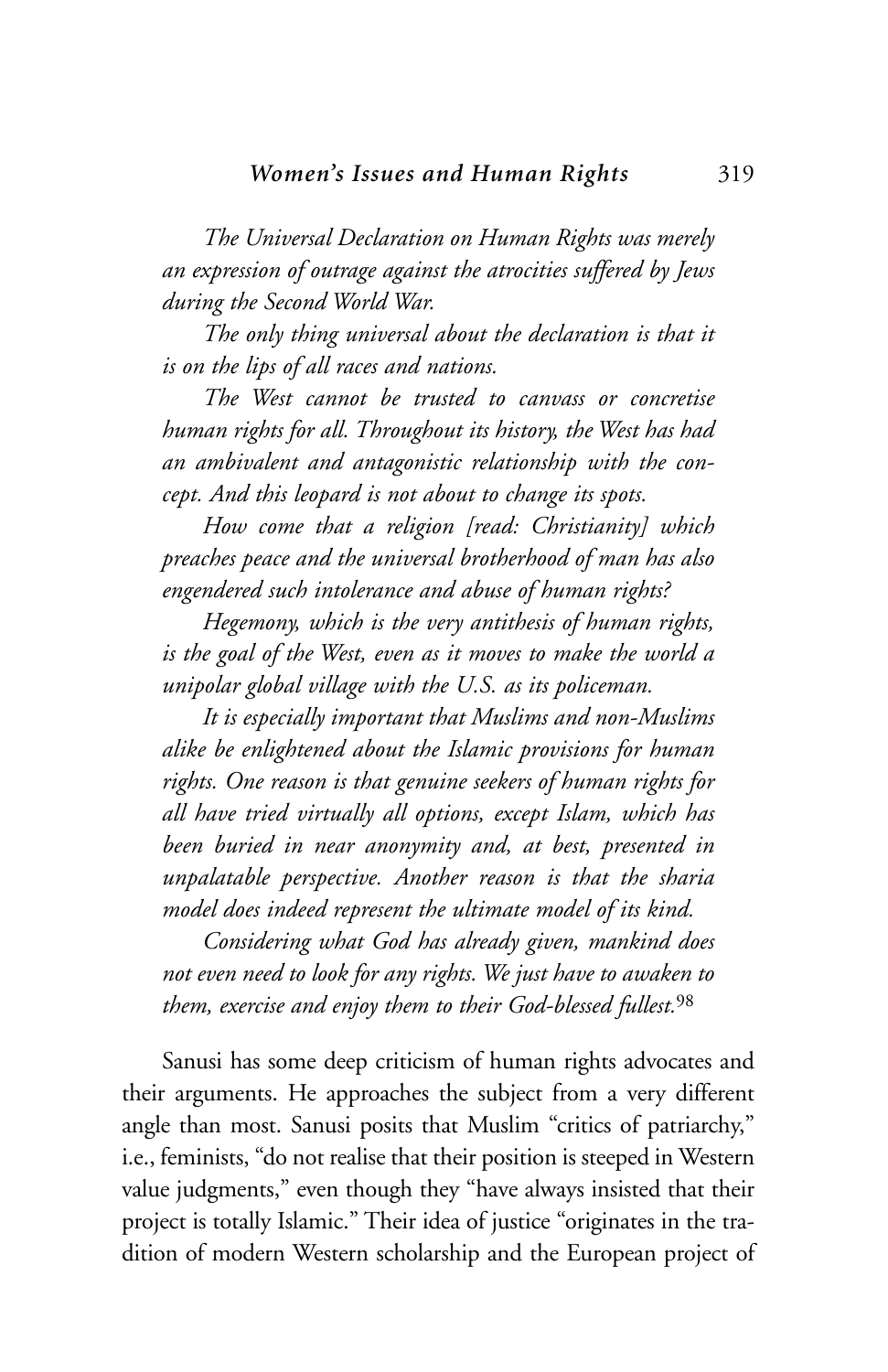*The Universal Declaration on Human Rights was merely an expression of outrage against the atrocities suffered by Jews during the Second World War.*

*The only thing universal about the declaration is that it is on the lips of all races and nations.*

*The West cannot be trusted to canvass or concretise human rights for all. Throughout its history, the West has had an ambivalent and antagonistic relationship with the concept. And this leopard is not about to change its spots.*

*How come that a religion [read: Christianity] which preaches peace and the universal brotherhood of man has also engendered such intolerance and abuse of human rights?*

*Hegemony, which is the very antithesis of human rights, is the goal of the West, even as it moves to make the world a unipolar global village with the U.S. as its policeman.*

*It is especially important that Muslims and non-Muslims alike be enlightened about the Islamic provisions for human rights. One reason is that genuine seekers of human rights for all have tried virtually all options, except Islam, which has been buried in near anonymity and, at best, presented in unpalatable perspective. Another reason is that the sharia model does indeed represent the ultimate model of its kind.*

*Considering what God has already given, mankind does not even need to look for any rights. We just have to awaken to them, exercise and enjoy them to their God-blessed fullest.*[98]

Sanusi has some deep criticism of human rights advocates and their arguments. He approaches the subject from a very different angle than most. Sanusi posits that Muslim "critics of patriarchy," i.e., feminists, "do not realise that their position is steeped in Western value judgments," even though they "have always insisted that their project is totally Islamic." Their idea of justice "originates in the tradition of modern Western scholarship and the European project of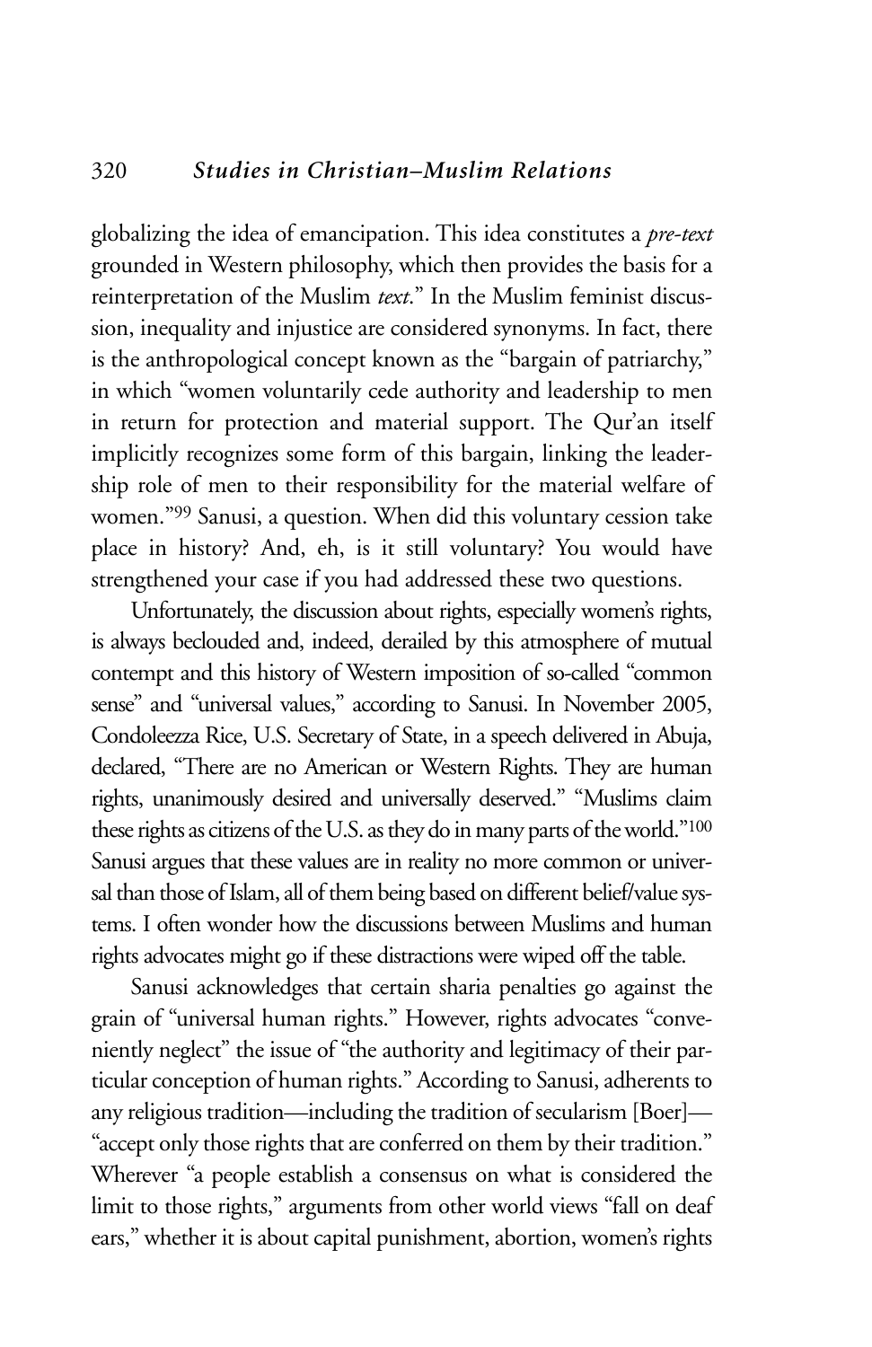globalizing the idea of emancipation. This idea constitutes a *pre-text* grounded in Western philosophy, which then provides the basis for a reinterpretation of the Muslim *text*." In the Muslim feminist discussion, inequality and injustice are considered synonyms. In fact, there is the anthropological concept known as the "bargain of patriarchy," in which "women voluntarily cede authority and leadership to men in return for protection and material support. The Qur'an itself implicitly recognizes some form of this bargain, linking the leadership role of men to their responsibility for the material welfare of women."[99] Sanusi, a question. When did this voluntary cession take place in history? And, eh, is it still voluntary? You would have strengthened your case if you had addressed these two questions.

Unfortunately, the discussion about rights, especially women's rights, is always beclouded and, indeed, derailed by this atmosphere of mutual contempt and this history of Western imposition of so-called "common sense" and "universal values," according to Sanusi. In November 2005, Condoleezza Rice, U.S. Secretary of State, in a speech delivered in Abuja, declared, "There are no American or Western Rights. They are human rights, unanimously desired and universally deserved." "Muslims claim these rights as citizens of the U.S. as they do in many parts of the world."[100] Sanusi argues that these values are in reality no more common or universal than those of Islam, all of them being based on different belief/value systems. I often wonder how the discussions between Muslims and human rights advocates might go if these distractions were wiped off the table.

Sanusi acknowledges that certain sharia penalties go against the grain of "universal human rights." However, rights advocates "conveniently neglect" the issue of "the authority and legitimacy of their particular conception of human rights." According to Sanusi, adherents to any religious tradition—including the tradition of secularism [Boer]—"accept only those rights that are conferred on them by their tradition." Wherever "a people establish a consensus on what is considered the limit to those rights," arguments from other world views "fall on deaf ears," whether it is about capital punishment, abortion, women's rights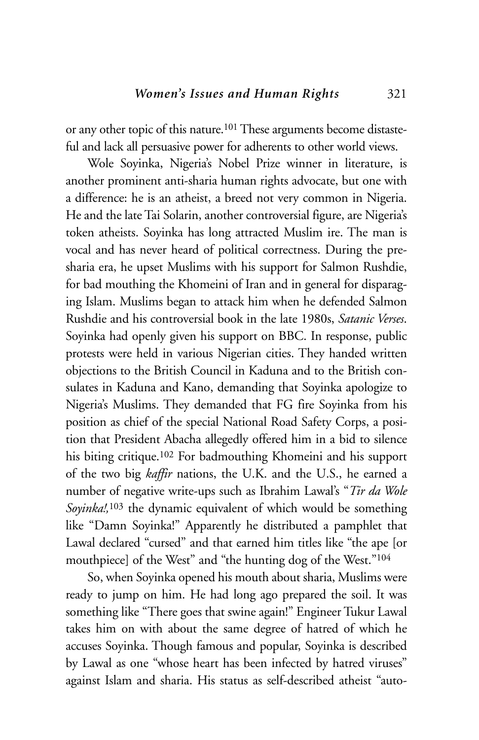or any other topic of this nature.[101] These arguments become distasteful and lack all persuasive power for adherents to other world views.

Wole Soyinka, Nigeria's Nobel Prize winner in literature, is another prominent anti-sharia human rights advocate, but one with a difference: he is an atheist, a breed not very common in Nigeria. He and the late Tai Solarin, another controversial figure, are Nigeria's token atheists. Soyinka has long attracted Muslim ire. The man is vocal and has never heard of political correctness. During the pre-sharia era, he upset Muslims with his support for Salmon Rushdie, for bad mouthing the Khomeini of Iran and in general for disparaging Islam. Muslims began to attack him when he defended Salmon Rushdie and his controversial book in the late 1980s, *Satanic Verses*. Soyinka had openly given his support on BBC. In response, public protests were held in various Nigerian cities. They handed written objections to the British Council in Kaduna and to the British consulates in Kaduna and Kano, demanding that Soyinka apologize to Nigeria's Muslims. They demanded that FG fire Soyinka from his position as chief of the special National Road Safety Corps, a position that President Abacha allegedly offered him in a bid to silence his biting critique.[102] For badmouthing Khomeini and his support of the two big *kaffir* nations, the U.K. and the U.S., he earned a number of negative write-ups such as Ibrahim Lawal's "*Tir da Wole Soyinka!,*[103] the dynamic equivalent of which would be something like "Damn Soyinka!" Apparently he distributed a pamphlet that Lawal declared "cursed" and that earned him titles like "the ape [or mouthpiece] of the West" and "the hunting dog of the West."[104]

So, when Soyinka opened his mouth about sharia, Muslims were ready to jump on him. He had long ago prepared the soil. It was something like "There goes that swine again!" Engineer Tukur Lawal takes him on with about the same degree of hatred of which he accuses Soyinka. Though famous and popular, Soyinka is described by Lawal as one "whose heart has been infected by hatred viruses" against Islam and sharia. His status as self-described atheist "auto-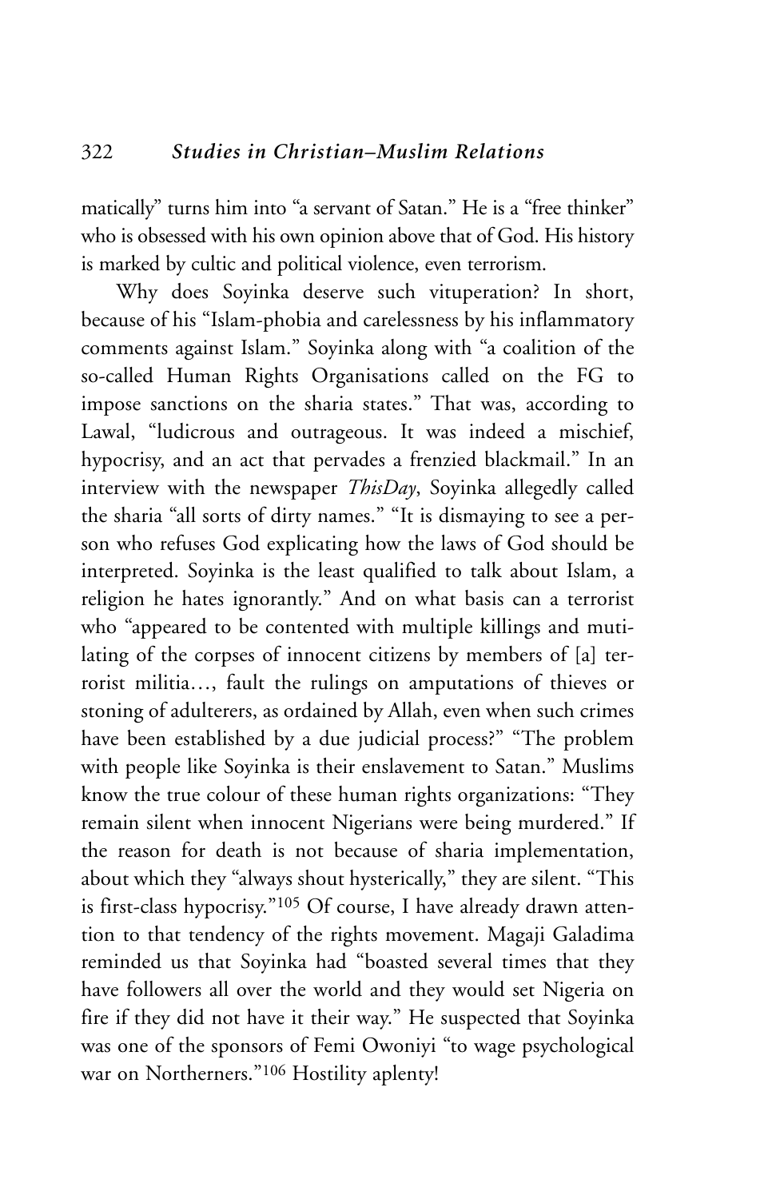matically" turns him into "a servant of Satan." He is a "free thinker" who is obsessed with his own opinion above that of God. His history is marked by cultic and political violence, even terrorism.

Why does Soyinka deserve such vituperation? In short, because of his "Islam-phobia and carelessness by his inflammatory comments against Islam." Soyinka along with "a coalition of the so-called Human Rights Organisations called on the FG to impose sanctions on the sharia states." That was, according to Lawal, "ludicrous and outrageous. It was indeed a mischief, hypocrisy, and an act that pervades a frenzied blackmail." In an interview with the newspaper *ThisDay*, Soyinka allegedly called the sharia "all sorts of dirty names." "It is dismaying to see a person who refuses God explicating how the laws of God should be interpreted. Soyinka is the least qualified to talk about Islam, a religion he hates ignorantly." And on what basis can a terrorist who "appeared to be contented with multiple killings and mutilating of the corpses of innocent citizens by members of [a] terrorist militia…, fault the rulings on amputations of thieves or stoning of adulterers, as ordained by Allah, even when such crimes have been established by a due judicial process?" "The problem with people like Soyinka is their enslavement to Satan." Muslims know the true colour of these human rights organizations: "They remain silent when innocent Nigerians were being murdered." If the reason for death is not because of sharia implementation, about which they "always shout hysterically," they are silent. "This is first-class hypocrisy."[105] Of course, I have already drawn attention to that tendency of the rights movement. Magaji Galadima reminded us that Soyinka had "boasted several times that they have followers all over the world and they would set Nigeria on fire if they did not have it their way." He suspected that Soyinka was one of the sponsors of Femi Owoniyi "to wage psychological war on Northerners."[106] Hostility aplenty!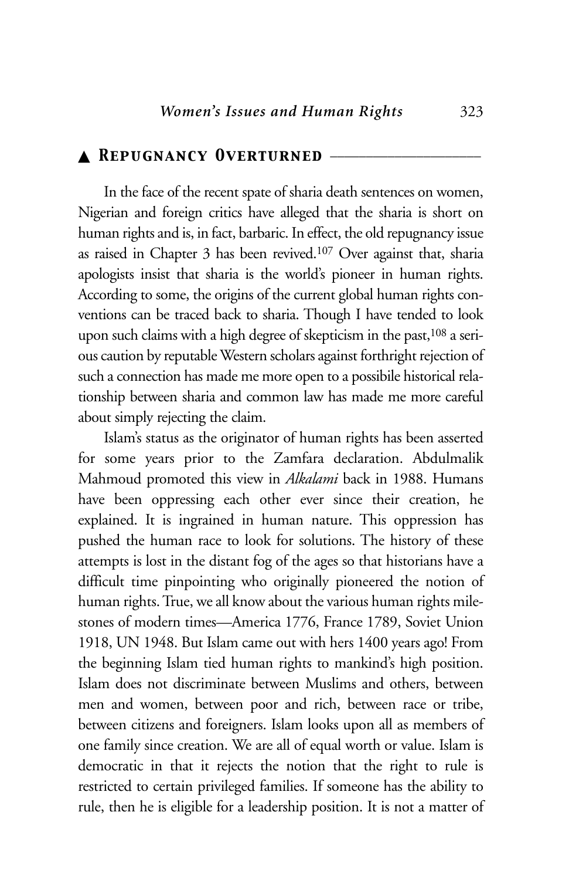## ▲ Repugnancy Overturned

In the face of the recent spate of sharia death sentences on women, Nigerian and foreign critics have alleged that the sharia is short on human rights and is, in fact, barbaric. In effect, the old repugnancy issue as raised in Chapter 3 has been revived.[107] Over against that, sharia apologists insist that sharia is the world's pioneer in human rights. According to some, the origins of the current global human rights conventions can be traced back to sharia. Though I have tended to look upon such claims with a high degree of skepticism in the past,[108] a serious caution by reputable Western scholars against forthright rejection of such a connection has made me more open to a possibile historical relationship between sharia and common law has made me more careful about simply rejecting the claim.

Islam's status as the originator of human rights has been asserted for some years prior to the Zamfara declaration. Abdulmalik Mahmoud promoted this view in *Alkalami* back in 1988. Humans have been oppressing each other ever since their creation, he explained. It is ingrained in human nature. This oppression has pushed the human race to look for solutions. The history of these attempts is lost in the distant fog of the ages so that historians have a difficult time pinpointing who originally pioneered the notion of human rights. True, we all know about the various human rights milestones of modern times—America 1776, France 1789, Soviet Union 1918, UN 1948. But Islam came out with hers 1400 years ago! From the beginning Islam tied human rights to mankind's high position. Islam does not discriminate between Muslims and others, between men and women, between poor and rich, between race or tribe, between citizens and foreigners. Islam looks upon all as members of one family since creation. We are all of equal worth or value. Islam is democratic in that it rejects the notion that the right to rule is restricted to certain privileged families. If someone has the ability to rule, then he is eligible for a leadership position. It is not a matter of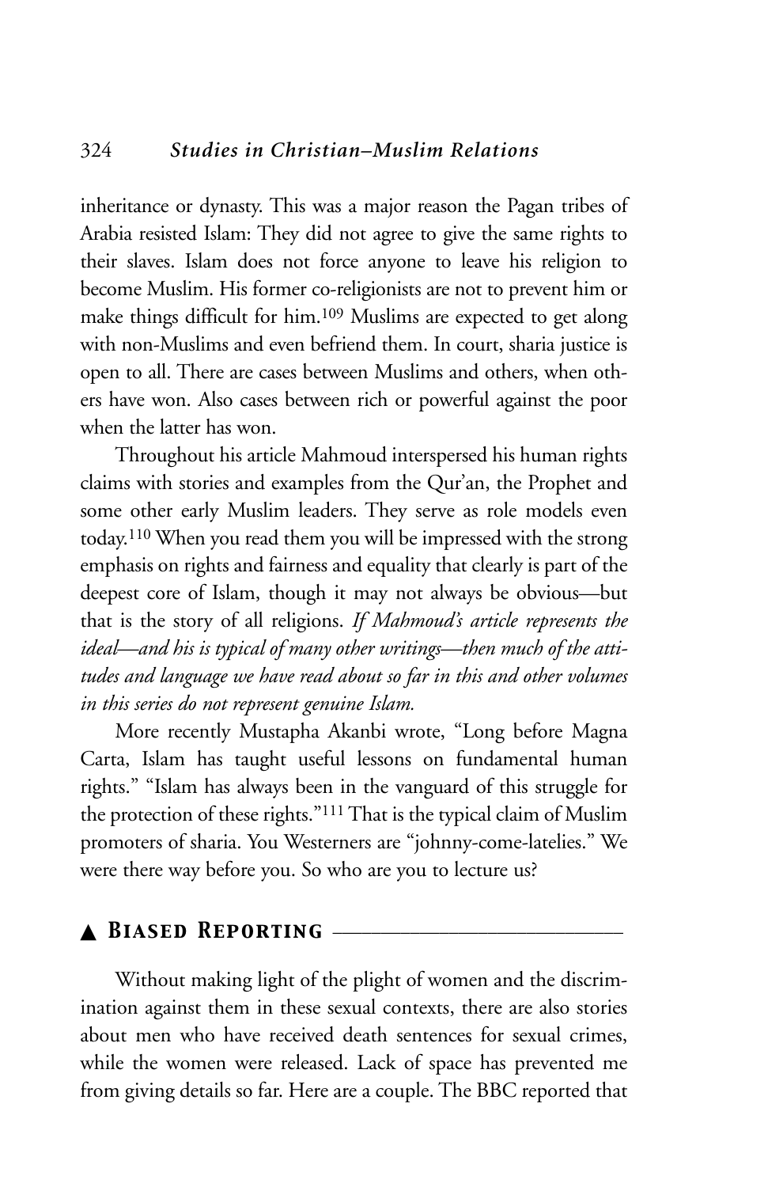inheritance or dynasty. This was a major reason the Pagan tribes of Arabia resisted Islam: They did not agree to give the same rights to their slaves. Islam does not force anyone to leave his religion to become Muslim. His former co-religionists are not to prevent him or make things difficult for him.[109] Muslims are expected to get along with non-Muslims and even befriend them. In court, sharia justice is open to all. There are cases between Muslims and others, when others have won. Also cases between rich or powerful against the poor when the latter has won.

Throughout his article Mahmoud interspersed his human rights claims with stories and examples from the Qur'an, the Prophet and some other early Muslim leaders. They serve as role models even today.[110] When you read them you will be impressed with the strong emphasis on rights and fairness and equality that clearly is part of the deepest core of Islam, though it may not always be obvious—but that is the story of all religions. *If Mahmoud's article represents the ideal—and his is typical of many other writings—then much of the attitudes and language we have read about so far in this and other volumes in this series do not represent genuine Islam.*

More recently Mustapha Akanbi wrote, "Long before Magna Carta, Islam has taught useful lessons on fundamental human rights." "Islam has always been in the vanguard of this struggle for the protection of these rights."[111] That is the typical claim of Muslim promoters of sharia. You Westerners are "johnny-come-latelies." We were there way before you. So who are you to lecture us?

## ▲ Biased Reporting

Without making light of the plight of women and the discrimination against them in these sexual contexts, there are also stories about men who have received death sentences for sexual crimes, while the women were released. Lack of space has prevented me from giving details so far. Here are a couple. The BBC reported that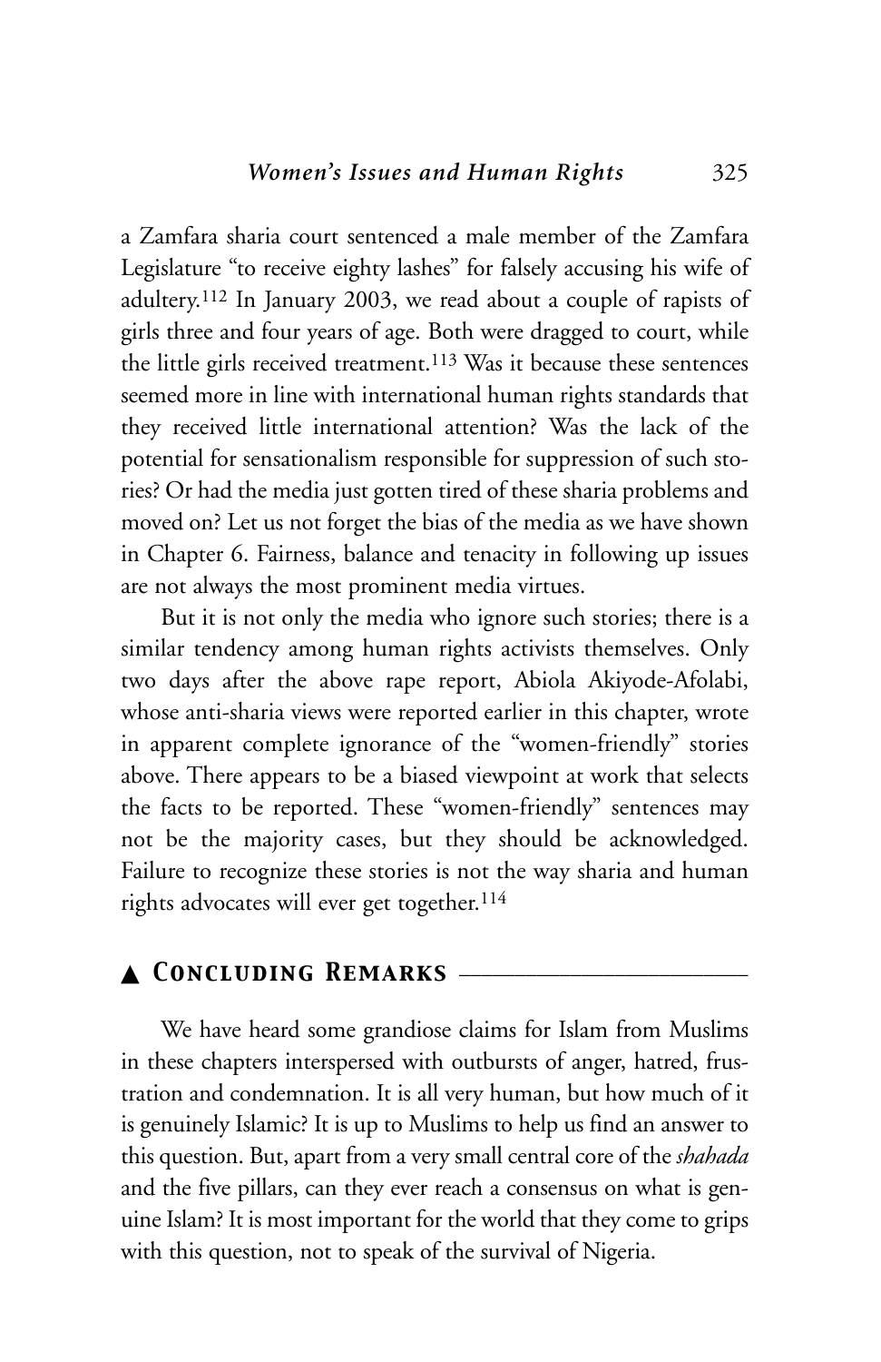a Zamfara sharia court sentenced a male member of the Zamfara Legislature "to receive eighty lashes" for falsely accusing his wife of adultery.[112] In January 2003, we read about a couple of rapists of girls three and four years of age. Both were dragged to court, while the little girls received treatment.[113] Was it because these sentences seemed more in line with international human rights standards that they received little international attention? Was the lack of the potential for sensationalism responsible for suppression of such stories? Or had the media just gotten tired of these sharia problems and moved on? Let us not forget the bias of the media as we have shown in Chapter 6. Fairness, balance and tenacity in following up issues are not always the most prominent media virtues.

But it is not only the media who ignore such stories; there is a similar tendency among human rights activists themselves. Only two days after the above rape report, Abiola Akiyode-Afolabi, whose anti-sharia views were reported earlier in this chapter, wrote in apparent complete ignorance of the "women-friendly" stories above. There appears to be a biased viewpoint at work that selects the facts to be reported. These "women-friendly" sentences may not be the majority cases, but they should be acknowledged. Failure to recognize these stories is not the way sharia and human rights advocates will ever get together.[114]

## ▲ Concluding Remarks

We have heard some grandiose claims for Islam from Muslims in these chapters interspersed with outbursts of anger, hatred, frustration and condemnation. It is all very human, but how much of it is genuinely Islamic? It is up to Muslims to help us find an answer to this question. But, apart from a very small central core of the *shahada* and the five pillars, can they ever reach a consensus on what is genuine Islam? It is most important for the world that they come to grips with this question, not to speak of the survival of Nigeria.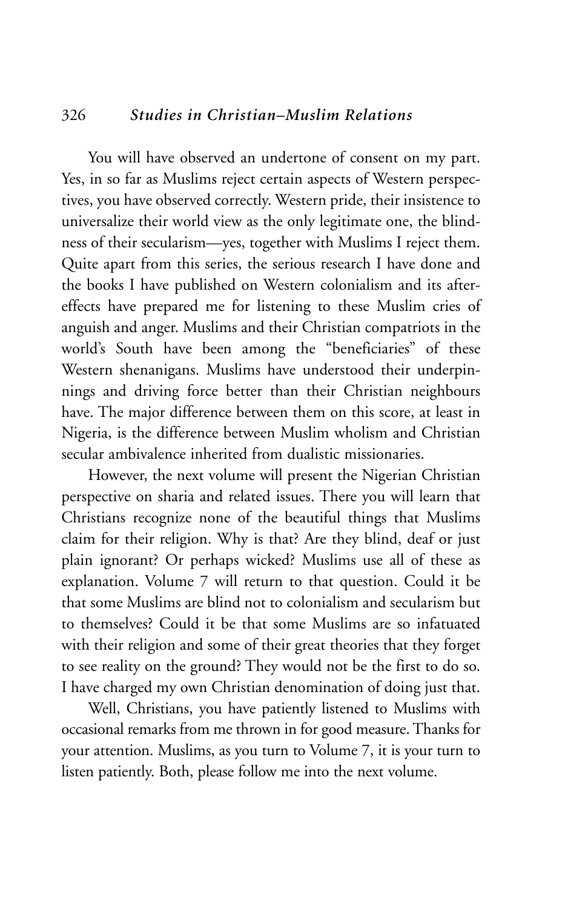You will have observed an undertone of consent on my part. Yes, in so far as Muslims reject certain aspects of Western perspectives, you have observed correctly. Western pride, their insistence to universalize their world view as the only legitimate one, the blindness of their secularism—yes, together with Muslims I reject them. Quite apart from this series, the serious research I have done and the books I have published on Western colonialism and its aftereffects have prepared me for listening to these Muslim cries of anguish and anger. Muslims and their Christian compatriots in the world's South have been among the "beneficiaries" of these Western shenanigans. Muslims have understood their underpinnings and driving force better than their Christian neighbours have. The major difference between them on this score, at least in Nigeria, is the difference between Muslim wholism and Christian secular ambivalence inherited from dualistic missionaries.

However, the next volume will present the Nigerian Christian perspective on sharia and related issues. There you will learn that Christians recognize none of the beautiful things that Muslims claim for their religion. Why is that? Are they blind, deaf or just plain ignorant? Or perhaps wicked? Muslims use all of these as explanation. Volume 7 will return to that question. Could it be that some Muslims are blind not to colonialism and secularism but to themselves? Could it be that some Muslims are so infatuated with their religion and some of their great theories that they forget to see reality on the ground? They would not be the first to do so. I have charged my own Christian denomination of doing just that.

Well, Christians, you have patiently listened to Muslims with occasional remarks from me thrown in for good measure. Thanks for your attention. Muslims, as you turn to Volume 7, it is your turn to listen patiently. Both, please follow me into the next volume.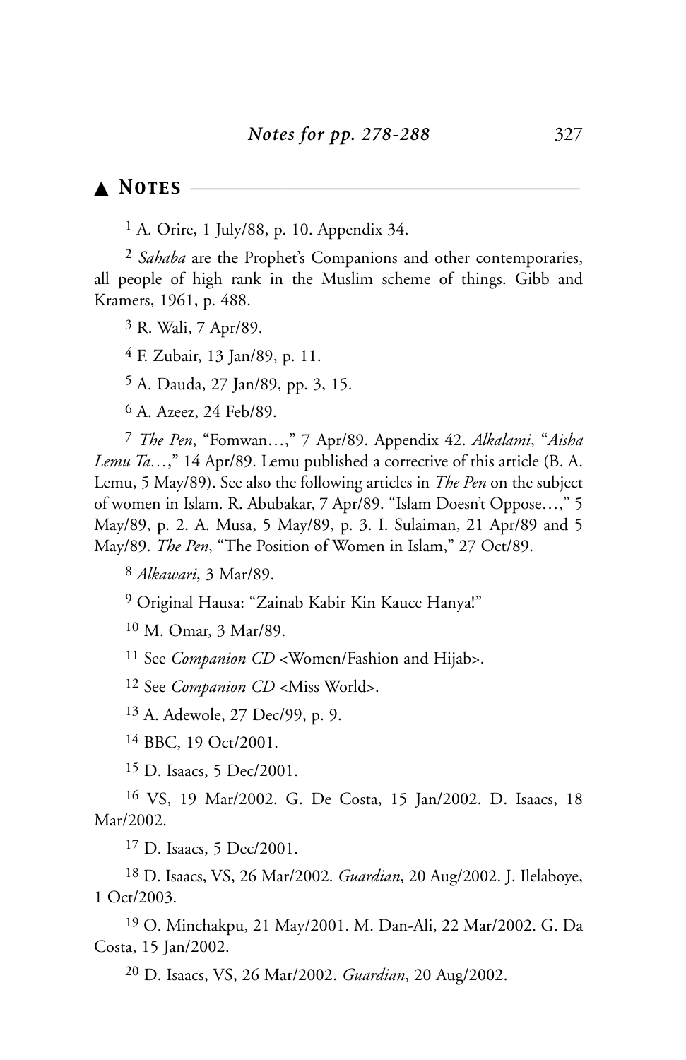## ▲ Notes

[1] A. Orire, 1 July/88, p. 10. Appendix 34.

[2] *Sahaba* are the Prophet's Companions and other contemporaries, all people of high rank in the Muslim scheme of things. Gibb and Kramers, 1961, p. 488.

[3] R. Wali, 7 Apr/89.

[4] F. Zubair, 13 Jan/89, p. 11.

[5] A. Dauda, 27 Jan/89, pp. 3, 15.

[6] A. Azeez, 24 Feb/89.

[7] *The Pen*, "Fomwan…," 7 Apr/89. Appendix 42. *Alkalami*, "*Aisha Lemu Ta…*," 14 Apr/89. Lemu published a corrective of this article (B. A. Lemu, 5 May/89). See also the following articles in *The Pen* on the subject of women in Islam. R. Abubakar, 7 Apr/89. "Islam Doesn't Oppose…," 5 May/89, p. 2. A. Musa, 5 May/89, p. 3. I. Sulaiman, 21 Apr/89 and 5 May/89. *The Pen*, "The Position of Women in Islam," 27 Oct/89.

[8] *Alkawari*, 3 Mar/89.

[9] Original Hausa: "Zainab Kabir Kin Kauce Hanya!"

[10] M. Omar, 3 Mar/89.

[11] See *Companion CD* <Women/Fashion and Hijab>.

[12] See *Companion CD* <Miss World>.

[13] A. Adewole, 27 Dec/99, p. 9.

[14] BBC, 19 Oct/2001.

[15] D. Isaacs, 5 Dec/2001.

[16] VS, 19 Mar/2002. G. De Costa, 15 Jan/2002. D. Isaacs, 18 Mar/2002.

[17] D. Isaacs, 5 Dec/2001.

[18] D. Isaacs, VS, 26 Mar/2002. *Guardian*, 20 Aug/2002. J. Ilelaboye, 1 Oct/2003.

[19] O. Minchakpu, 21 May/2001. M. Dan-Ali, 22 Mar/2002. G. Da Costa, 15 Jan/2002.

[20] D. Isaacs, VS, 26 Mar/2002. *Guardian*, 20 Aug/2002.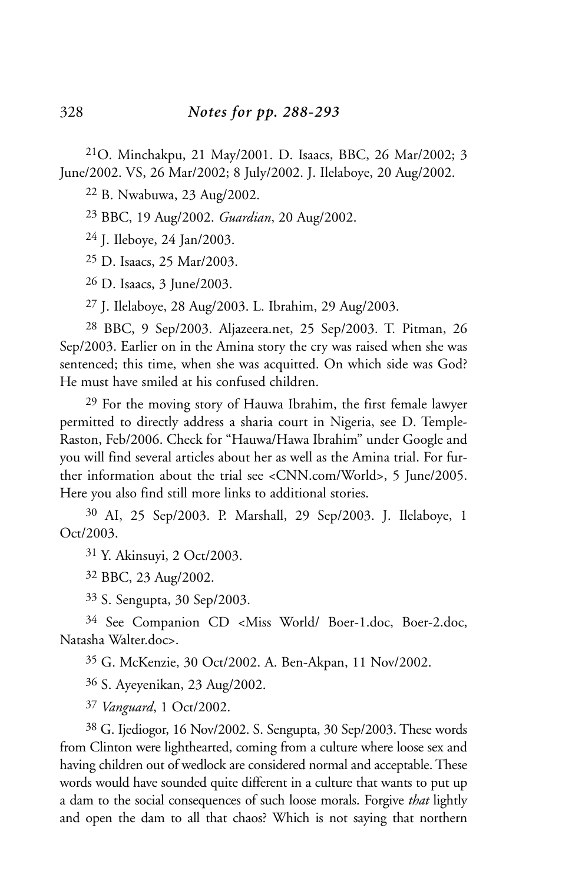[21]O. Minchakpu, 21 May/2001. D. Isaacs, BBC, 26 Mar/2002; 3 June/2002. VS, 26 Mar/2002; 8 July/2002. J. Ilelaboye, 20 Aug/2002.

[22] B. Nwabuwa, 23 Aug/2002.

[23] BBC, 19 Aug/2002. *Guardian*, 20 Aug/2002.

[24] J. Ileboye, 24 Jan/2003.

[25] D. Isaacs, 25 Mar/2003.

[26] D. Isaacs, 3 June/2003.

[27] J. Ilelaboye, 28 Aug/2003. L. Ibrahim, 29 Aug/2003.

[28] BBC, 9 Sep/2003. Aljazeera.net, 25 Sep/2003. T. Pitman, 26 Sep/2003. Earlier on in the Amina story the cry was raised when she was sentenced; this time, when she was acquitted. On which side was God? He must have smiled at his confused children.

[29] For the moving story of Hauwa Ibrahim, the first female lawyer permitted to directly address a sharia court in Nigeria, see D. Temple-Raston, Feb/2006. Check for "Hauwa/Hawa Ibrahim" under Google and you will find several articles about her as well as the Amina trial. For further information about the trial see <CNN.com/World>, 5 June/2005. Here you also find still more links to additional stories.

[30] AI, 25 Sep/2003. P. Marshall, 29 Sep/2003. J. Ilelaboye, 1 Oct/2003.

[31] Y. Akinsuyi, 2 Oct/2003.

[32] BBC, 23 Aug/2002.

[33] S. Sengupta, 30 Sep/2003.

[34] See Companion CD <Miss World/ Boer-1.doc, Boer-2.doc, Natasha Walter.doc>.

[35] G. McKenzie, 30 Oct/2002. A. Ben-Akpan, 11 Nov/2002.

[36] S. Ayeyenikan, 23 Aug/2002.

[37] *Vanguard*, 1 Oct/2002.

[38] G. Ijediogor, 16 Nov/2002. S. Sengupta, 30 Sep/2003. These words from Clinton were lighthearted, coming from a culture where loose sex and having children out of wedlock are considered normal and acceptable. These words would have sounded quite different in a culture that wants to put up a dam to the social consequences of such loose morals. Forgive *that* lightly and open the dam to all that chaos? Which is not saying that northern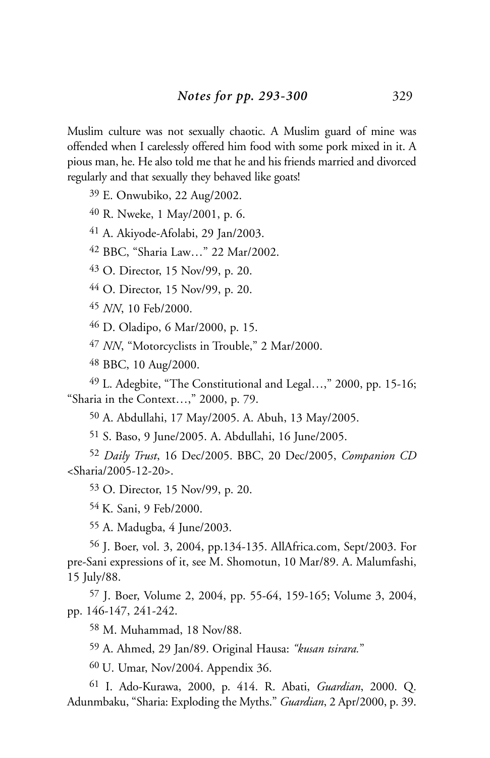Muslim culture was not sexually chaotic. A Muslim guard of mine was offended when I carelessly offered him food with some pork mixed in it. A pious man, he. He also told me that he and his friends married and divorced regularly and that sexually they behaved like goats!

39 E. Onwubiko, 22 Aug/2002.

40 R. Nweke, 1 May/2001, p. 6.

41 A. Akiyode-Afolabi, 29 Jan/2003.

42 BBC, "Sharia Law…" 22 Mar/2002.

43 O. Director, 15 Nov/99, p. 20.

44 O. Director, 15 Nov/99, p. 20.

45 *NN*, 10 Feb/2000.

46 D. Oladipo, 6 Mar/2000, p. 15.

47 *NN*, "Motorcyclists in Trouble," 2 Mar/2000.

48 BBC, 10 Aug/2000.

49 L. Adegbite, "The Constitutional and Legal…," 2000, pp. 15-16; "Sharia in the Context…," 2000, p. 79.

50 A. Abdullahi, 17 May/2005. A. Abuh, 13 May/2005.

51 S. Baso, 9 June/2005. A. Abdullahi, 16 June/2005.

52 *Daily Trust*, 16 Dec/2005. BBC, 20 Dec/2005, *Companion CD* <Sharia/2005-12-20>.

53 O. Director, 15 Nov/99, p. 20.

54 K. Sani, 9 Feb/2000.

55 A. Madugba, 4 June/2003.

56 J. Boer, vol. 3, 2004, pp.134-135. AllAfrica.com, Sept/2003. For pre-Sani expressions of it, see M. Shomotun, 10 Mar/89. A. Malumfashi, 15 July/88.

57 J. Boer, Volume 2, 2004, pp. 55-64, 159-165; Volume 3, 2004, pp. 146-147, 241-242.

58 M. Muhammad, 18 Nov/88.

59 A. Ahmed, 29 Jan/89. Original Hausa: *"kusan tsirara."*

60 U. Umar, Nov/2004. Appendix 36.

61 I. Ado-Kurawa, 2000, p. 414. R. Abati, *Guardian*, 2000. Q. Adunmbaku, "Sharia: Exploding the Myths." *Guardian*, 2 Apr/2000, p. 39.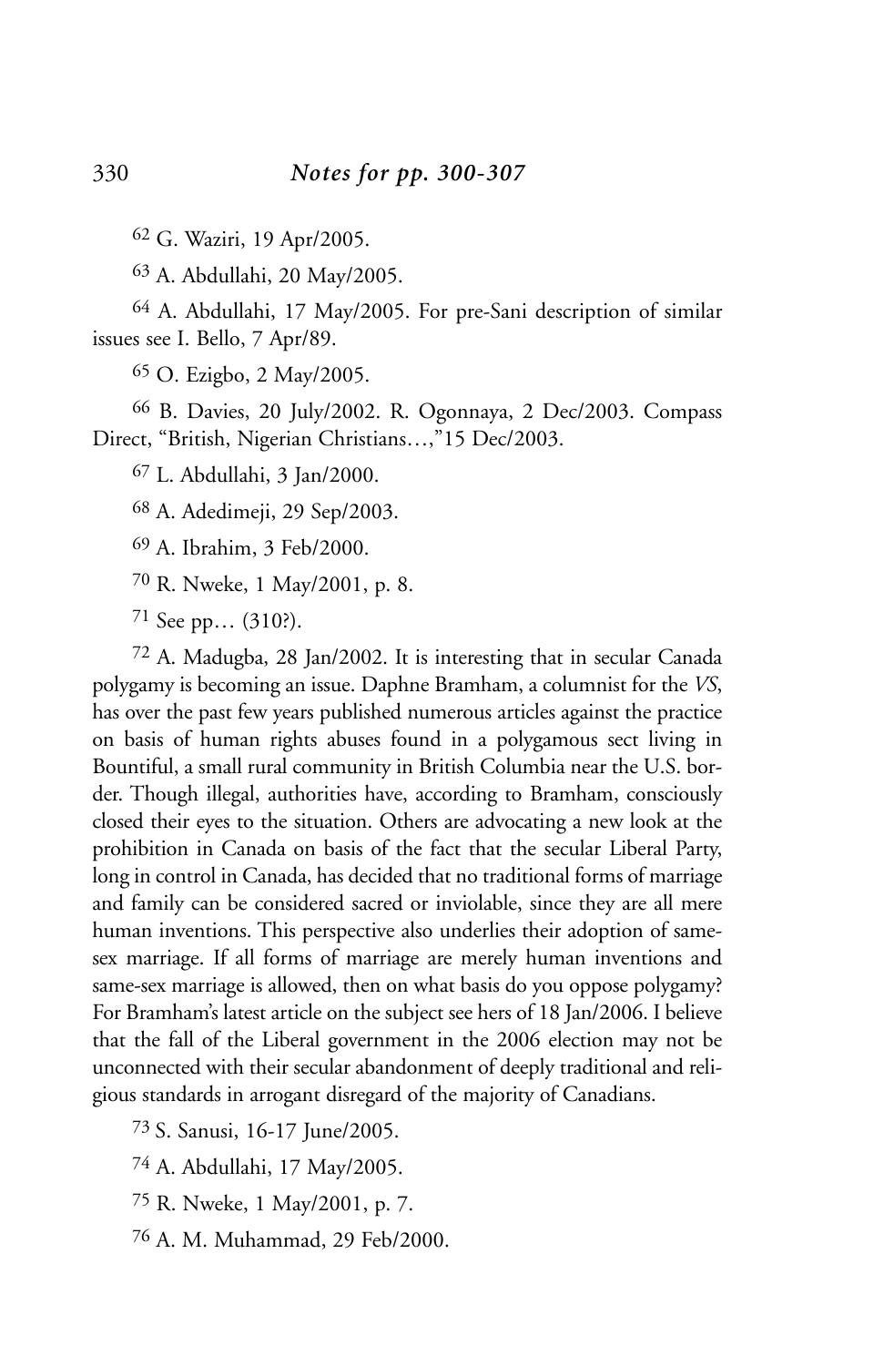## *Notes for pp. 300-307*

[62] G. Waziri, 19 Apr/2005.

[63] A. Abdullahi, 20 May/2005.

[64] A. Abdullahi, 17 May/2005. For pre-Sani description of similar issues see I. Bello, 7 Apr/89.

[65] O. Ezigbo, 2 May/2005.

[66] B. Davies, 20 July/2002. R. Ogonnaya, 2 Dec/2003. Compass Direct, "British, Nigerian Christians…,"15 Dec/2003.

[67] L. Abdullahi, 3 Jan/2000.

[68] A. Adedimeji, 29 Sep/2003.

[69] A. Ibrahim, 3 Feb/2000.

[70] R. Nweke, 1 May/2001, p. 8.

[71] See pp… (310?).

[72] A. Madugba, 28 Jan/2002. It is interesting that in secular Canada polygamy is becoming an issue. Daphne Bramham, a columnist for the *VS*, has over the past few years published numerous articles against the practice on basis of human rights abuses found in a polygamous sect living in Bountiful, a small rural community in British Columbia near the U.S. border. Though illegal, authorities have, according to Bramham, consciously closed their eyes to the situation. Others are advocating a new look at the prohibition in Canada on basis of the fact that the secular Liberal Party, long in control in Canada, has decided that no traditional forms of marriage and family can be considered sacred or inviolable, since they are all mere human inventions. This perspective also underlies their adoption of same-sex marriage. If all forms of marriage are merely human inventions and same-sex marriage is allowed, then on what basis do you oppose polygamy? For Bramham's latest article on the subject see hers of 18 Jan/2006. I believe that the fall of the Liberal government in the 2006 election may not be unconnected with their secular abandonment of deeply traditional and religious standards in arrogant disregard of the majority of Canadians.

[73] S. Sanusi, 16-17 June/2005.

[74] A. Abdullahi, 17 May/2005.

[75] R. Nweke, 1 May/2001, p. 7.

[76] A. M. Muhammad, 29 Feb/2000.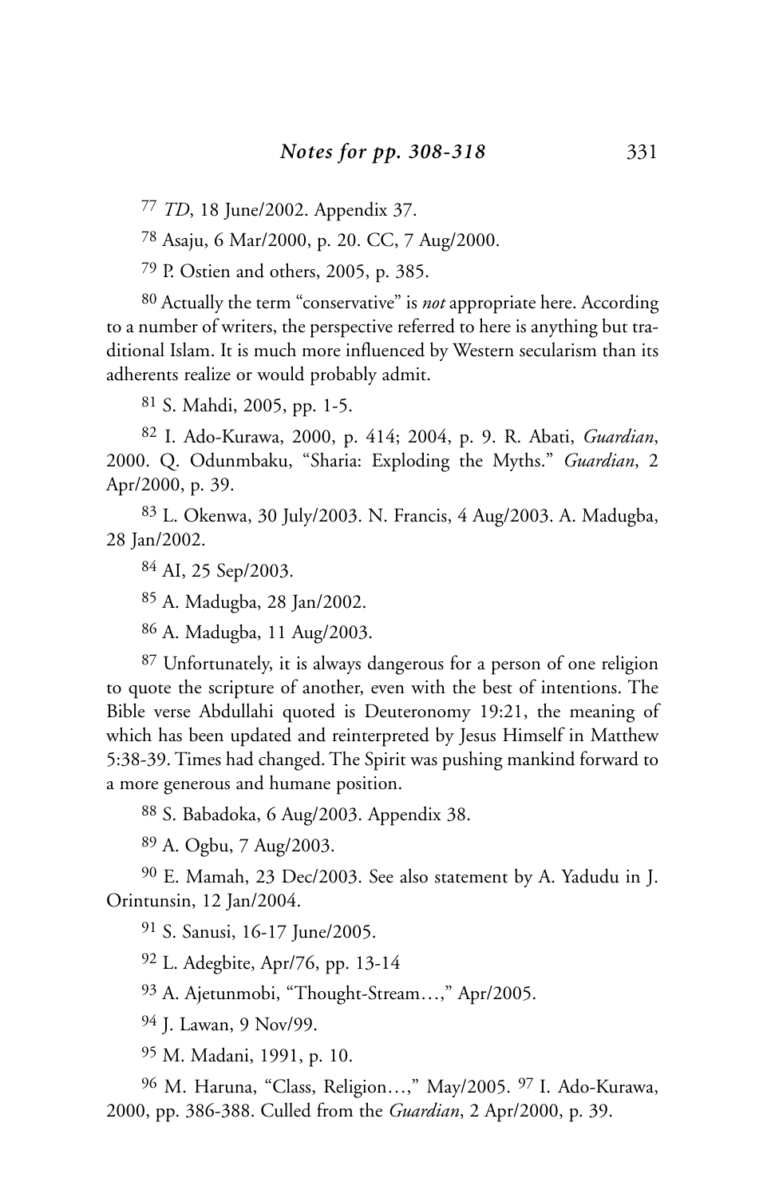[77] *TD*, 18 June/2002. Appendix 37.

[78] Asaju, 6 Mar/2000, p. 20. CC, 7 Aug/2000.

[79] P. Ostien and others, 2005, p. 385.

[80] Actually the term "conservative" is *not* appropriate here. According to a number of writers, the perspective referred to here is anything but traditional Islam. It is much more influenced by Western secularism than its adherents realize or would probably admit.

[81] S. Mahdi, 2005, pp. 1-5.

[82] I. Ado-Kurawa, 2000, p. 414; 2004, p. 9. R. Abati, *Guardian*, 2000. Q. Odunmbaku, "Sharia: Exploding the Myths." *Guardian*, 2 Apr/2000, p. 39.

[83] L. Okenwa, 30 July/2003. N. Francis, 4 Aug/2003. A. Madugba, 28 Jan/2002.

[84] AI, 25 Sep/2003.

[85] A. Madugba, 28 Jan/2002.

[86] A. Madugba, 11 Aug/2003.

[87] Unfortunately, it is always dangerous for a person of one religion to quote the scripture of another, even with the best of intentions. The Bible verse Abdullahi quoted is Deuteronomy 19:21, the meaning of which has been updated and reinterpreted by Jesus Himself in Matthew 5:38-39. Times had changed. The Spirit was pushing mankind forward to a more generous and humane position.

[88] S. Babadoka, 6 Aug/2003. Appendix 38.

[89] A. Ogbu, 7 Aug/2003.

[90] E. Mamah, 23 Dec/2003. See also statement by A. Yadudu in J. Orintunsin, 12 Jan/2004.

[91] S. Sanusi, 16-17 June/2005.

[92] L. Adegbite, Apr/76, pp. 13-14

[93] A. Ajetunmobi, "Thought-Stream…," Apr/2005.

[94] J. Lawan, 9 Nov/99.

[95] M. Madani, 1991, p. 10.

[96] M. Haruna, "Class, Religion…," May/2005. [97] I. Ado-Kurawa, 2000, pp. 386-388. Culled from the *Guardian*, 2 Apr/2000, p. 39.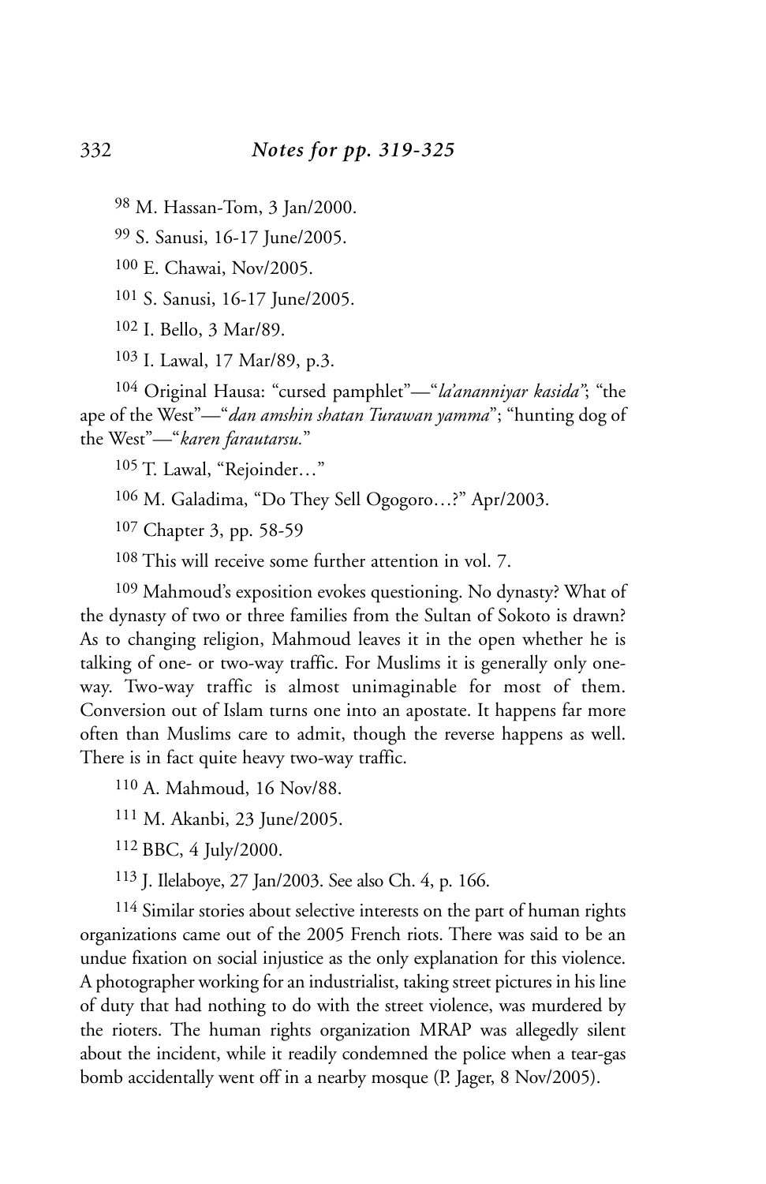[98] M. Hassan-Tom, 3 Jan/2000.

[99] S. Sanusi, 16-17 June/2005.

[100] E. Chawai, Nov/2005.

[101] S. Sanusi, 16-17 June/2005.

[102] I. Bello, 3 Mar/89.

[103] I. Lawal, 17 Mar/89, p.3.

[104] Original Hausa: "cursed pamphlet"—"*la'ananniyar kasida*"; "the ape of the West"—"*dan amshin shatan Turawan yamma*"; "hunting dog of the West"—"*karen farautarsu.*"

[105] T. Lawal, "Rejoinder…"

[106] M. Galadima, "Do They Sell Ogogoro…?" Apr/2003.

[107] Chapter 3, pp. 58-59

[108] This will receive some further attention in vol. 7.

[109] Mahmoud's exposition evokes questioning. No dynasty? What of the dynasty of two or three families from the Sultan of Sokoto is drawn? As to changing religion, Mahmoud leaves it in the open whether he is talking of one- or two-way traffic. For Muslims it is generally only one-way. Two-way traffic is almost unimaginable for most of them. Conversion out of Islam turns one into an apostate. It happens far more often than Muslims care to admit, though the reverse happens as well. There is in fact quite heavy two-way traffic.

[110] A. Mahmoud, 16 Nov/88.

[111] M. Akanbi, 23 June/2005.

[112] BBC, 4 July/2000.

[113] J. Ilelaboye, 27 Jan/2003. See also Ch. 4, p. 166.

[114] Similar stories about selective interests on the part of human rights organizations came out of the 2005 French riots. There was said to be an undue fixation on social injustice as the only explanation for this violence. A photographer working for an industrialist, taking street pictures in his line of duty that had nothing to do with the street violence, was murdered by the rioters. The human rights organization MRAP was allegedly silent about the incident, while it readily condemned the police when a tear-gas bomb accidentally went off in a nearby mosque (P. Jager, 8 Nov/2005).